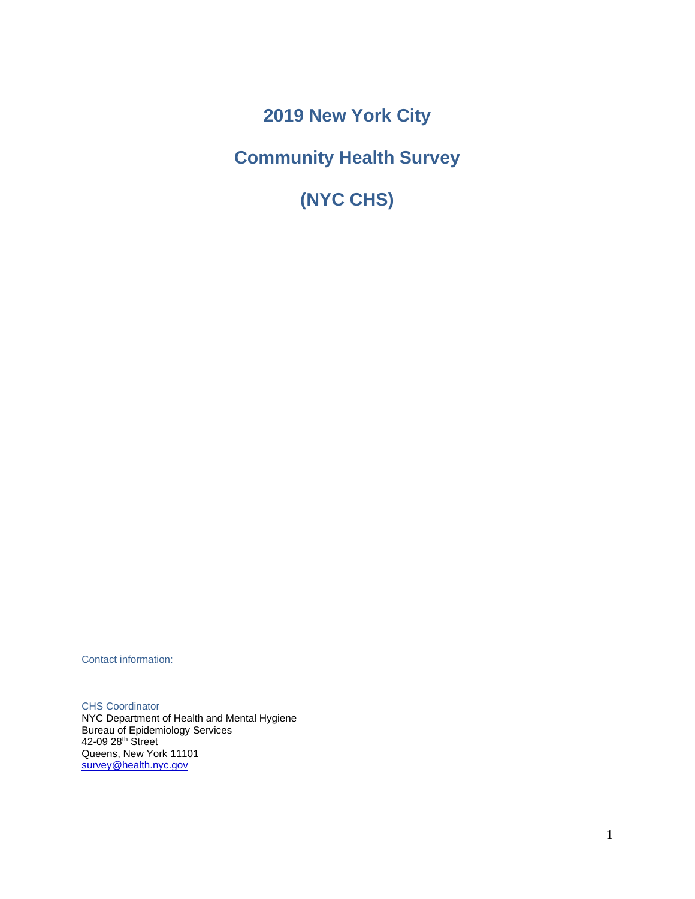# 2019 New York City

# Community Health Survey

# (NYC CHS)

Contact information:

CHS Coordinator
NYC Department of Health and Mental Hygiene
Bureau of Epidemiology Services
42-09 28th Street
Queens, New York 11101
survey@health.nyc.gov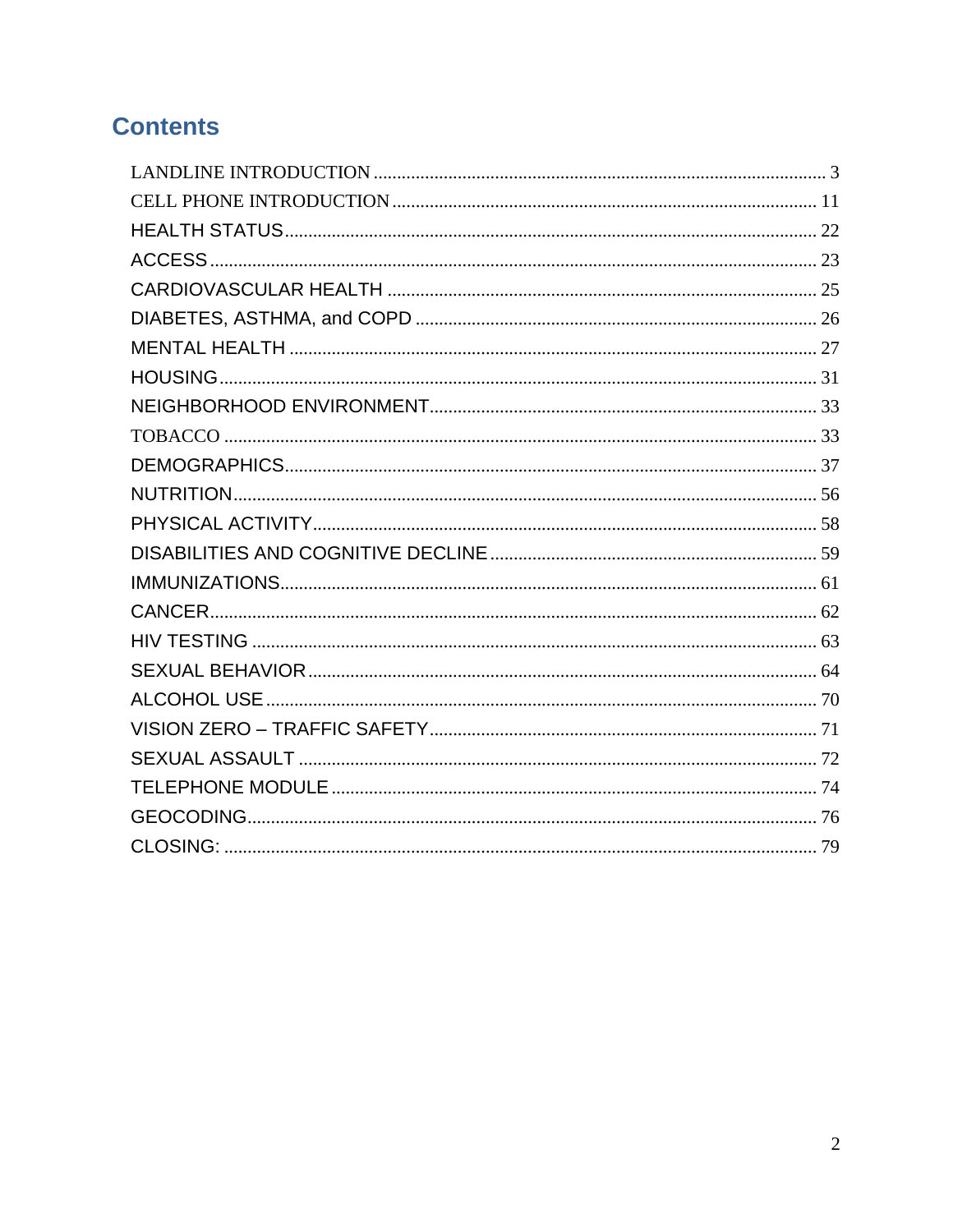# Contents

LANDLINE INTRODUCTION ........................................................................................................ 3
CELL PHONE INTRODUCTION ................................................................................................ 11
HEALTH STATUS ........................................................................................................................ 22
ACCESS ........................................................................................................................................ 23
CARDIOVASCULAR HEALTH .................................................................................................. 25
DIABETES, ASTHMA, and COPD ............................................................................................. 26
MENTAL HEALTH ...................................................................................................................... 27
HOUSING ..................................................................................................................................... 31
NEIGHBORHOOD ENVIRONMENT .......................................................................................... 33
TOBACCO .................................................................................................................................... 33
DEMOGRAPHICS ........................................................................................................................ 37
NUTRITION .................................................................................................................................. 56
PHYSICAL ACTIVITY ................................................................................................................. 58
DISABILITIES AND COGNITIVE DECLINE ............................................................................ 59
IMMUNIZATIONS ........................................................................................................................ 61
CANCER ....................................................................................................................................... 62
HIV TESTING ............................................................................................................................... 63
SEXUAL BEHAVIOR ................................................................................................................... 64
ALCOHOL USE ............................................................................................................................ 70
VISION ZERO – TRAFFIC SAFETY .......................................................................................... 71
SEXUAL ASSAULT ..................................................................................................................... 72
TELEPHONE MODULE .............................................................................................................. 74
GEOCODING ................................................................................................................................ 76
CLOSING: ..................................................................................................................................... 79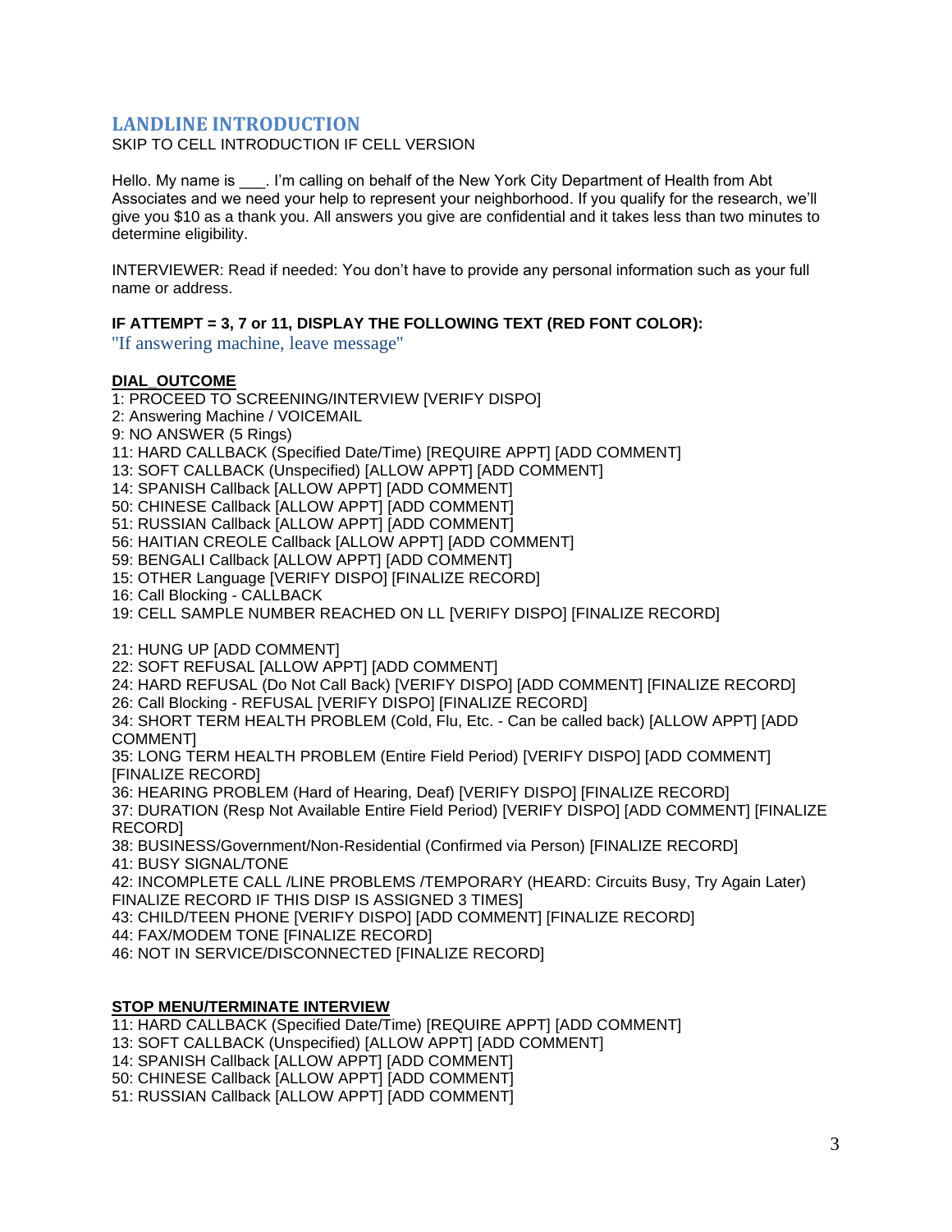## LANDLINE INTRODUCTION

SKIP TO CELL INTRODUCTION IF CELL VERSION

Hello. My name is ___. I'm calling on behalf of the New York City Department of Health from Abt Associates and we need your help to represent your neighborhood. If you qualify for the research, we'll give you $10 as a thank you. All answers you give are confidential and it takes less than two minutes to determine eligibility.

INTERVIEWER: Read if needed: You don't have to provide any personal information such as your full name or address.

**IF ATTEMPT = 3, 7 or 11, DISPLAY THE FOLLOWING TEXT (RED FONT COLOR):**

"If answering machine, leave message"

**DIAL_OUTCOME**

1: PROCEED TO SCREENING/INTERVIEW [VERIFY DISPO]
2: Answering Machine / VOICEMAIL
9: NO ANSWER (5 Rings)
11: HARD CALLBACK (Specified Date/Time) [REQUIRE APPT] [ADD COMMENT]
13: SOFT CALLBACK (Unspecified) [ALLOW APPT] [ADD COMMENT]
14: SPANISH Callback [ALLOW APPT] [ADD COMMENT]
50: CHINESE Callback [ALLOW APPT] [ADD COMMENT]
51: RUSSIAN Callback [ALLOW APPT] [ADD COMMENT]
56: HAITIAN CREOLE Callback [ALLOW APPT] [ADD COMMENT]
59: BENGALI Callback [ALLOW APPT] [ADD COMMENT]
15: OTHER Language [VERIFY DISPO] [FINALIZE RECORD]
16: Call Blocking - CALLBACK
19: CELL SAMPLE NUMBER REACHED ON LL [VERIFY DISPO] [FINALIZE RECORD]

21: HUNG UP [ADD COMMENT]
22: SOFT REFUSAL [ALLOW APPT] [ADD COMMENT]
24: HARD REFUSAL (Do Not Call Back) [VERIFY DISPO] [ADD COMMENT] [FINALIZE RECORD]
26: Call Blocking - REFUSAL [VERIFY DISPO] [FINALIZE RECORD]
34: SHORT TERM HEALTH PROBLEM (Cold, Flu, Etc. - Can be called back) [ALLOW APPT] [ADD COMMENT]
35: LONG TERM HEALTH PROBLEM (Entire Field Period) [VERIFY DISPO] [ADD COMMENT] [FINALIZE RECORD]
36: HEARING PROBLEM (Hard of Hearing, Deaf) [VERIFY DISPO] [FINALIZE RECORD]
37: DURATION (Resp Not Available Entire Field Period) [VERIFY DISPO] [ADD COMMENT] [FINALIZE RECORD]
38: BUSINESS/Government/Non-Residential (Confirmed via Person) [FINALIZE RECORD]
41: BUSY SIGNAL/TONE
42: INCOMPLETE CALL /LINE PROBLEMS /TEMPORARY (HEARD: Circuits Busy, Try Again Later) FINALIZE RECORD IF THIS DISP IS ASSIGNED 3 TIMES]
43: CHILD/TEEN PHONE [VERIFY DISPO] [ADD COMMENT] [FINALIZE RECORD]
44: FAX/MODEM TONE [FINALIZE RECORD]
46: NOT IN SERVICE/DISCONNECTED [FINALIZE RECORD]

**STOP MENU/TERMINATE INTERVIEW**

11: HARD CALLBACK (Specified Date/Time) [REQUIRE APPT] [ADD COMMENT]
13: SOFT CALLBACK (Unspecified) [ALLOW APPT] [ADD COMMENT]
14: SPANISH Callback [ALLOW APPT] [ADD COMMENT]
50: CHINESE Callback [ALLOW APPT] [ADD COMMENT]
51: RUSSIAN Callback [ALLOW APPT] [ADD COMMENT]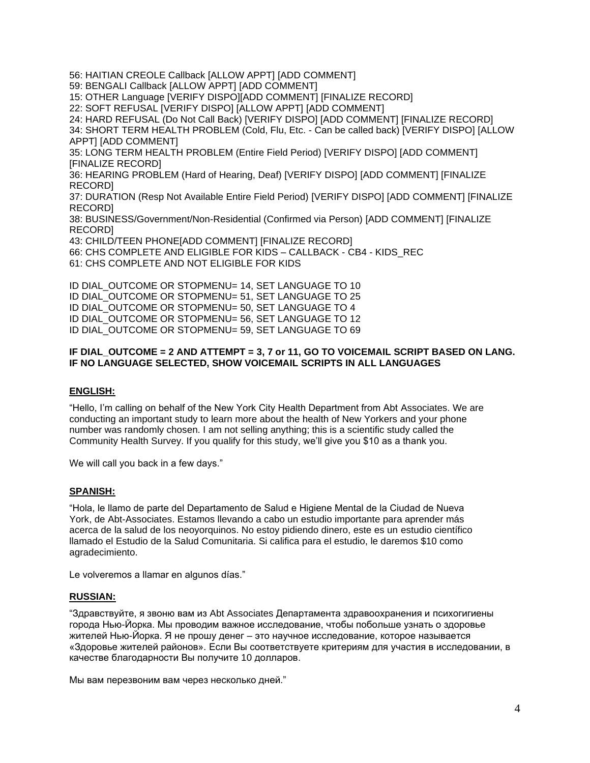56: HAITIAN CREOLE Callback [ALLOW APPT] [ADD COMMENT]
59: BENGALI Callback [ALLOW APPT] [ADD COMMENT]
15: OTHER Language [VERIFY DISPO][ADD COMMENT] [FINALIZE RECORD]
22: SOFT REFUSAL [VERIFY DISPO] [ALLOW APPT] [ADD COMMENT]
24: HARD REFUSAL (Do Not Call Back) [VERIFY DISPO] [ADD COMMENT] [FINALIZE RECORD]
34: SHORT TERM HEALTH PROBLEM (Cold, Flu, Etc. - Can be called back) [VERIFY DISPO] [ALLOW APPT] [ADD COMMENT]
35: LONG TERM HEALTH PROBLEM (Entire Field Period) [VERIFY DISPO] [ADD COMMENT] [FINALIZE RECORD]
36: HEARING PROBLEM (Hard of Hearing, Deaf) [VERIFY DISPO] [ADD COMMENT] [FINALIZE RECORD]
37: DURATION (Resp Not Available Entire Field Period) [VERIFY DISPO] [ADD COMMENT] [FINALIZE RECORD]
38: BUSINESS/Government/Non-Residential (Confirmed via Person) [ADD COMMENT] [FINALIZE RECORD]
43: CHILD/TEEN PHONE[ADD COMMENT] [FINALIZE RECORD]
66: CHS COMPLETE AND ELIGIBLE FOR KIDS – CALLBACK - CB4 - KIDS_REC
61: CHS COMPLETE AND NOT ELIGIBLE FOR KIDS

ID DIAL_OUTCOME OR STOPMENU= 14, SET LANGUAGE TO 10
ID DIAL_OUTCOME OR STOPMENU= 51, SET LANGUAGE TO 25
ID DIAL_OUTCOME OR STOPMENU= 50, SET LANGUAGE TO 4
ID DIAL_OUTCOME OR STOPMENU= 56, SET LANGUAGE TO 12
ID DIAL_OUTCOME OR STOPMENU= 59, SET LANGUAGE TO 69

**IF DIAL_OUTCOME = 2 AND ATTEMPT = 3, 7 or 11, GO TO VOICEMAIL SCRIPT BASED ON LANG. IF NO LANGUAGE SELECTED, SHOW VOICEMAIL SCRIPTS IN ALL LANGUAGES**

**ENGLISH:**

"Hello, I'm calling on behalf of the New York City Health Department from Abt Associates. We are conducting an important study to learn more about the health of New Yorkers and your phone number was randomly chosen. I am not selling anything; this is a scientific study called the Community Health Survey. If you qualify for this study, we'll give you $10 as a thank you.

We will call you back in a few days."

**SPANISH:**

"Hola, le llamo de parte del Departamento de Salud e Higiene Mental de la Ciudad de Nueva York, de Abt-Associates. Estamos llevando a cabo un estudio importante para aprender más acerca de la salud de los neoyorquinos. No estoy pidiendo dinero, este es un estudio científico llamado el Estudio de la Salud Comunitaria. Si califica para el estudio, le daremos $10 como agradecimiento.

Le volveremos a llamar en algunos días."

**RUSSIAN:**

"Здравствуйте, я звоню вам из Abt Associates Департамента здравоохранения и психогигиены города Нью-Йорка. Мы проводим важное исследование, чтобы побольше узнать о здоровье жителей Нью-Йорка. Я не прошу денег – это научное исследование, которое называется «Здоровье жителей районов». Если Вы соответствуете критериям для участия в исследовании, в качестве благодарности Вы получите 10 долларов.

Мы вам перезвоним вам через несколько дней."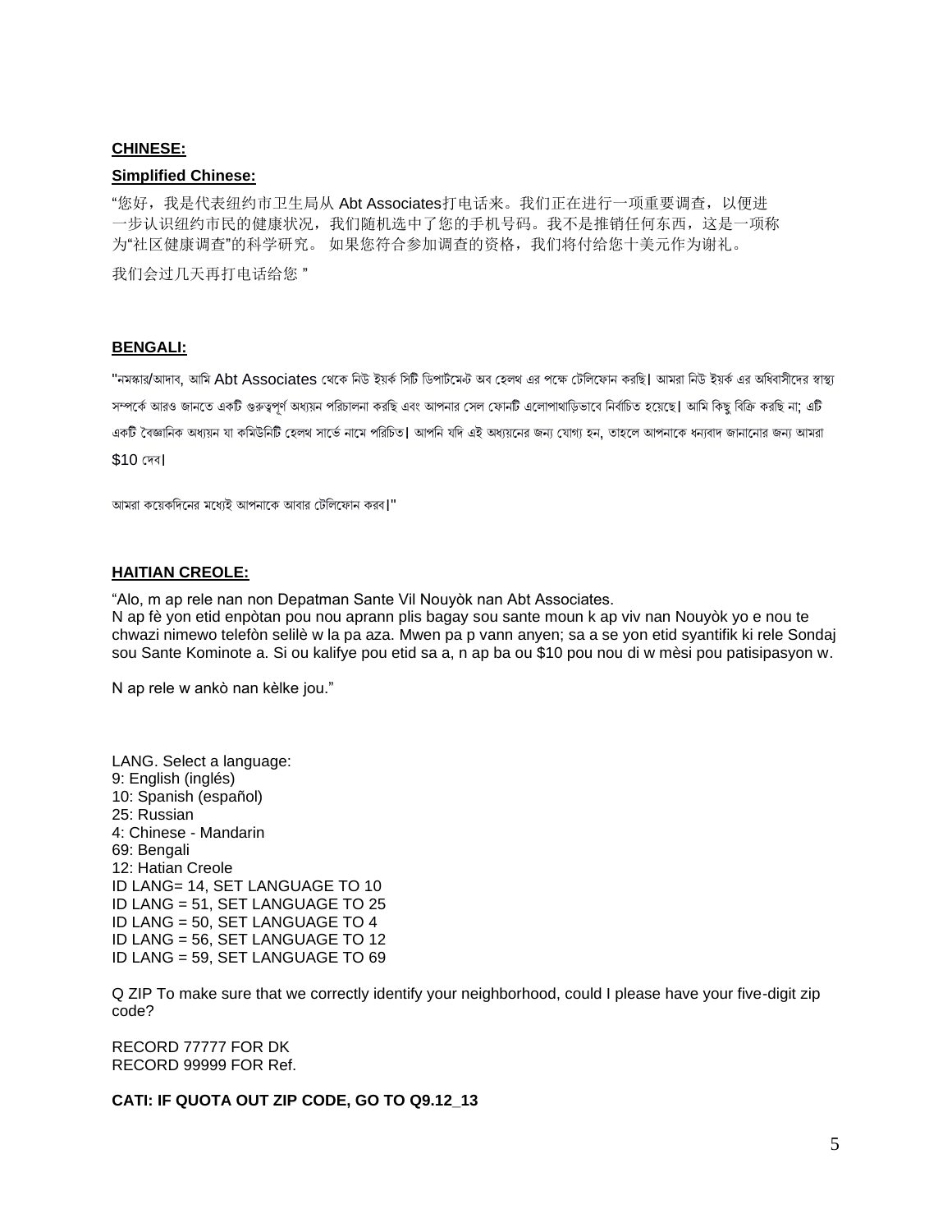**CHINESE:**

**Simplified Chinese:**

“您好，我是代表纽约市卫生局从 Abt Associates打电话来。我们正在进行一项重要调查，以便进一步认识纽约市民的健康状况，我们随机选中了您的手机号码。我不是推销任何东西，这是一项称为“社区健康调查”的科学研究。 如果您符合参加调查的资格，我们将付给您十美元作为谢礼。

我们会过几天再打电话给您 ”

**BENGALI:**

"নমস্কার/আদাব, আমি Abt Associates থেকে নিউ ইয়র্ক সিটি ডিপার্টমেন্ট অব হেলথ এর পক্ষে টেলিফোন করছি। আমরা নিউ ইয়র্ক এর অধিবাসীদের স্বাস্থ্য সম্পর্কে আরও জানতে একটি গুরুত্বপূর্ণ অধ্যয়ন পরিচালনা করছি এবং আপনার সেল ফোনটি এলোপাথাড়িভাবে নির্বাচিত হয়েছে। আমি কিছু বিক্রি করছি না; এটি একটি বৈজ্ঞানিক অধ্যয়ন যা কমিউনিটি হেলথ সার্ভে নামে পরিচিত। আপনি যদি এই অধ্যয়নের জন্য যোগ্য হন, তাহলে আপনাকে ধন্যবাদ জানানোর জন্য আমরা $10 দেব।

আমরা কয়েকদিনের মধ্যেই আপনাকে আবার টেলিফোন করব।"

**HAITIAN CREOLE:**

“Alo, m ap rele nan non Depatman Sante Vil Nouyòk nan Abt Associates.
N ap fè yon etid enpòtan pou nou aprann plis bagay sou sante moun k ap viv nan Nouyòk yo e nou te chwazi nimewo telefòn selilè w la pa aza. Mwen pa p vann anyen; sa a se yon etid syantifik ki rele Sondaj sou Sante Kominote a. Si ou kalifye pou etid sa a, n ap ba ou $10 pou nou di w mèsi pou patisipasyon w.

N ap rele w ankò nan kèlke jou.”

LANG. Select a language:
9: English (inglés)
10: Spanish (español)
25: Russian
4: Chinese - Mandarin
69: Bengali
12: Hatian Creole
ID LANG= 14, SET LANGUAGE TO 10
ID LANG = 51, SET LANGUAGE TO 25
ID LANG = 50, SET LANGUAGE TO 4
ID LANG = 56, SET LANGUAGE TO 12
ID LANG = 59, SET LANGUAGE TO 69

Q ZIP To make sure that we correctly identify your neighborhood, could I please have your five-digit zip code?

RECORD 77777 FOR DK
RECORD 99999 FOR Ref.

**CATI: IF QUOTA OUT ZIP CODE, GO TO Q9.12_13**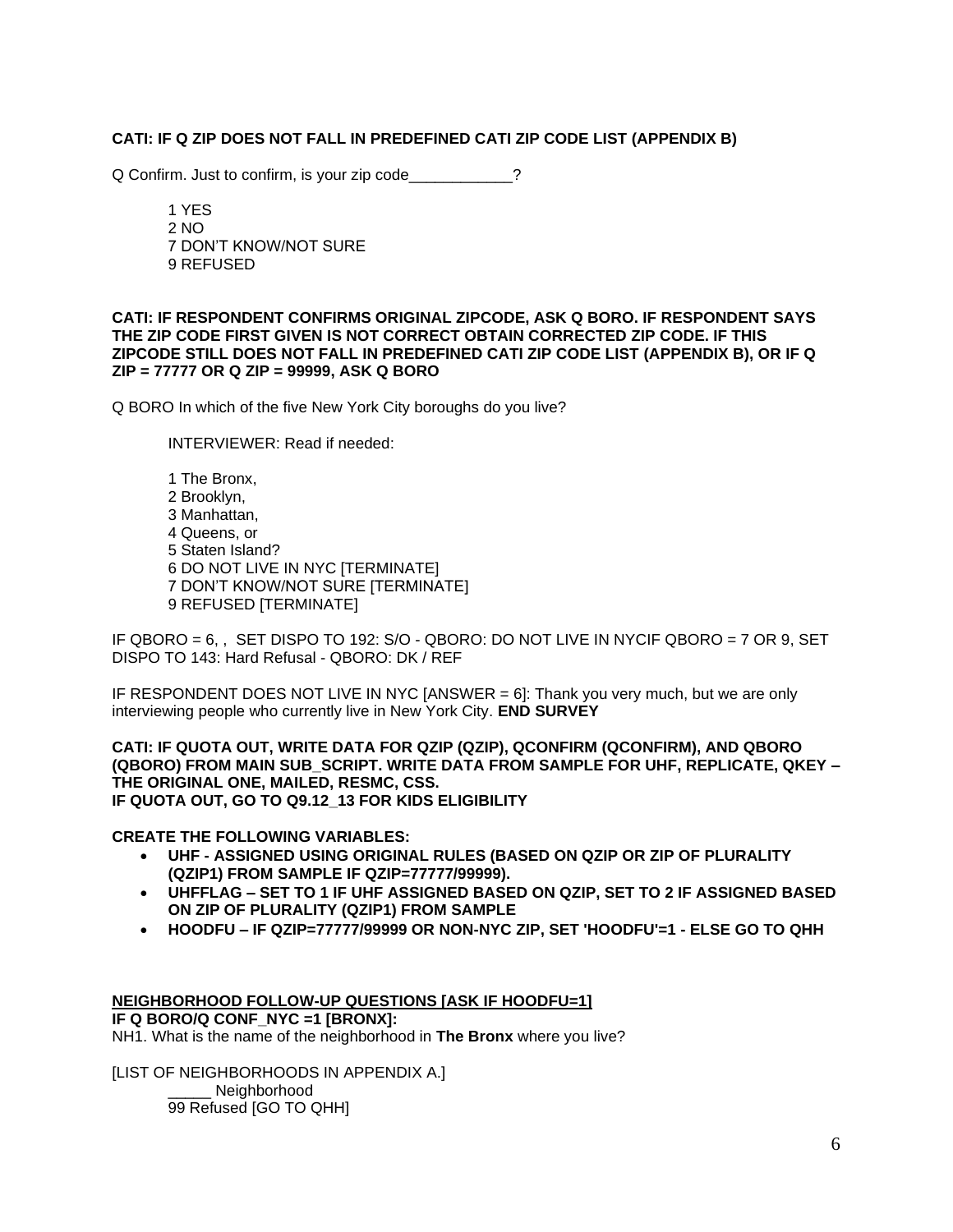**CATI: IF Q ZIP DOES NOT FALL IN PREDEFINED CATI ZIP CODE LIST (APPENDIX B)**

Q Confirm. Just to confirm, is your zip code____________?

1 YES
2 NO
7 DON'T KNOW/NOT SURE
9 REFUSED

**CATI: IF RESPONDENT CONFIRMS ORIGINAL ZIPCODE, ASK Q BORO. IF RESPONDENT SAYS THE ZIP CODE FIRST GIVEN IS NOT CORRECT OBTAIN CORRECTED ZIP CODE. IF THIS ZIPCODE STILL DOES NOT FALL IN PREDEFINED CATI ZIP CODE LIST (APPENDIX B), OR IF Q ZIP = 77777 OR Q ZIP = 99999, ASK Q BORO**

Q BORO In which of the five New York City boroughs do you live?

INTERVIEWER: Read if needed:

1 The Bronx,
2 Brooklyn,
3 Manhattan,
4 Queens, or
5 Staten Island?
6 DO NOT LIVE IN NYC [TERMINATE]
7 DON'T KNOW/NOT SURE [TERMINATE]
9 REFUSED [TERMINATE]

IF QBORO = 6, ,  SET DISPO TO 192: S/O - QBORO: DO NOT LIVE IN NYCIF QBORO = 7 OR 9, SET DISPO TO 143: Hard Refusal - QBORO: DK / REF

IF RESPONDENT DOES NOT LIVE IN NYC [ANSWER = 6]: Thank you very much, but we are only interviewing people who currently live in New York City. **END SURVEY**

**CATI: IF QUOTA OUT, WRITE DATA FOR QZIP (QZIP), QCONFIRM (QCONFIRM), AND QBORO (QBORO) FROM MAIN SUB_SCRIPT. WRITE DATA FROM SAMPLE FOR UHF, REPLICATE, QKEY – THE ORIGINAL ONE, MAILED, RESMC, CSS.**
**IF QUOTA OUT, GO TO Q9.12_13 FOR KIDS ELIGIBILITY**

**CREATE THE FOLLOWING VARIABLES:**

- **UHF - ASSIGNED USING ORIGINAL RULES (BASED ON QZIP OR ZIP OF PLURALITY (QZIP1) FROM SAMPLE IF QZIP=77777/99999).**
- **UHFFLAG – SET TO 1 IF UHF ASSIGNED BASED ON QZIP, SET TO 2 IF ASSIGNED BASED ON ZIP OF PLURALITY (QZIP1) FROM SAMPLE**
- **HOODFU – IF QZIP=77777/99999 OR NON-NYC ZIP, SET 'HOODFU'=1 - ELSE GO TO QHH**

**NEIGHBORHOOD FOLLOW-UP QUESTIONS [ASK IF HOODFU=1]**

**IF Q BORO/Q CONF_NYC =1 [BRONX]:**
NH1. What is the name of the neighborhood in **The Bronx** where you live?

[LIST OF NEIGHBORHOODS IN APPENDIX A.]

_____ Neighborhood
99 Refused [GO TO QHH]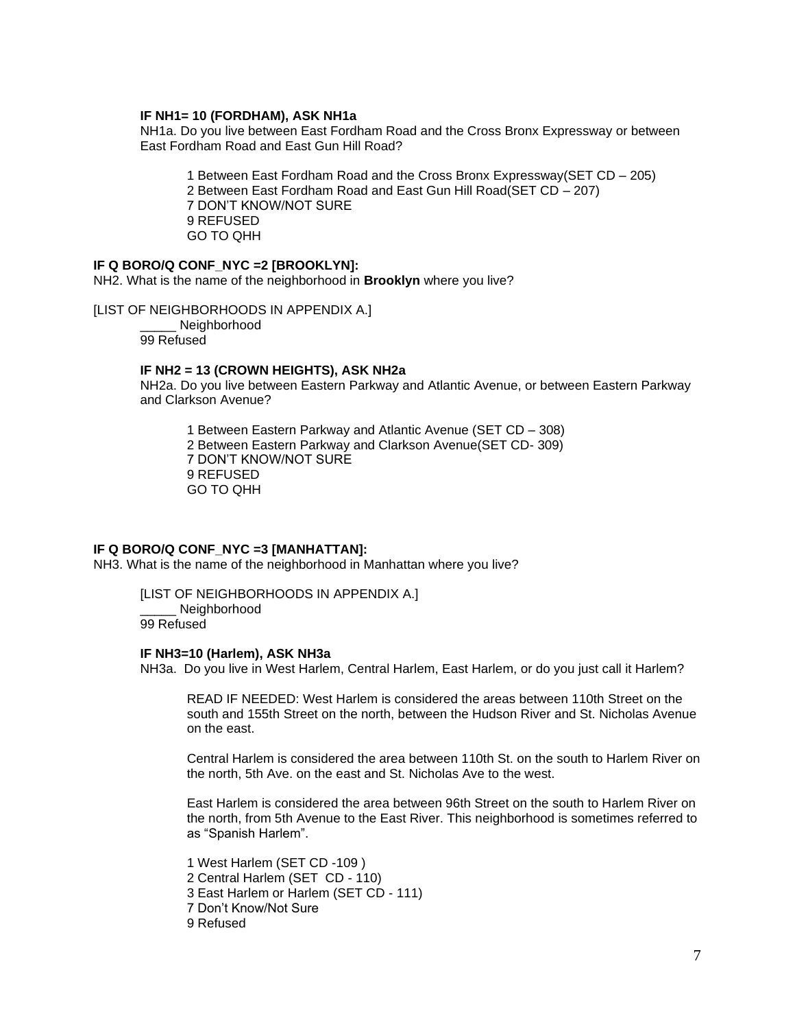**IF NH1= 10 (FORDHAM), ASK NH1a**

NH1a. Do you live between East Fordham Road and the Cross Bronx Expressway or between East Fordham Road and East Gun Hill Road?

1 Between East Fordham Road and the Cross Bronx Expressway(SET CD – 205)
2 Between East Fordham Road and East Gun Hill Road(SET CD – 207)
7 DON'T KNOW/NOT SURE
9 REFUSED
GO TO QHH

**IF Q BORO/Q CONF_NYC =2 [BROOKLYN]:**

NH2. What is the name of the neighborhood in **Brooklyn** where you live?

[LIST OF NEIGHBORHOODS IN APPENDIX A.]
_____ Neighborhood
99 Refused

**IF NH2 = 13 (CROWN HEIGHTS), ASK NH2a**

NH2a. Do you live between Eastern Parkway and Atlantic Avenue, or between Eastern Parkway and Clarkson Avenue?

1 Between Eastern Parkway and Atlantic Avenue (SET CD – 308)
2 Between Eastern Parkway and Clarkson Avenue(SET CD- 309)
7 DON'T KNOW/NOT SURE
9 REFUSED
GO TO QHH

**IF Q BORO/Q CONF_NYC =3 [MANHATTAN]:**

NH3. What is the name of the neighborhood in Manhattan where you live?

[LIST OF NEIGHBORHOODS IN APPENDIX A.]
_____ Neighborhood
99 Refused

**IF NH3=10 (Harlem), ASK NH3a**

NH3a. Do you live in West Harlem, Central Harlem, East Harlem, or do you just call it Harlem?

READ IF NEEDED: West Harlem is considered the areas between 110th Street on the south and 155th Street on the north, between the Hudson River and St. Nicholas Avenue on the east.

Central Harlem is considered the area between 110th St. on the south to Harlem River on the north, 5th Ave. on the east and St. Nicholas Ave to the west.

East Harlem is considered the area between 96th Street on the south to Harlem River on the north, from 5th Avenue to the East River. This neighborhood is sometimes referred to as "Spanish Harlem".

1 West Harlem (SET CD -109 )
2 Central Harlem (SET CD - 110)
3 East Harlem or Harlem (SET CD - 111)
7 Don't Know/Not Sure
9 Refused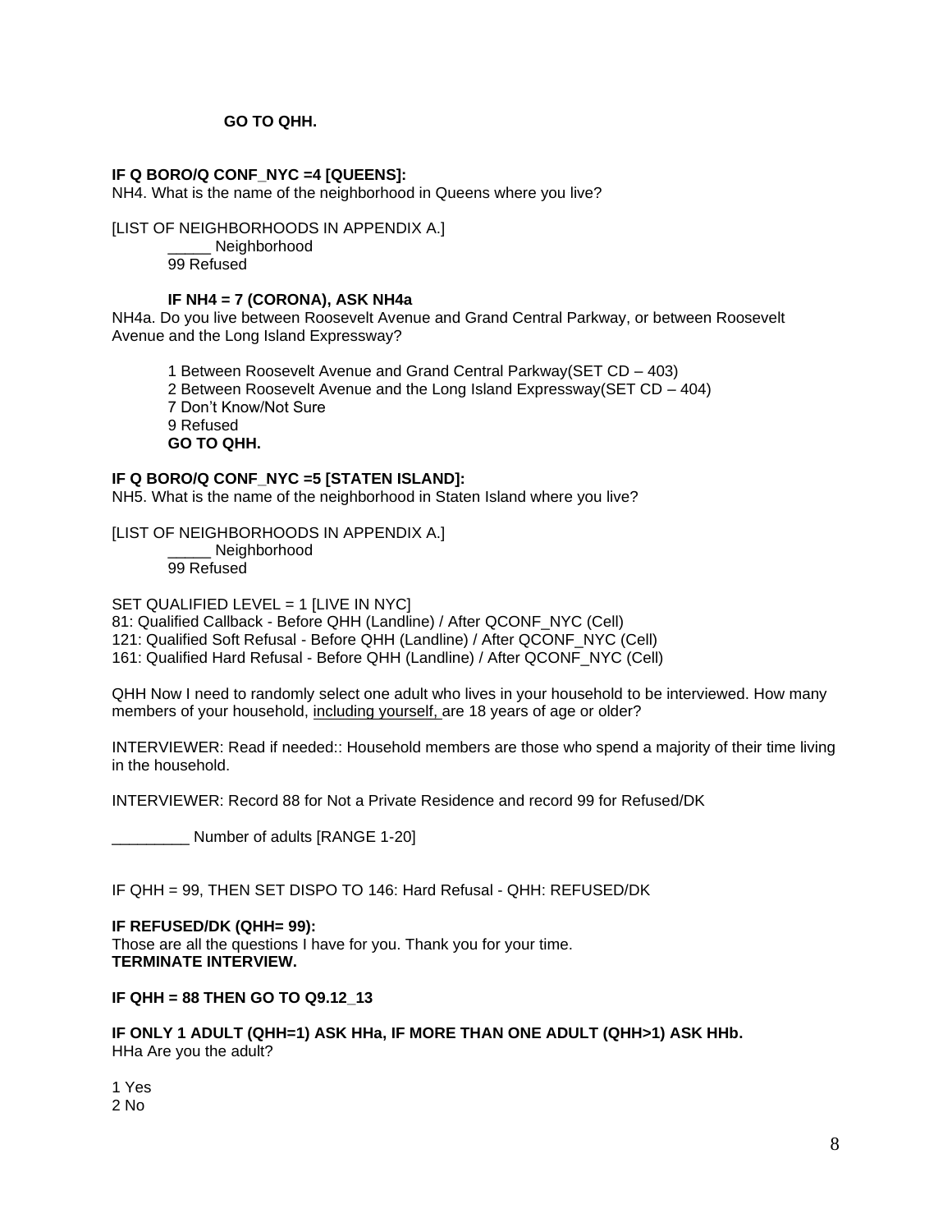**GO TO QHH.**

**IF Q BORO/Q CONF_NYC =4 [QUEENS]:**
NH4. What is the name of the neighborhood in Queens where you live?

[LIST OF NEIGHBORHOODS IN APPENDIX A.]
_____ Neighborhood
99 Refused

**IF NH4 = 7 (CORONA), ASK NH4a**
NH4a. Do you live between Roosevelt Avenue and Grand Central Parkway, or between Roosevelt Avenue and the Long Island Expressway?

1 Between Roosevelt Avenue and Grand Central Parkway(SET CD – 403)
2 Between Roosevelt Avenue and the Long Island Expressway(SET CD – 404)
7 Don't Know/Not Sure
9 Refused
**GO TO QHH.**

**IF Q BORO/Q CONF_NYC =5 [STATEN ISLAND]:**
NH5. What is the name of the neighborhood in Staten Island where you live?

[LIST OF NEIGHBORHOODS IN APPENDIX A.]
_____ Neighborhood
99 Refused

SET QUALIFIED LEVEL = 1 [LIVE IN NYC]
81: Qualified Callback - Before QHH (Landline) / After QCONF_NYC (Cell)
121: Qualified Soft Refusal - Before QHH (Landline) / After QCONF_NYC (Cell)
161: Qualified Hard Refusal - Before QHH (Landline) / After QCONF_NYC (Cell)

QHH Now I need to randomly select one adult who lives in your household to be interviewed. How many members of your household, <u>including yourself,</u> are 18 years of age or older?

INTERVIEWER: Read if needed:: Household members are those who spend a majority of their time living in the household.

INTERVIEWER: Record 88 for Not a Private Residence and record 99 for Refused/DK

_________ Number of adults [RANGE 1-20]

IF QHH = 99, THEN SET DISPO TO 146: Hard Refusal - QHH: REFUSED/DK

**IF REFUSED/DK (QHH= 99):**
Those are all the questions I have for you. Thank you for your time.
**TERMINATE INTERVIEW.**

**IF QHH = 88 THEN GO TO Q9.12_13**

**IF ONLY 1 ADULT (QHH=1) ASK HHa, IF MORE THAN ONE ADULT (QHH>1) ASK HHb.**
HHa Are you the adult?

1 Yes
2 No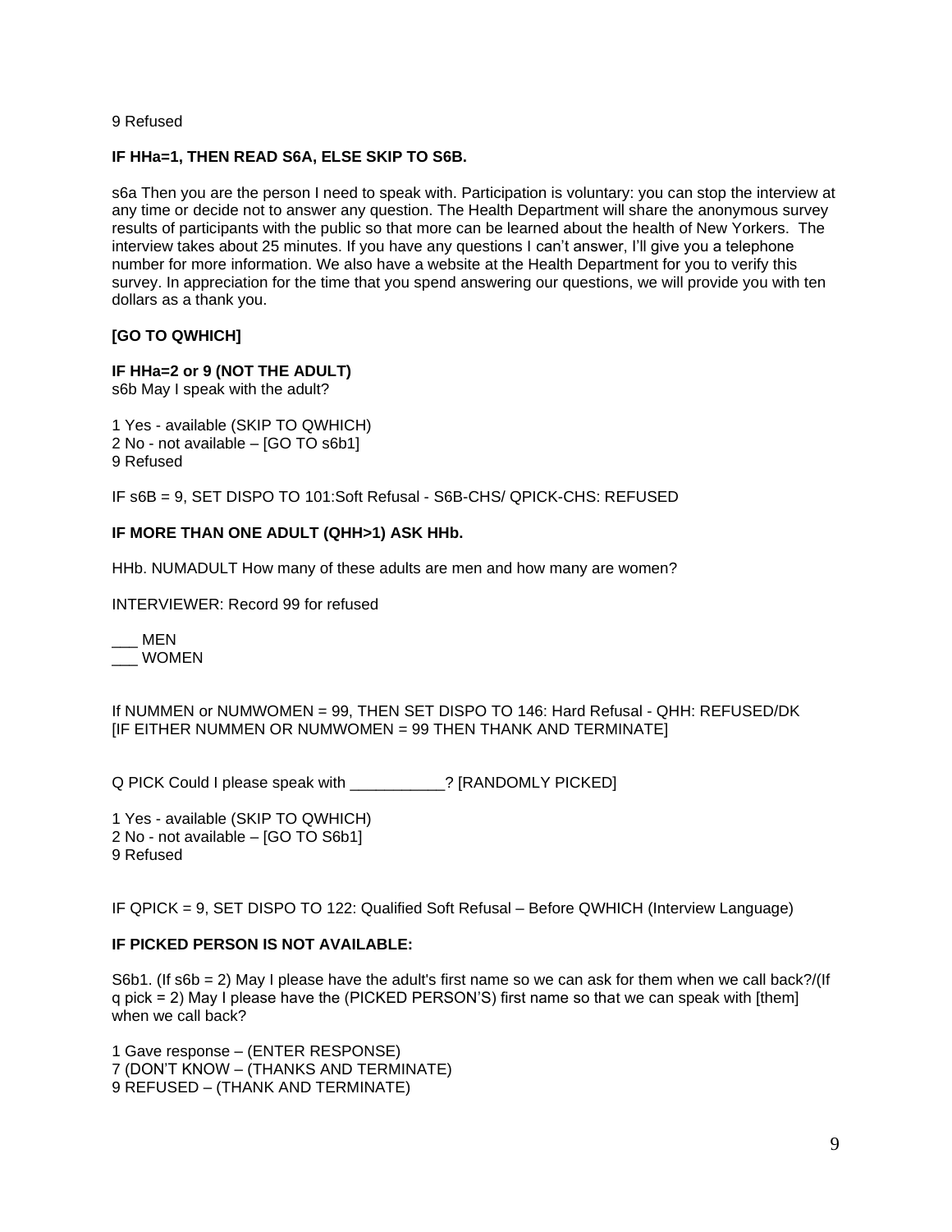9 Refused

**IF HHa=1, THEN READ S6A, ELSE SKIP TO S6B.**

s6a Then you are the person I need to speak with. Participation is voluntary: you can stop the interview at any time or decide not to answer any question. The Health Department will share the anonymous survey results of participants with the public so that more can be learned about the health of New Yorkers. The interview takes about 25 minutes. If you have any questions I can't answer, I'll give you a telephone number for more information. We also have a website at the Health Department for you to verify this survey. In appreciation for the time that you spend answering our questions, we will provide you with ten dollars as a thank you.

**[GO TO QWHICH]**

**IF HHa=2 or 9 (NOT THE ADULT)**
s6b May I speak with the adult?

1 Yes - available (SKIP TO QWHICH)
2 No - not available – [GO TO s6b1]
9 Refused

IF s6B = 9, SET DISPO TO 101:Soft Refusal - S6B-CHS/ QPICK-CHS: REFUSED

**IF MORE THAN ONE ADULT (QHH>1) ASK HHb.**

HHb. NUMADULT How many of these adults are men and how many are women?

INTERVIEWER: Record 99 for refused

___ MEN
___ WOMEN

If NUMMEN or NUMWOMEN = 99, THEN SET DISPO TO 146: Hard Refusal - QHH: REFUSED/DK
[IF EITHER NUMMEN OR NUMWOMEN = 99 THEN THANK AND TERMINATE]

Q PICK Could I please speak with ___________? [RANDOMLY PICKED]

1 Yes - available (SKIP TO QWHICH)
2 No - not available – [GO TO S6b1]
9 Refused

IF QPICK = 9, SET DISPO TO 122: Qualified Soft Refusal – Before QWHICH (Interview Language)

**IF PICKED PERSON IS NOT AVAILABLE:**

S6b1. (If s6b = 2) May I please have the adult's first name so we can ask for them when we call back?/(If q pick = 2) May I please have the (PICKED PERSON'S) first name so that we can speak with [them] when we call back?

1 Gave response – (ENTER RESPONSE)
7 (DON'T KNOW – (THANKS AND TERMINATE)
9 REFUSED – (THANK AND TERMINATE)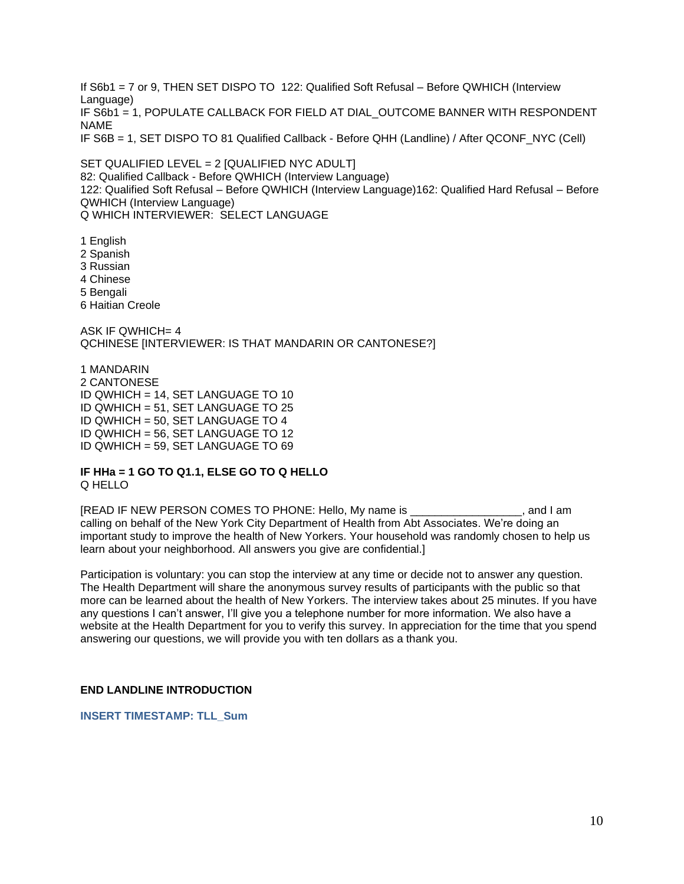If S6b1 = 7 or 9, THEN SET DISPO TO  122: Qualified Soft Refusal – Before QWHICH (Interview Language)
IF S6b1 = 1, POPULATE CALLBACK FOR FIELD AT DIAL_OUTCOME BANNER WITH RESPONDENT NAME
IF S6B = 1, SET DISPO TO 81 Qualified Callback - Before QHH (Landline) / After QCONF_NYC (Cell)

SET QUALIFIED LEVEL = 2 [QUALIFIED NYC ADULT]
82: Qualified Callback - Before QWHICH (Interview Language)
122: Qualified Soft Refusal – Before QWHICH (Interview Language)162: Qualified Hard Refusal – Before QWHICH (Interview Language)
Q WHICH INTERVIEWER:  SELECT LANGUAGE

1 English
2 Spanish
3 Russian
4 Chinese
5 Bengali
6 Haitian Creole

ASK IF QWHICH= 4
QCHINESE [INTERVIEWER: IS THAT MANDARIN OR CANTONESE?]

1 MANDARIN
2 CANTONESE
ID QWHICH = 14, SET LANGUAGE TO 10
ID QWHICH = 51, SET LANGUAGE TO 25
ID QWHICH = 50, SET LANGUAGE TO 4
ID QWHICH = 56, SET LANGUAGE TO 12
ID QWHICH = 59, SET LANGUAGE TO 69

**IF HHa = 1 GO TO Q1.1, ELSE GO TO Q HELLO**
Q HELLO

[READ IF NEW PERSON COMES TO PHONE: Hello, My name is __________________, and I am calling on behalf of the New York City Department of Health from Abt Associates. We're doing an important study to improve the health of New Yorkers. Your household was randomly chosen to help us learn about your neighborhood. All answers you give are confidential.]

Participation is voluntary: you can stop the interview at any time or decide not to answer any question. The Health Department will share the anonymous survey results of participants with the public so that more can be learned about the health of New Yorkers. The interview takes about 25 minutes. If you have any questions I can't answer, I'll give you a telephone number for more information. We also have a website at the Health Department for you to verify this survey. In appreciation for the time that you spend answering our questions, we will provide you with ten dollars as a thank you.

**END LANDLINE INTRODUCTION**

**INSERT TIMESTAMP: TLL_Sum**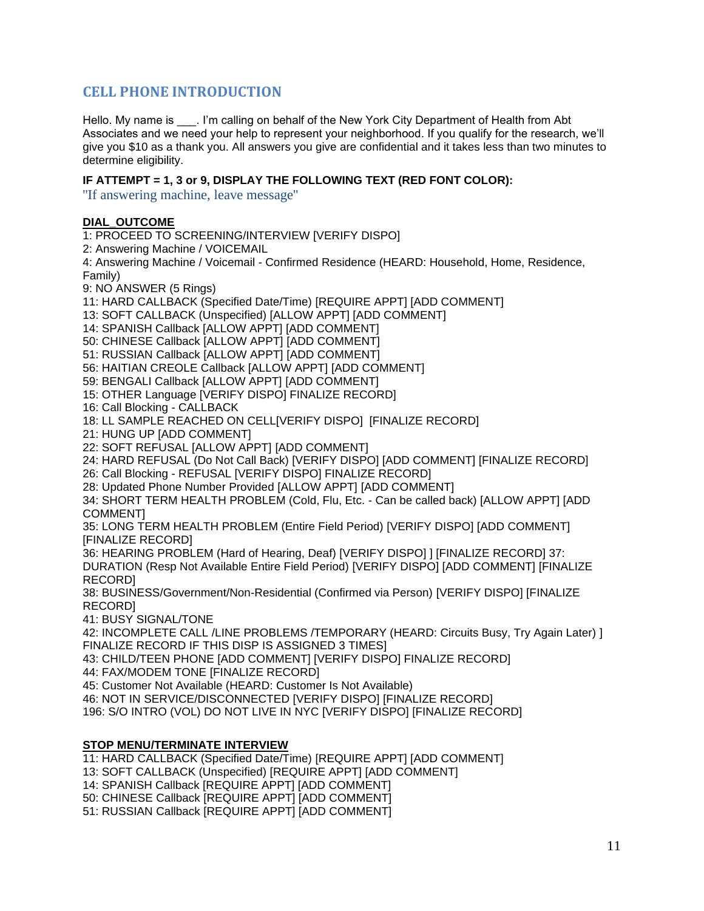## CELL PHONE INTRODUCTION

Hello. My name is ___. I'm calling on behalf of the New York City Department of Health from Abt Associates and we need your help to represent your neighborhood. If you qualify for the research, we'll give you $10 as a thank you. All answers you give are confidential and it takes less than two minutes to determine eligibility.

**IF ATTEMPT = 1, 3 or 9, DISPLAY THE FOLLOWING TEXT (RED FONT COLOR):**

"If answering machine, leave message"

**DIAL_OUTCOME**

1: PROCEED TO SCREENING/INTERVIEW [VERIFY DISPO]
2: Answering Machine / VOICEMAIL
4: Answering Machine / Voicemail - Confirmed Residence (HEARD: Household, Home, Residence, Family)
9: NO ANSWER (5 Rings)
11: HARD CALLBACK (Specified Date/Time) [REQUIRE APPT] [ADD COMMENT]
13: SOFT CALLBACK (Unspecified) [ALLOW APPT] [ADD COMMENT]
14: SPANISH Callback [ALLOW APPT] [ADD COMMENT]
50: CHINESE Callback [ALLOW APPT] [ADD COMMENT]
51: RUSSIAN Callback [ALLOW APPT] [ADD COMMENT]
56: HAITIAN CREOLE Callback [ALLOW APPT] [ADD COMMENT]
59: BENGALI Callback [ALLOW APPT] [ADD COMMENT]
15: OTHER Language [VERIFY DISPO] FINALIZE RECORD]
16: Call Blocking - CALLBACK
18: LL SAMPLE REACHED ON CELL[VERIFY DISPO] [FINALIZE RECORD]
21: HUNG UP [ADD COMMENT]
22: SOFT REFUSAL [ALLOW APPT] [ADD COMMENT]
24: HARD REFUSAL (Do Not Call Back) [VERIFY DISPO] [ADD COMMENT] [FINALIZE RECORD]
26: Call Blocking - REFUSAL [VERIFY DISPO] FINALIZE RECORD]
28: Updated Phone Number Provided [ALLOW APPT] [ADD COMMENT]
34: SHORT TERM HEALTH PROBLEM (Cold, Flu, Etc. - Can be called back) [ALLOW APPT] [ADD COMMENT]
35: LONG TERM HEALTH PROBLEM (Entire Field Period) [VERIFY DISPO] [ADD COMMENT] [FINALIZE RECORD]
36: HEARING PROBLEM (Hard of Hearing, Deaf) [VERIFY DISPO] ] [FINALIZE RECORD] 37: DURATION (Resp Not Available Entire Field Period) [VERIFY DISPO] [ADD COMMENT] [FINALIZE RECORD]
38: BUSINESS/Government/Non-Residential (Confirmed via Person) [VERIFY DISPO] [FINALIZE RECORD]
41: BUSY SIGNAL/TONE
42: INCOMPLETE CALL /LINE PROBLEMS /TEMPORARY (HEARD: Circuits Busy, Try Again Later) ] FINALIZE RECORD IF THIS DISP IS ASSIGNED 3 TIMES]
43: CHILD/TEEN PHONE [ADD COMMENT] [VERIFY DISPO] FINALIZE RECORD]
44: FAX/MODEM TONE [FINALIZE RECORD]
45: Customer Not Available (HEARD: Customer Is Not Available)
46: NOT IN SERVICE/DISCONNECTED [VERIFY DISPO] [FINALIZE RECORD]
196: S/O INTRO (VOL) DO NOT LIVE IN NYC [VERIFY DISPO] [FINALIZE RECORD]

**STOP MENU/TERMINATE INTERVIEW**

11: HARD CALLBACK (Specified Date/Time) [REQUIRE APPT] [ADD COMMENT]
13: SOFT CALLBACK (Unspecified) [REQUIRE APPT] [ADD COMMENT]
14: SPANISH Callback [REQUIRE APPT] [ADD COMMENT]
50: CHINESE Callback [REQUIRE APPT] [ADD COMMENT]
51: RUSSIAN Callback [REQUIRE APPT] [ADD COMMENT]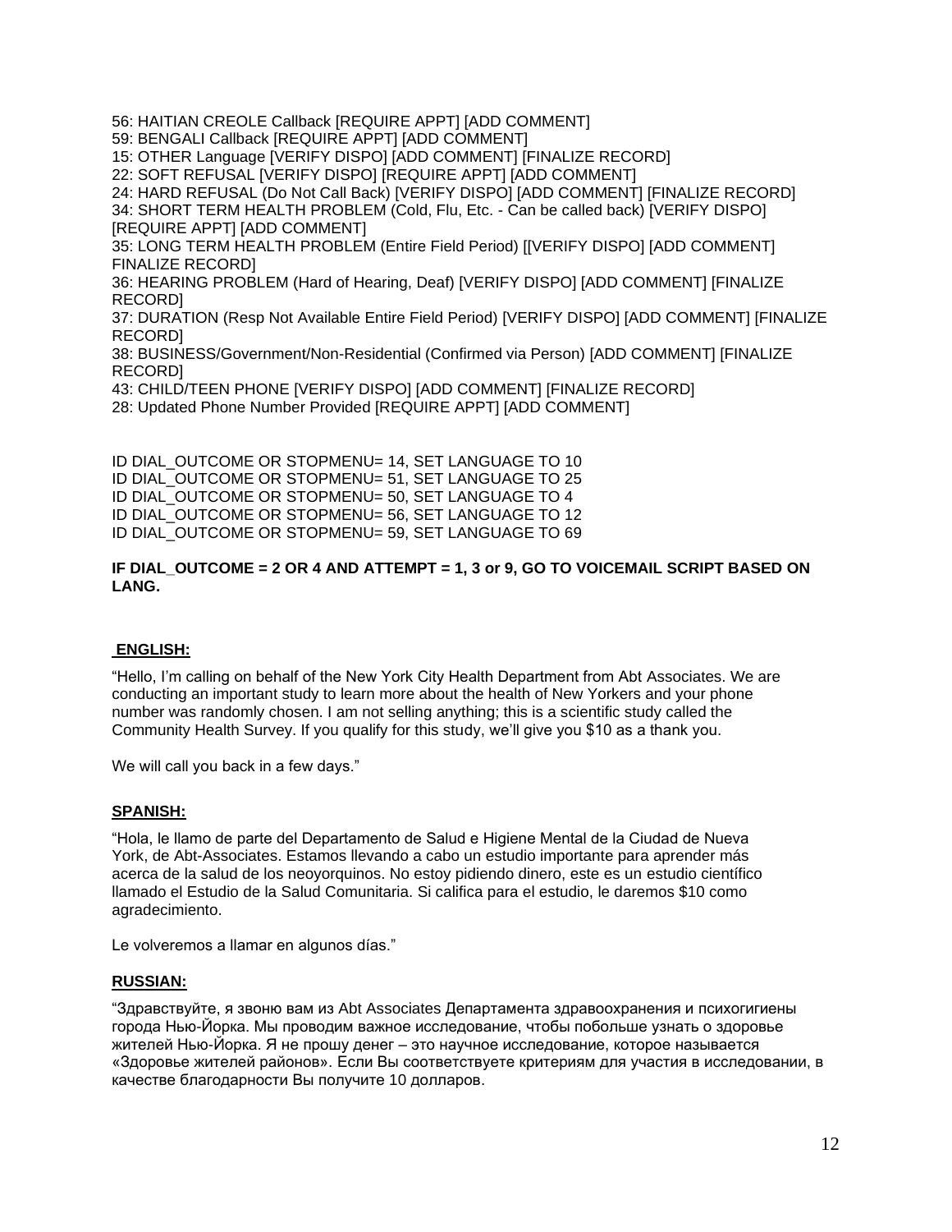56: HAITIAN CREOLE Callback [REQUIRE APPT] [ADD COMMENT]
59: BENGALI Callback [REQUIRE APPT] [ADD COMMENT]
15: OTHER Language [VERIFY DISPO] [ADD COMMENT] [FINALIZE RECORD]
22: SOFT REFUSAL [VERIFY DISPO] [REQUIRE APPT] [ADD COMMENT]
24: HARD REFUSAL (Do Not Call Back) [VERIFY DISPO] [ADD COMMENT] [FINALIZE RECORD]
34: SHORT TERM HEALTH PROBLEM (Cold, Flu, Etc. - Can be called back) [VERIFY DISPO] [REQUIRE APPT] [ADD COMMENT]
35: LONG TERM HEALTH PROBLEM (Entire Field Period) [[VERIFY DISPO] [ADD COMMENT] FINALIZE RECORD]
36: HEARING PROBLEM (Hard of Hearing, Deaf) [VERIFY DISPO] [ADD COMMENT] [FINALIZE RECORD]
37: DURATION (Resp Not Available Entire Field Period) [VERIFY DISPO] [ADD COMMENT] [FINALIZE RECORD]
38: BUSINESS/Government/Non-Residential (Confirmed via Person) [ADD COMMENT] [FINALIZE RECORD]
43: CHILD/TEEN PHONE [VERIFY DISPO] [ADD COMMENT] [FINALIZE RECORD]
28: Updated Phone Number Provided [REQUIRE APPT] [ADD COMMENT]

ID DIAL_OUTCOME OR STOPMENU= 14, SET LANGUAGE TO 10
ID DIAL_OUTCOME OR STOPMENU= 51, SET LANGUAGE TO 25
ID DIAL_OUTCOME OR STOPMENU= 50, SET LANGUAGE TO 4
ID DIAL_OUTCOME OR STOPMENU= 56, SET LANGUAGE TO 12
ID DIAL_OUTCOME OR STOPMENU= 59, SET LANGUAGE TO 69

**IF DIAL_OUTCOME = 2 OR 4 AND ATTEMPT = 1, 3 or 9, GO TO VOICEMAIL SCRIPT BASED ON LANG.**

**ENGLISH:**

"Hello, I'm calling on behalf of the New York City Health Department from Abt Associates. We are conducting an important study to learn more about the health of New Yorkers and your phone number was randomly chosen. I am not selling anything; this is a scientific study called the Community Health Survey. If you qualify for this study, we'll give you $10 as a thank you.

We will call you back in a few days."

**SPANISH:**

"Hola, le llamo de parte del Departamento de Salud e Higiene Mental de la Ciudad de Nueva York, de Abt-Associates. Estamos llevando a cabo un estudio importante para aprender más acerca de la salud de los neoyorquinos. No estoy pidiendo dinero, este es un estudio científico llamado el Estudio de la Salud Comunitaria. Si califica para el estudio, le daremos $10 como agradecimiento.

Le volveremos a llamar en algunos días."

**RUSSIAN:**

"Здравствуйте, я звоню вам из Abt Associates Департамента здравоохранения и психогигиены города Нью-Йорка. Мы проводим важное исследование, чтобы побольше узнать о здоровье жителей Нью-Йорка. Я не прошу денег – это научное исследование, которое называется «Здоровье жителей районов». Если Вы соответствуете критериям для участия в исследовании, в качестве благодарности Вы получите 10 долларов.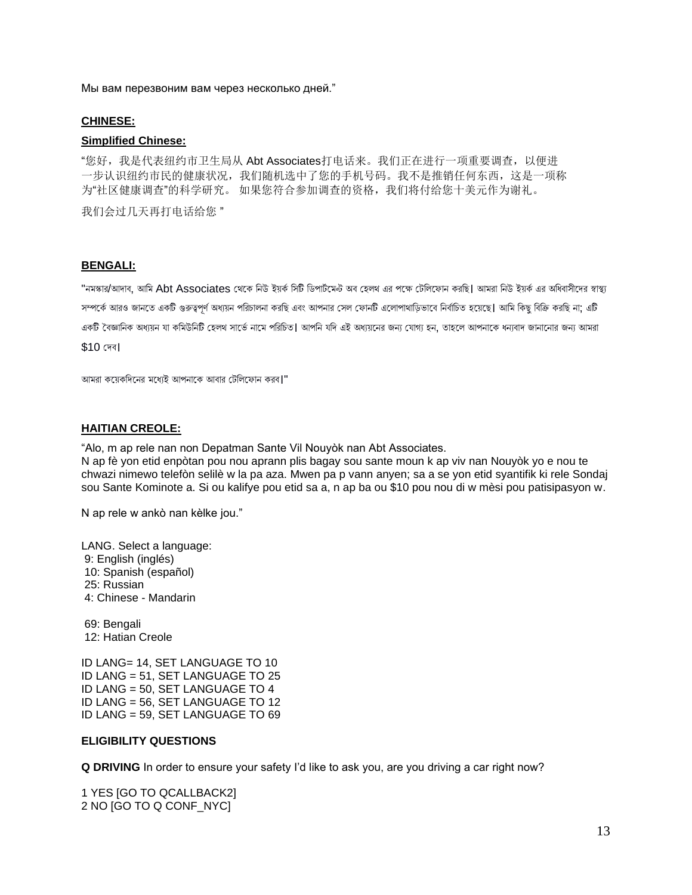Мы вам перезвоним вам через несколько дней."

**CHINESE:**

**Simplified Chinese:**

"您好，我是代表纽约市卫生局从 Abt Associates打电话来。我们正在进行一项重要调查，以便进一步认识纽约市民的健康状况，我们随机选中了您的手机号码。我不是推销任何东西，这是一项称为"社区健康调查"的科学研究。 如果您符合参加调查的资格，我们将付给您十美元作为谢礼。

我们会过几天再打电话给您 "

**BENGALI:**

"নমস্কার/আদাব, আমি Abt Associates থেকে নিউ ইয়র্ক সিটি ডিপার্টমেন্ট অব হেলথ এর পক্ষে টেলিফোন করছি। আমরা নিউ ইয়র্ক এর অধিবাসীদের স্বাস্থ্য সম্পর্কে আরও জানতে একটি গুরুত্বপূর্ণ অধ্যয়ন পরিচালনা করছি এবং আপনার সেল ফোনটি এলোপাথাড়িভাবে নির্বাচিত হয়েছে। আমি কিছু বিক্রি করছি না; এটি একটি বৈজ্ঞানিক অধ্যয়ন যা কমিউনিটি হেলথ সার্ভে নামে পরিচিত। আপনি যদি এই অধ্যয়নের জন্য যোগ্য হন, তাহলে আপনাকে ধন্যবাদ জানানোর জন্য আমরা $10 দেব।

আমরা কয়েকদিনের মধ্যেই আপনাকে আবার টেলিফোন করব।"

**HAITIAN CREOLE:**

"Alo, m ap rele nan non Depatman Sante Vil Nouyòk nan Abt Associates.
N ap fè yon etid enpòtan pou nou aprann plis bagay sou sante moun k ap viv nan Nouyòk yo e nou te chwazi nimewo telefòn selilè w la pa aza. Mwen pa p vann anyen; sa a se yon etid syantifik ki rele Sondaj sou Sante Kominote a. Si ou kalifye pou etid sa a, n ap ba ou $10 pou nou di w mèsi pou patisipasyon w.

N ap rele w ankò nan kèlke jou."

LANG. Select a language:
9: English (inglés)
10: Spanish (español)
25: Russian
4: Chinese - Mandarin

69: Bengali
12: Hatian Creole

ID LANG= 14, SET LANGUAGE TO 10
ID LANG = 51, SET LANGUAGE TO 25
ID LANG = 50, SET LANGUAGE TO 4
ID LANG = 56, SET LANGUAGE TO 12
ID LANG = 59, SET LANGUAGE TO 69

**ELIGIBILITY QUESTIONS**

**Q DRIVING** In order to ensure your safety I'd like to ask you, are you driving a car right now?

1 YES [GO TO QCALLBACK2]
2 NO [GO TO Q CONF_NYC]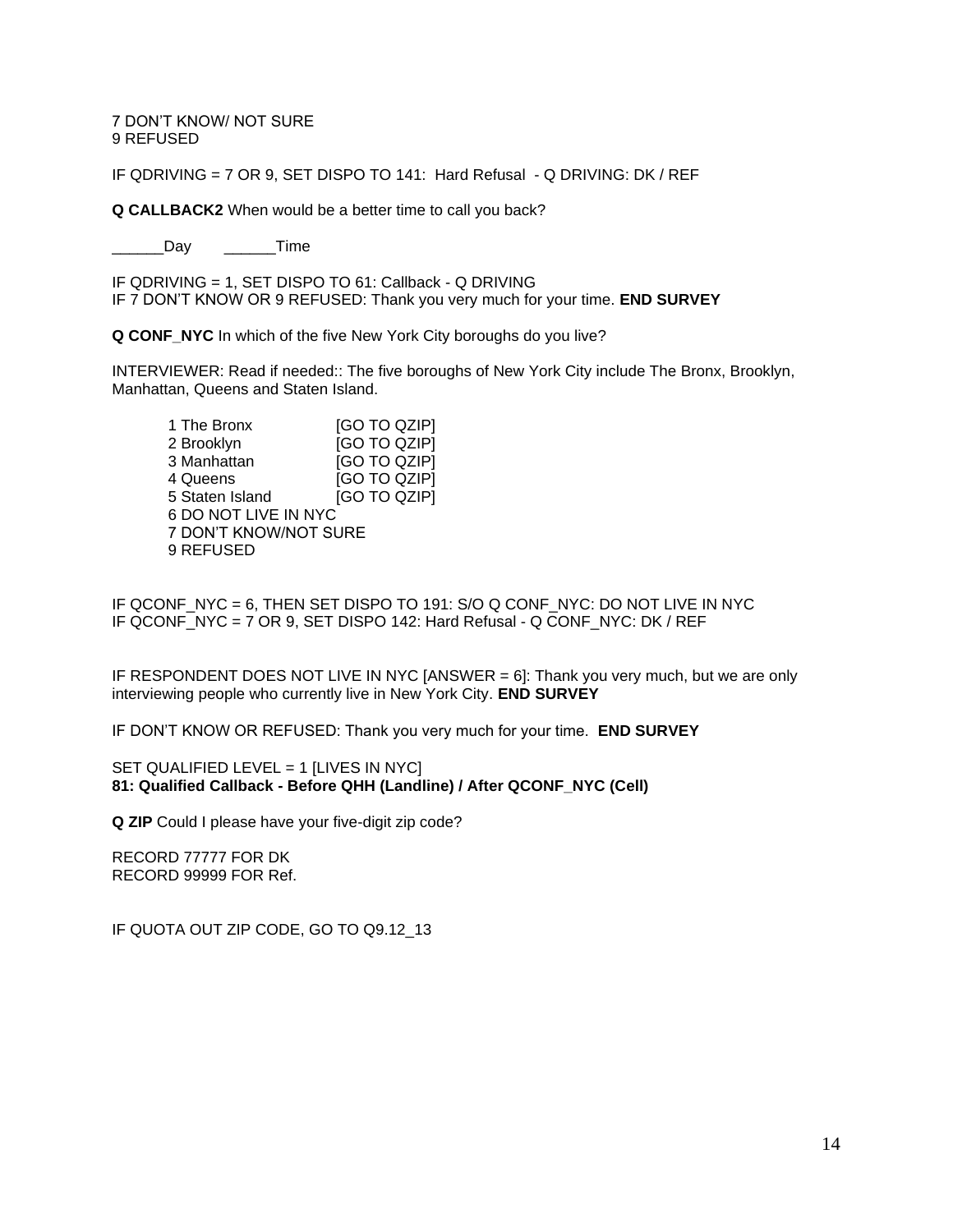7 DON'T KNOW/ NOT SURE
9 REFUSED

IF QDRIVING = 7 OR 9, SET DISPO TO 141: Hard Refusal - Q DRIVING: DK / REF

**Q CALLBACK2** When would be a better time to call you back?

______Day ______Time

IF QDRIVING = 1, SET DISPO TO 61: Callback - Q DRIVING
IF 7 DON'T KNOW OR 9 REFUSED: Thank you very much for your time. **END SURVEY**

**Q CONF_NYC** In which of the five New York City boroughs do you live?

INTERVIEWER: Read if needed:: The five boroughs of New York City include The Bronx, Brooklyn, Manhattan, Queens and Staten Island.

1 The Bronx [GO TO QZIP]
2 Brooklyn [GO TO QZIP]
3 Manhattan [GO TO QZIP]
4 Queens [GO TO QZIP]
5 Staten Island [GO TO QZIP]
6 DO NOT LIVE IN NYC
7 DON'T KNOW/NOT SURE
9 REFUSED

IF QCONF_NYC = 6, THEN SET DISPO TO 191: S/O Q CONF_NYC: DO NOT LIVE IN NYC
IF QCONF_NYC = 7 OR 9, SET DISPO 142: Hard Refusal - Q CONF_NYC: DK / REF

IF RESPONDENT DOES NOT LIVE IN NYC [ANSWER = 6]: Thank you very much, but we are only interviewing people who currently live in New York City. **END SURVEY**

IF DON'T KNOW OR REFUSED: Thank you very much for your time. **END SURVEY**

SET QUALIFIED LEVEL = 1 [LIVES IN NYC]
**81: Qualified Callback - Before QHH (Landline) / After QCONF_NYC (Cell)**

**Q ZIP** Could I please have your five-digit zip code?

RECORD 77777 FOR DK
RECORD 99999 FOR Ref.

IF QUOTA OUT ZIP CODE, GO TO Q9.12_13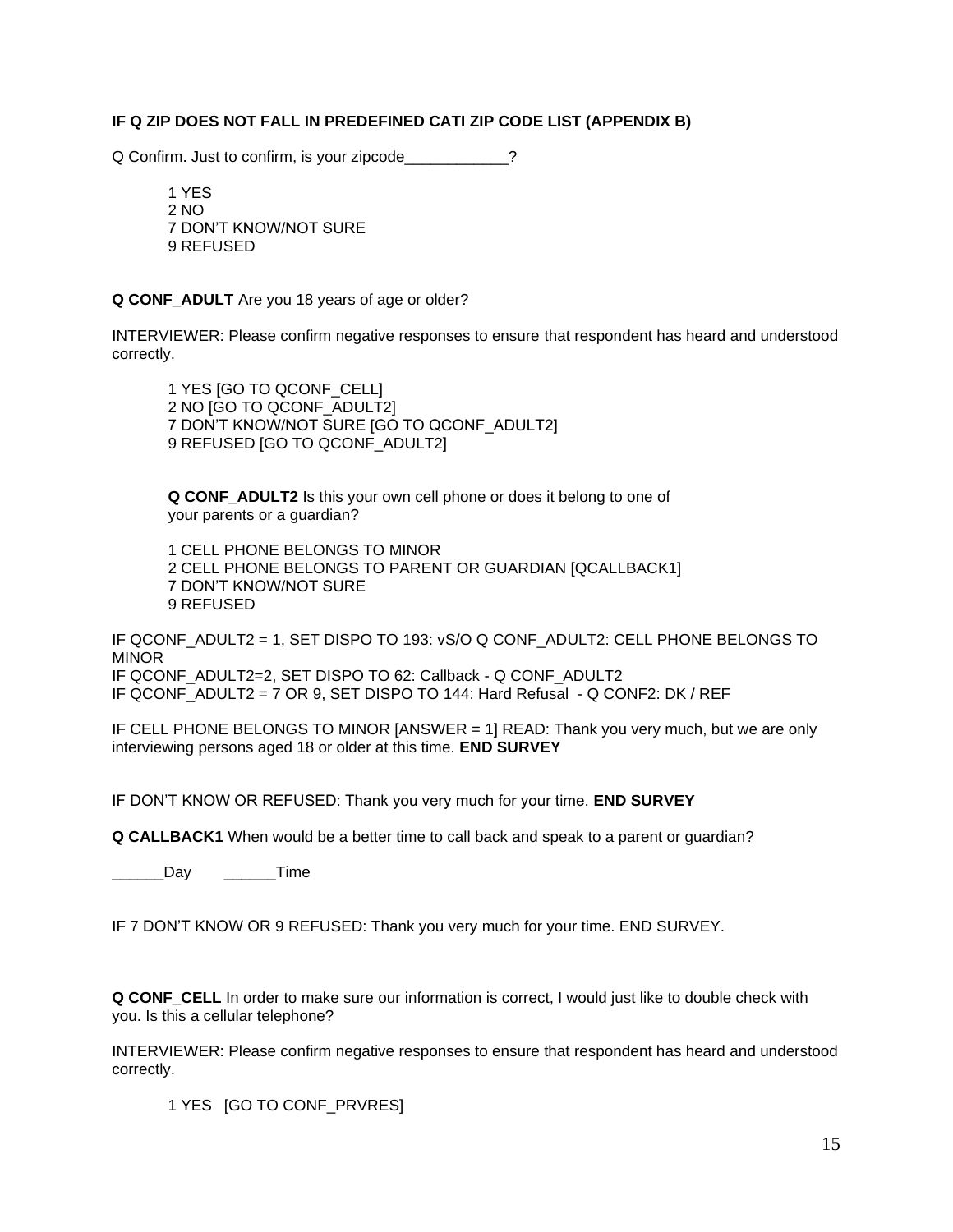**IF Q ZIP DOES NOT FALL IN PREDEFINED CATI ZIP CODE LIST (APPENDIX B)**

Q Confirm. Just to confirm, is your zipcode____________?

1 YES
2 NO
7 DON'T KNOW/NOT SURE
9 REFUSED

**Q CONF_ADULT** Are you 18 years of age or older?

INTERVIEWER: Please confirm negative responses to ensure that respondent has heard and understood correctly.

1 YES [GO TO QCONF_CELL]
2 NO [GO TO QCONF_ADULT2]
7 DON'T KNOW/NOT SURE [GO TO QCONF_ADULT2]
9 REFUSED [GO TO QCONF_ADULT2]

**Q CONF_ADULT2** Is this your own cell phone or does it belong to one of your parents or a guardian?

1 CELL PHONE BELONGS TO MINOR
2 CELL PHONE BELONGS TO PARENT OR GUARDIAN [QCALLBACK1]
7 DON'T KNOW/NOT SURE
9 REFUSED

IF QCONF_ADULT2 = 1, SET DISPO TO 193: vS/O Q CONF_ADULT2: CELL PHONE BELONGS TO MINOR
IF QCONF_ADULT2=2, SET DISPO TO 62: Callback - Q CONF_ADULT2
IF QCONF_ADULT2 = 7 OR 9, SET DISPO TO 144: Hard Refusal - Q CONF2: DK / REF

IF CELL PHONE BELONGS TO MINOR [ANSWER = 1] READ: Thank you very much, but we are only interviewing persons aged 18 or older at this time. **END SURVEY**

IF DON'T KNOW OR REFUSED: Thank you very much for your time. **END SURVEY**

**Q CALLBACK1** When would be a better time to call back and speak to a parent or guardian?

______Day ______Time

IF 7 DON'T KNOW OR 9 REFUSED: Thank you very much for your time. END SURVEY.

**Q CONF_CELL** In order to make sure our information is correct, I would just like to double check with you. Is this a cellular telephone?

INTERVIEWER: Please confirm negative responses to ensure that respondent has heard and understood correctly.

1 YES [GO TO CONF_PRVRES]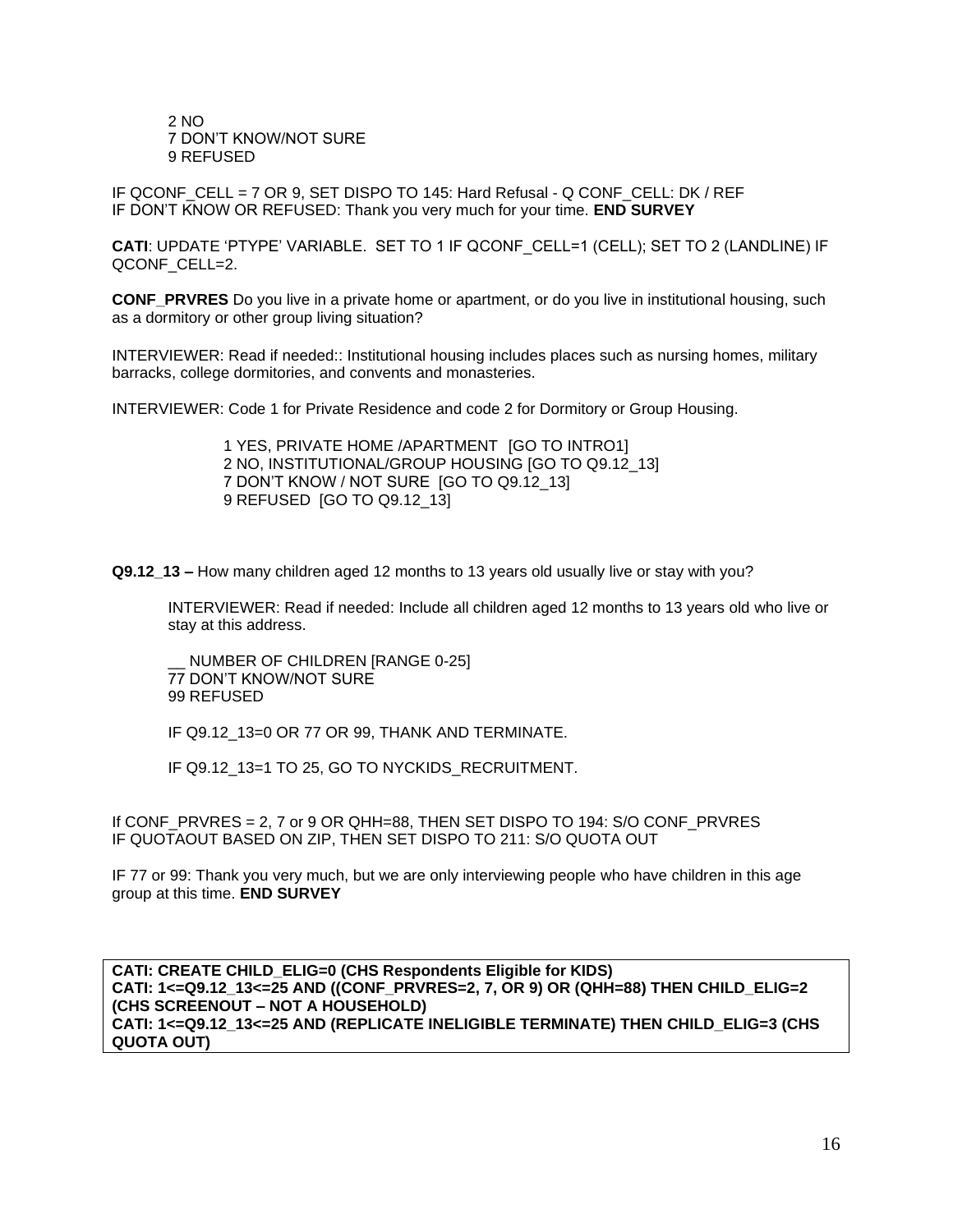2 NO
7 DON'T KNOW/NOT SURE
9 REFUSED

IF QCONF_CELL = 7 OR 9, SET DISPO TO 145: Hard Refusal - Q CONF_CELL: DK / REF
IF DON'T KNOW OR REFUSED: Thank you very much for your time. **END SURVEY**

**CATI**: UPDATE 'PTYPE' VARIABLE. SET TO 1 IF QCONF_CELL=1 (CELL); SET TO 2 (LANDLINE) IF QCONF_CELL=2.

**CONF_PRVRES** Do you live in a private home or apartment, or do you live in institutional housing, such as a dormitory or other group living situation?

INTERVIEWER: Read if needed:: Institutional housing includes places such as nursing homes, military barracks, college dormitories, and convents and monasteries.

INTERVIEWER: Code 1 for Private Residence and code 2 for Dormitory or Group Housing.

1 YES, PRIVATE HOME /APARTMENT [GO TO INTRO1]
2 NO, INSTITUTIONAL/GROUP HOUSING [GO TO Q9.12_13]
7 DON'T KNOW / NOT SURE [GO TO Q9.12_13]
9 REFUSED [GO TO Q9.12_13]

**Q9.12_13 –** How many children aged 12 months to 13 years old usually live or stay with you?

INTERVIEWER: Read if needed: Include all children aged 12 months to 13 years old who live or stay at this address.

__ NUMBER OF CHILDREN [RANGE 0-25]
77 DON'T KNOW/NOT SURE
99 REFUSED

IF Q9.12_13=0 OR 77 OR 99, THANK AND TERMINATE.

IF Q9.12_13=1 TO 25, GO TO NYCKIDS_RECRUITMENT.

If CONF_PRVRES = 2, 7 or 9 OR QHH=88, THEN SET DISPO TO 194: S/O CONF_PRVRES
IF QUOTAOUT BASED ON ZIP, THEN SET DISPO TO 211: S/O QUOTA OUT

IF 77 or 99: Thank you very much, but we are only interviewing people who have children in this age group at this time. **END SURVEY**

**CATI: CREATE CHILD_ELIG=0 (CHS Respondents Eligible for KIDS)**
**CATI: 1<=Q9.12_13<=25 AND ((CONF_PRVRES=2, 7, OR 9) OR (QHH=88) THEN CHILD_ELIG=2 (CHS SCREENOUT – NOT A HOUSEHOLD)**
**CATI: 1<=Q9.12_13<=25 AND (REPLICATE INELIGIBLE TERMINATE) THEN CHILD_ELIG=3 (CHS QUOTA OUT)**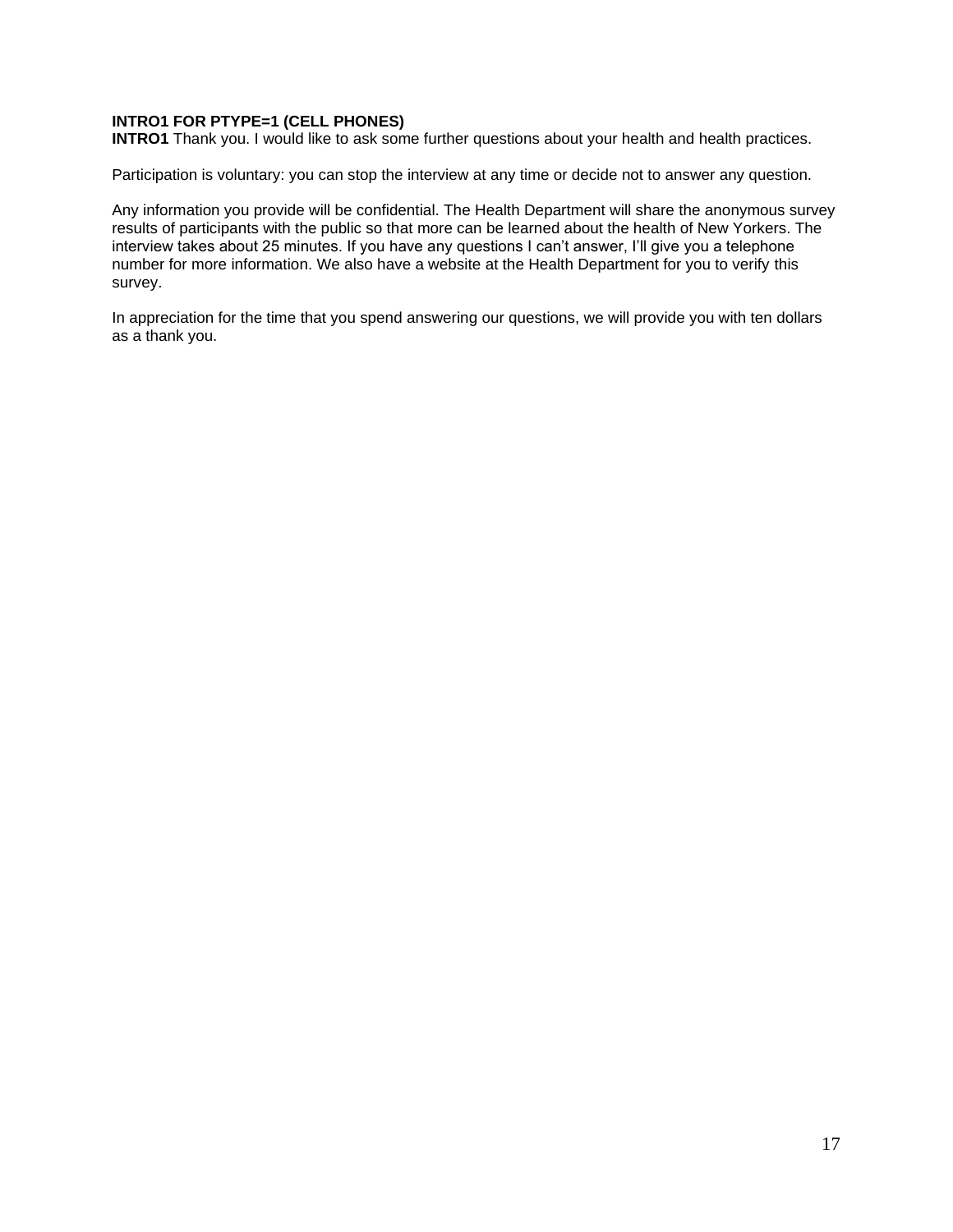**INTRO1 FOR PTYPE=1 (CELL PHONES)**
**INTRO1** Thank you. I would like to ask some further questions about your health and health practices.

Participation is voluntary: you can stop the interview at any time or decide not to answer any question.

Any information you provide will be confidential. The Health Department will share the anonymous survey results of participants with the public so that more can be learned about the health of New Yorkers. The interview takes about 25 minutes. If you have any questions I can't answer, I'll give you a telephone number for more information. We also have a website at the Health Department for you to verify this survey.

In appreciation for the time that you spend answering our questions, we will provide you with ten dollars as a thank you.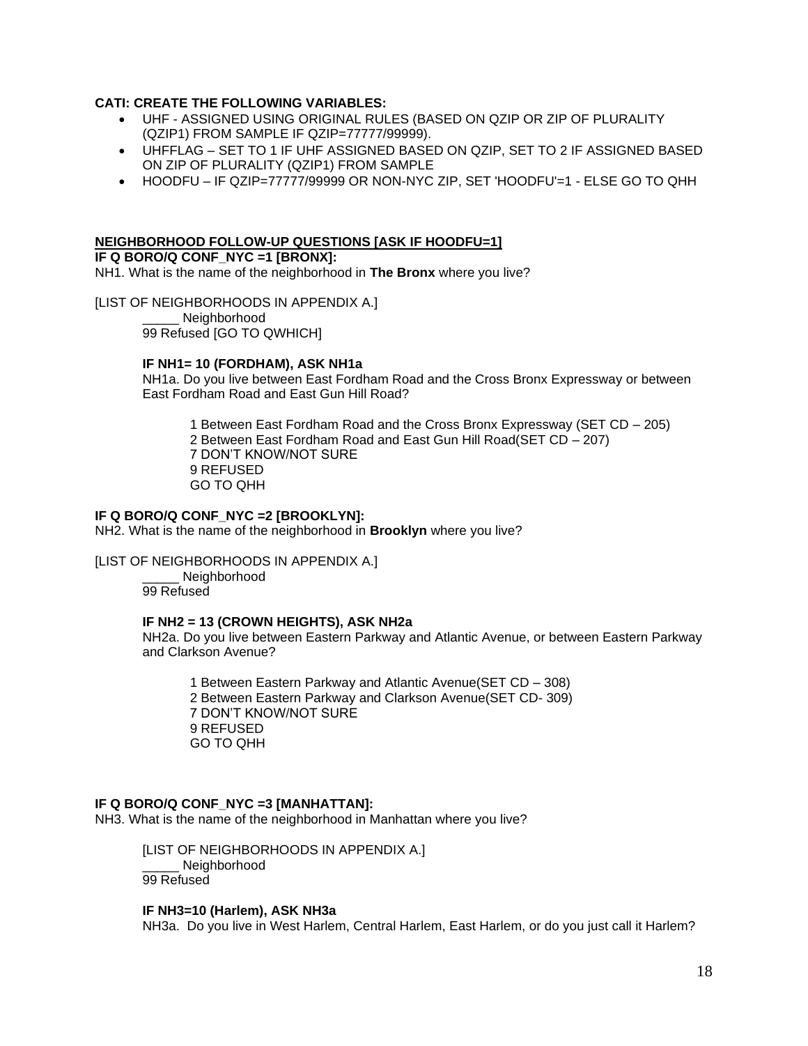**CATI: CREATE THE FOLLOWING VARIABLES:**

- UHF - ASSIGNED USING ORIGINAL RULES (BASED ON QZIP OR ZIP OF PLURALITY (QZIP1) FROM SAMPLE IF QZIP=77777/99999).
- UHFFLAG – SET TO 1 IF UHF ASSIGNED BASED ON QZIP, SET TO 2 IF ASSIGNED BASED ON ZIP OF PLURALITY (QZIP1) FROM SAMPLE
- HOODFU – IF QZIP=77777/99999 OR NON-NYC ZIP, SET 'HOODFU'=1 - ELSE GO TO QHH

**NEIGHBORHOOD FOLLOW-UP QUESTIONS [ASK IF HOODFU=1]**

**IF Q BORO/Q CONF_NYC =1 [BRONX]:**

NH1. What is the name of the neighborhood in **The Bronx** where you live?

[LIST OF NEIGHBORHOODS IN APPENDIX A.]

_____ Neighborhood

99 Refused [GO TO QWHICH]

**IF NH1= 10 (FORDHAM), ASK NH1a**

NH1a. Do you live between East Fordham Road and the Cross Bronx Expressway or between East Fordham Road and East Gun Hill Road?

1 Between East Fordham Road and the Cross Bronx Expressway (SET CD – 205)
2 Between East Fordham Road and East Gun Hill Road(SET CD – 207)
7 DON'T KNOW/NOT SURE
9 REFUSED
GO TO QHH

**IF Q BORO/Q CONF_NYC =2 [BROOKLYN]:**

NH2. What is the name of the neighborhood in **Brooklyn** where you live?

[LIST OF NEIGHBORHOODS IN APPENDIX A.]

_____ Neighborhood

99 Refused

**IF NH2 = 13 (CROWN HEIGHTS), ASK NH2a**

NH2a. Do you live between Eastern Parkway and Atlantic Avenue, or between Eastern Parkway and Clarkson Avenue?

1 Between Eastern Parkway and Atlantic Avenue(SET CD – 308)
2 Between Eastern Parkway and Clarkson Avenue(SET CD- 309)
7 DON'T KNOW/NOT SURE
9 REFUSED
GO TO QHH

**IF Q BORO/Q CONF_NYC =3 [MANHATTAN]:**

NH3. What is the name of the neighborhood in Manhattan where you live?

[LIST OF NEIGHBORHOODS IN APPENDIX A.]

_____ Neighborhood

99 Refused

**IF NH3=10 (Harlem), ASK NH3a**

NH3a. Do you live in West Harlem, Central Harlem, East Harlem, or do you just call it Harlem?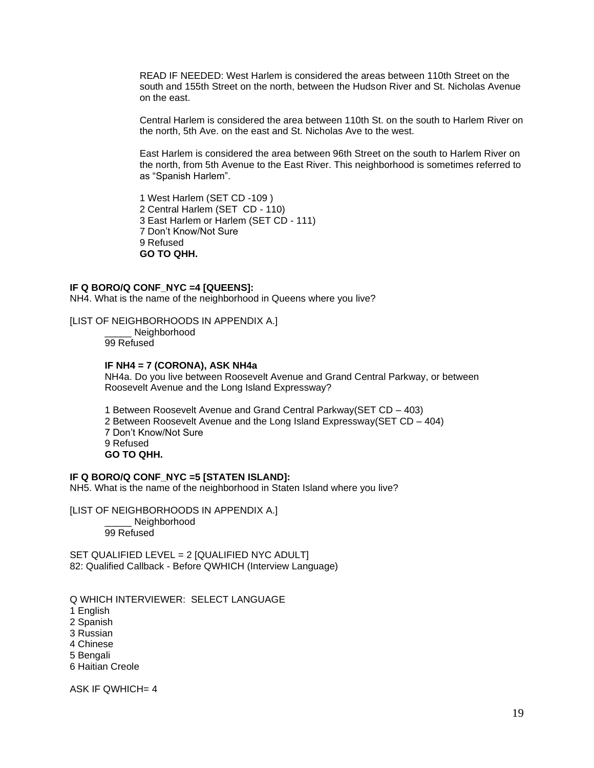READ IF NEEDED: West Harlem is considered the areas between 110th Street on the south and 155th Street on the north, between the Hudson River and St. Nicholas Avenue on the east.

Central Harlem is considered the area between 110th St. on the south to Harlem River on the north, 5th Ave. on the east and St. Nicholas Ave to the west.

East Harlem is considered the area between 96th Street on the south to Harlem River on the north, from 5th Avenue to the East River. This neighborhood is sometimes referred to as “Spanish Harlem”.

1 West Harlem (SET CD -109 )
2 Central Harlem (SET CD - 110)
3 East Harlem or Harlem (SET CD - 111)
7 Don’t Know/Not Sure
9 Refused
**GO TO QHH.**

**IF Q BORO/Q CONF_NYC =4 [QUEENS]:**
NH4. What is the name of the neighborhood in Queens where you live?

[LIST OF NEIGHBORHOODS IN APPENDIX A.]
_____ Neighborhood
99 Refused

**IF NH4 = 7 (CORONA), ASK NH4a**
NH4a. Do you live between Roosevelt Avenue and Grand Central Parkway, or between Roosevelt Avenue and the Long Island Expressway?

1 Between Roosevelt Avenue and Grand Central Parkway(SET CD – 403)
2 Between Roosevelt Avenue and the Long Island Expressway(SET CD – 404)
7 Don’t Know/Not Sure
9 Refused
**GO TO QHH.**

**IF Q BORO/Q CONF_NYC =5 [STATEN ISLAND]:**
NH5. What is the name of the neighborhood in Staten Island where you live?

[LIST OF NEIGHBORHOODS IN APPENDIX A.]
_____ Neighborhood
99 Refused

SET QUALIFIED LEVEL = 2 [QUALIFIED NYC ADULT]
82: Qualified Callback - Before QWHICH (Interview Language)

Q WHICH INTERVIEWER: SELECT LANGUAGE
1 English
2 Spanish
3 Russian
4 Chinese
5 Bengali
6 Haitian Creole

ASK IF QWHICH= 4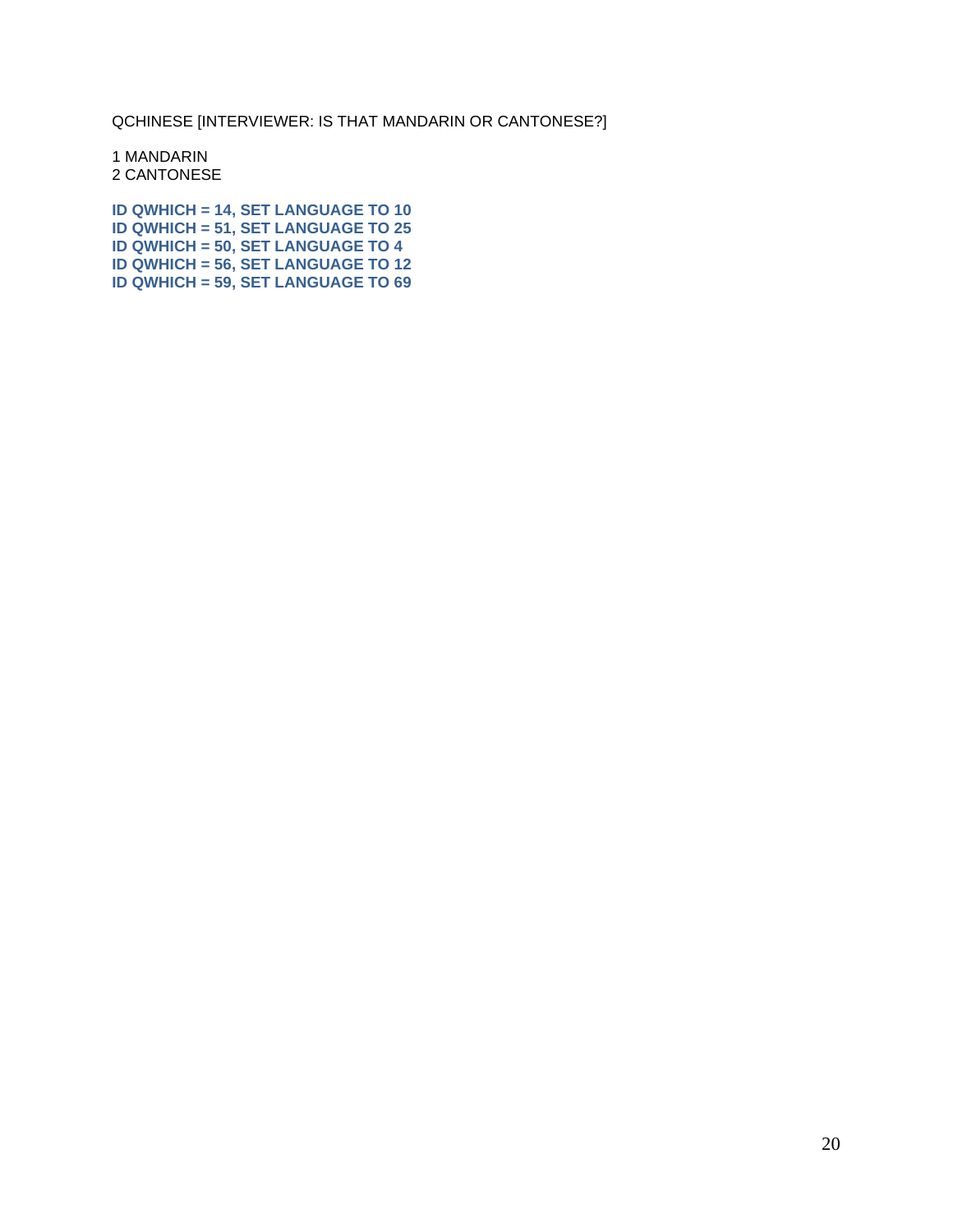QCHINESE [INTERVIEWER: IS THAT MANDARIN OR CANTONESE?]

1 MANDARIN
2 CANTONESE

**ID QWHICH = 14, SET LANGUAGE TO 10**
**ID QWHICH = 51, SET LANGUAGE TO 25**
**ID QWHICH = 50, SET LANGUAGE TO 4**
**ID QWHICH = 56, SET LANGUAGE TO 12**
**ID QWHICH = 59, SET LANGUAGE TO 69**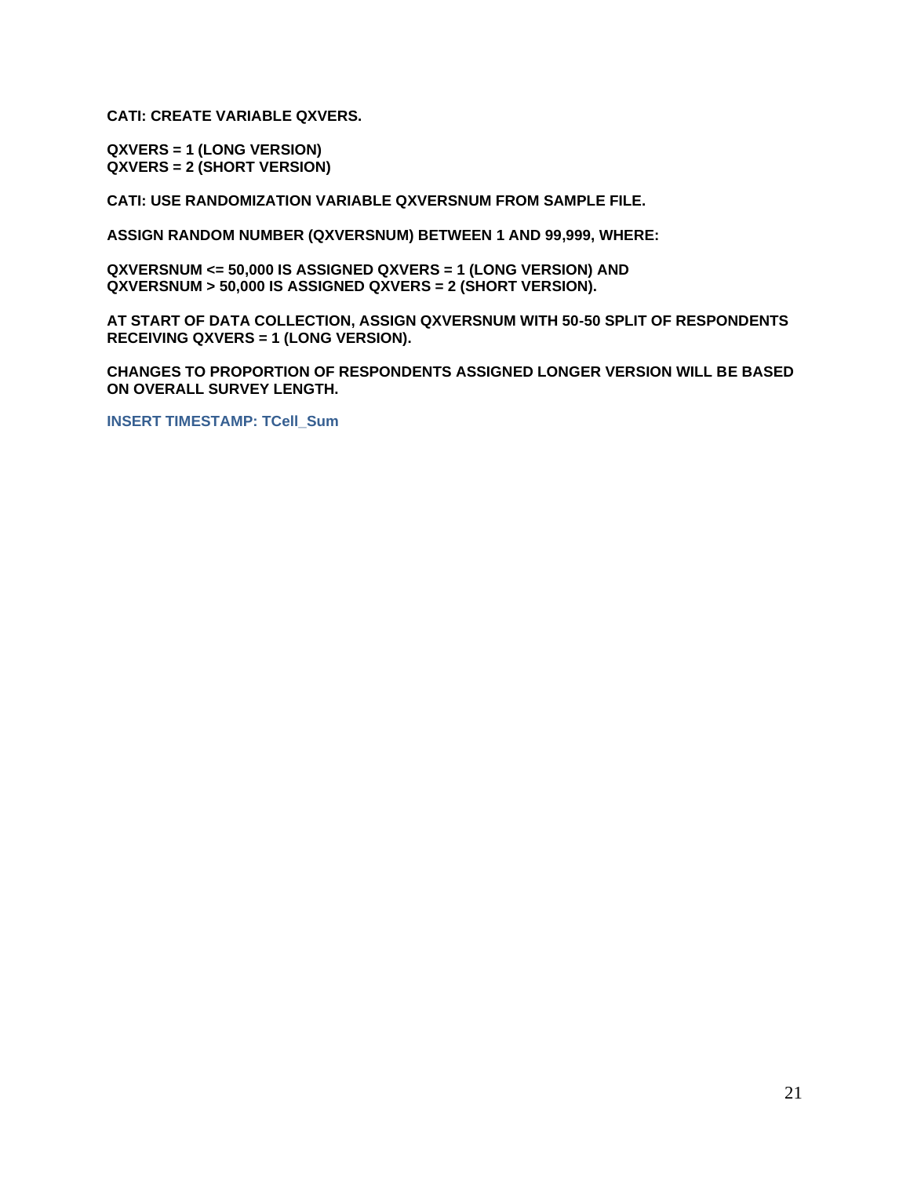**CATI: CREATE VARIABLE QXVERS.**

**QXVERS = 1 (LONG VERSION)**
**QXVERS = 2 (SHORT VERSION)**

**CATI: USE RANDOMIZATION VARIABLE QXVERSNUM FROM SAMPLE FILE.**

**ASSIGN RANDOM NUMBER (QXVERSNUM) BETWEEN 1 AND 99,999, WHERE:**

**QXVERSNUM <= 50,000 IS ASSIGNED QXVERS = 1 (LONG VERSION) AND**
**QXVERSNUM > 50,000 IS ASSIGNED QXVERS = 2 (SHORT VERSION).**

**AT START OF DATA COLLECTION, ASSIGN QXVERSNUM WITH 50-50 SPLIT OF RESPONDENTS RECEIVING QXVERS = 1 (LONG VERSION).**

**CHANGES TO PROPORTION OF RESPONDENTS ASSIGNED LONGER VERSION WILL BE BASED ON OVERALL SURVEY LENGTH.**

**INSERT TIMESTAMP: TCell_Sum**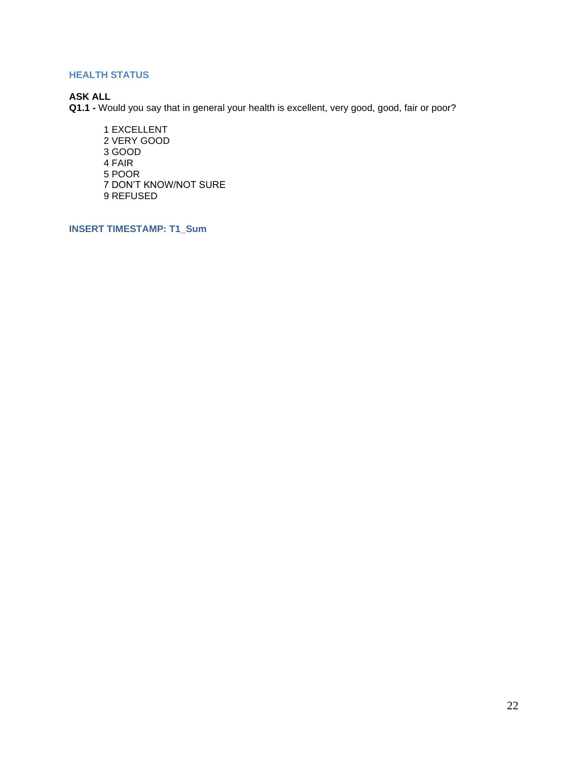## HEALTH STATUS

**ASK ALL**

**Q1.1 -** Would you say that in general your health is excellent, very good, good, fair or poor?

1 EXCELLENT
2 VERY GOOD
3 GOOD
4 FAIR
5 POOR
7 DON'T KNOW/NOT SURE
9 REFUSED

**INSERT TIMESTAMP: T1_Sum**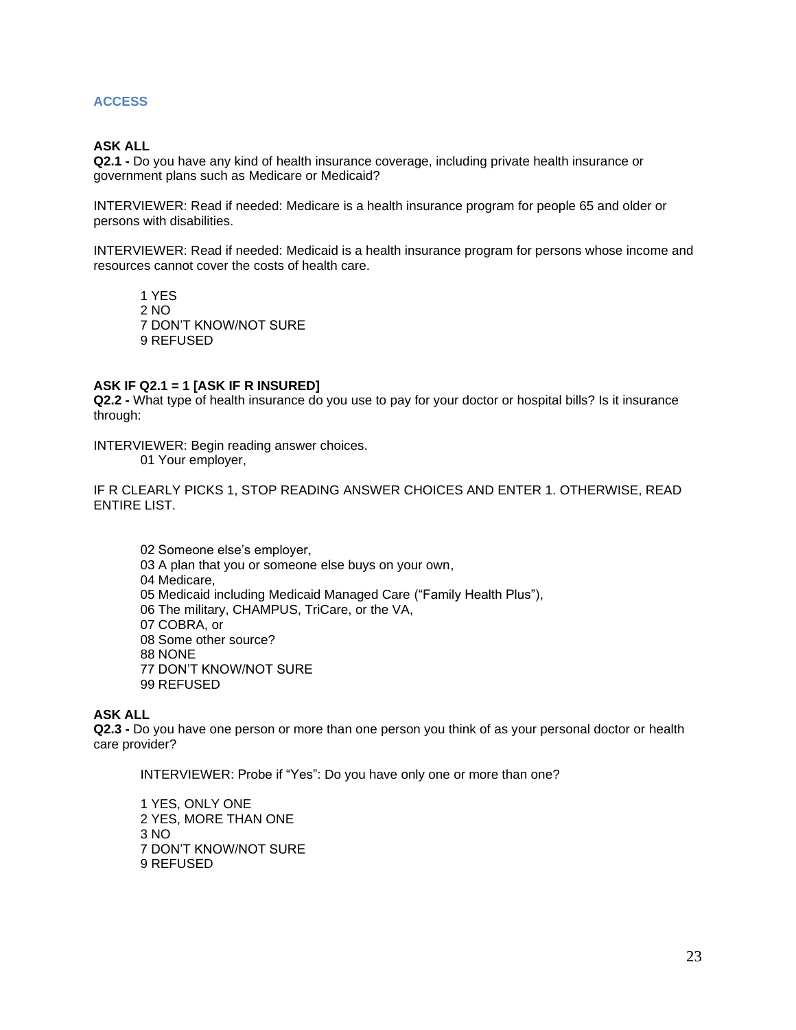## ACCESS

**ASK ALL**
**Q2.1 -** Do you have any kind of health insurance coverage, including private health insurance or government plans such as Medicare or Medicaid?

INTERVIEWER: Read if needed: Medicare is a health insurance program for people 65 and older or persons with disabilities.

INTERVIEWER: Read if needed: Medicaid is a health insurance program for persons whose income and resources cannot cover the costs of health care.

1 YES
2 NO
7 DON'T KNOW/NOT SURE
9 REFUSED

**ASK IF Q2.1 = 1 [ASK IF R INSURED]**
**Q2.2 -** What type of health insurance do you use to pay for your doctor or hospital bills? Is it insurance through:

INTERVIEWER: Begin reading answer choices.
01 Your employer,

IF R CLEARLY PICKS 1, STOP READING ANSWER CHOICES AND ENTER 1. OTHERWISE, READ ENTIRE LIST.

02 Someone else's employer,
03 A plan that you or someone else buys on your own,
04 Medicare,
05 Medicaid including Medicaid Managed Care ("Family Health Plus"),
06 The military, CHAMPUS, TriCare, or the VA,
07 COBRA, or
08 Some other source?
88 NONE
77 DON'T KNOW/NOT SURE
99 REFUSED

**ASK ALL**
**Q2.3 -** Do you have one person or more than one person you think of as your personal doctor or health care provider?

INTERVIEWER: Probe if "Yes": Do you have only one or more than one?

1 YES, ONLY ONE
2 YES, MORE THAN ONE
3 NO
7 DON'T KNOW/NOT SURE
9 REFUSED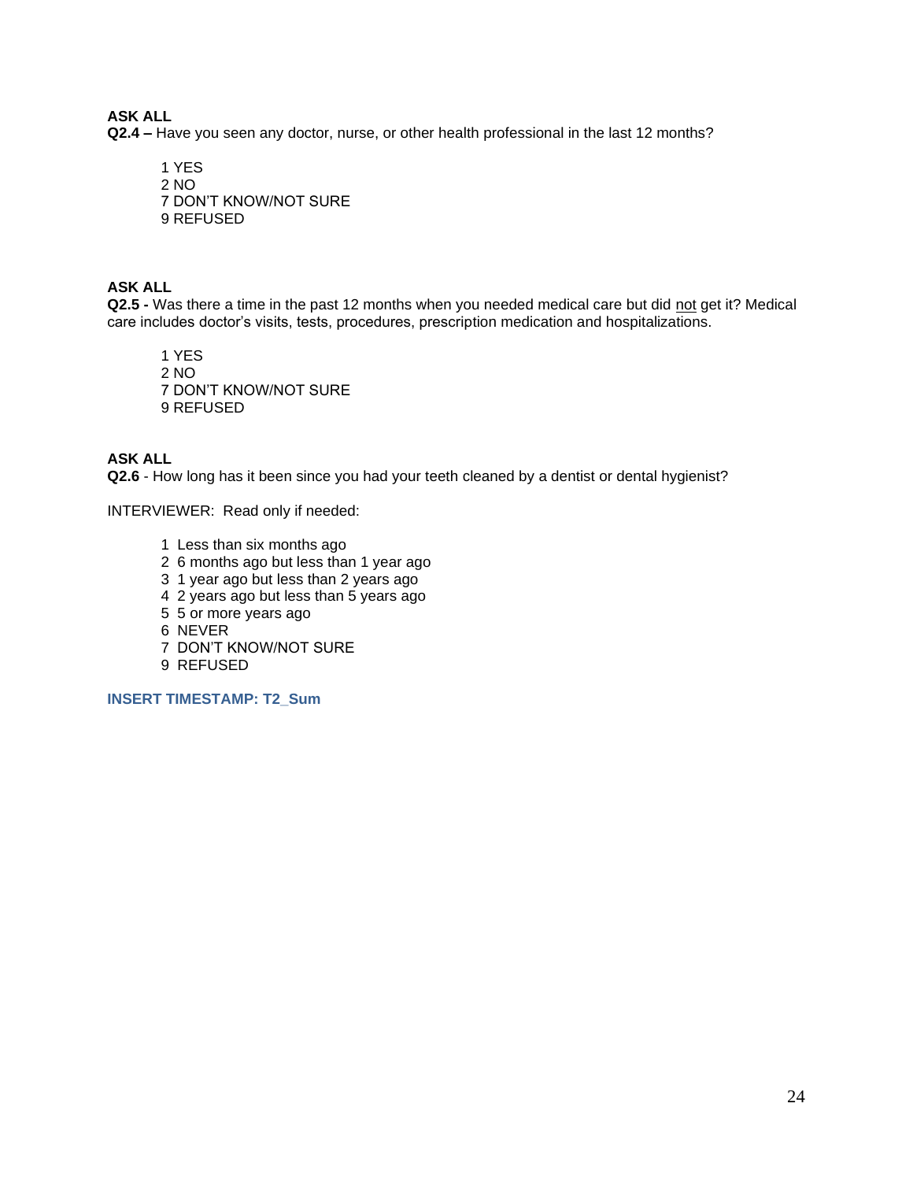**ASK ALL**
**Q2.4 –** Have you seen any doctor, nurse, or other health professional in the last 12 months?

1 YES
2 NO
7 DON'T KNOW/NOT SURE
9 REFUSED

**ASK ALL**
**Q2.5 -** Was there a time in the past 12 months when you needed medical care but did not get it? Medical care includes doctor's visits, tests, procedures, prescription medication and hospitalizations.

1 YES
2 NO
7 DON'T KNOW/NOT SURE
9 REFUSED

**ASK ALL**
**Q2.6** - How long has it been since you had your teeth cleaned by a dentist or dental hygienist?

INTERVIEWER: Read only if needed:

1 Less than six months ago
2 6 months ago but less than 1 year ago
3 1 year ago but less than 2 years ago
4 2 years ago but less than 5 years ago
5 5 or more years ago
6 NEVER
7 DON'T KNOW/NOT SURE
9 REFUSED

**INSERT TIMESTAMP: T2_Sum**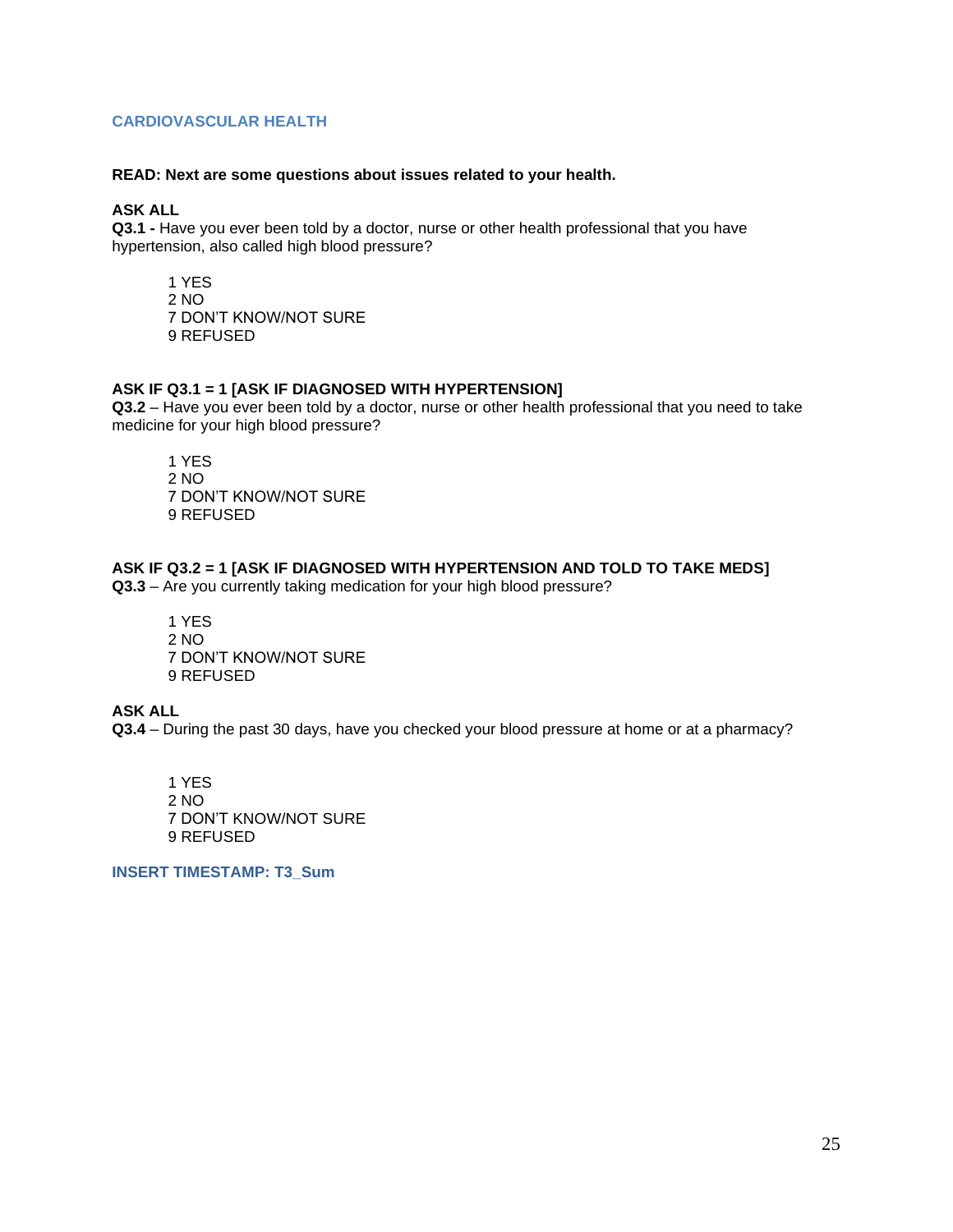## CARDIOVASCULAR HEALTH

**READ: Next are some questions about issues related to your health.**

**ASK ALL**
**Q3.1 -** Have you ever been told by a doctor, nurse or other health professional that you have hypertension, also called high blood pressure?

1 YES
2 NO
7 DON'T KNOW/NOT SURE
9 REFUSED

**ASK IF Q3.1 = 1 [ASK IF DIAGNOSED WITH HYPERTENSION]**
**Q3.2** – Have you ever been told by a doctor, nurse or other health professional that you need to take medicine for your high blood pressure?

1 YES
2 NO
7 DON'T KNOW/NOT SURE
9 REFUSED

**ASK IF Q3.2 = 1 [ASK IF DIAGNOSED WITH HYPERTENSION AND TOLD TO TAKE MEDS]**
**Q3.3** – Are you currently taking medication for your high blood pressure?

1 YES
2 NO
7 DON'T KNOW/NOT SURE
9 REFUSED

**ASK ALL**
**Q3.4** – During the past 30 days, have you checked your blood pressure at home or at a pharmacy?

1 YES
2 NO
7 DON'T KNOW/NOT SURE
9 REFUSED

**INSERT TIMESTAMP: T3_Sum**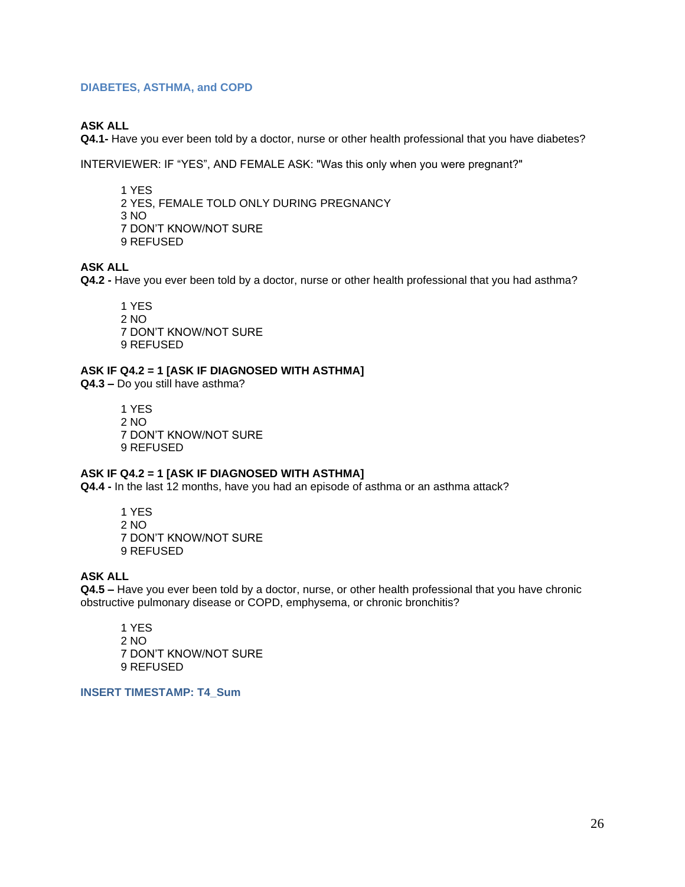## DIABETES, ASTHMA, and COPD

**ASK ALL**
**Q4.1-** Have you ever been told by a doctor, nurse or other health professional that you have diabetes?

INTERVIEWER: IF "YES", AND FEMALE ASK: "Was this only when you were pregnant?"

1 YES
2 YES, FEMALE TOLD ONLY DURING PREGNANCY
3 NO
7 DON'T KNOW/NOT SURE
9 REFUSED

**ASK ALL**
**Q4.2 -** Have you ever been told by a doctor, nurse or other health professional that you had asthma?

1 YES
2 NO
7 DON'T KNOW/NOT SURE
9 REFUSED

**ASK IF Q4.2 = 1 [ASK IF DIAGNOSED WITH ASTHMA]**
**Q4.3 –** Do you still have asthma?

1 YES
2 NO
7 DON'T KNOW/NOT SURE
9 REFUSED

**ASK IF Q4.2 = 1 [ASK IF DIAGNOSED WITH ASTHMA]**
**Q4.4 -** In the last 12 months, have you had an episode of asthma or an asthma attack?

1 YES
2 NO
7 DON'T KNOW/NOT SURE
9 REFUSED

**ASK ALL**
**Q4.5 –** Have you ever been told by a doctor, nurse, or other health professional that you have chronic obstructive pulmonary disease or COPD, emphysema, or chronic bronchitis?

1 YES
2 NO
7 DON'T KNOW/NOT SURE
9 REFUSED

**INSERT TIMESTAMP: T4_Sum**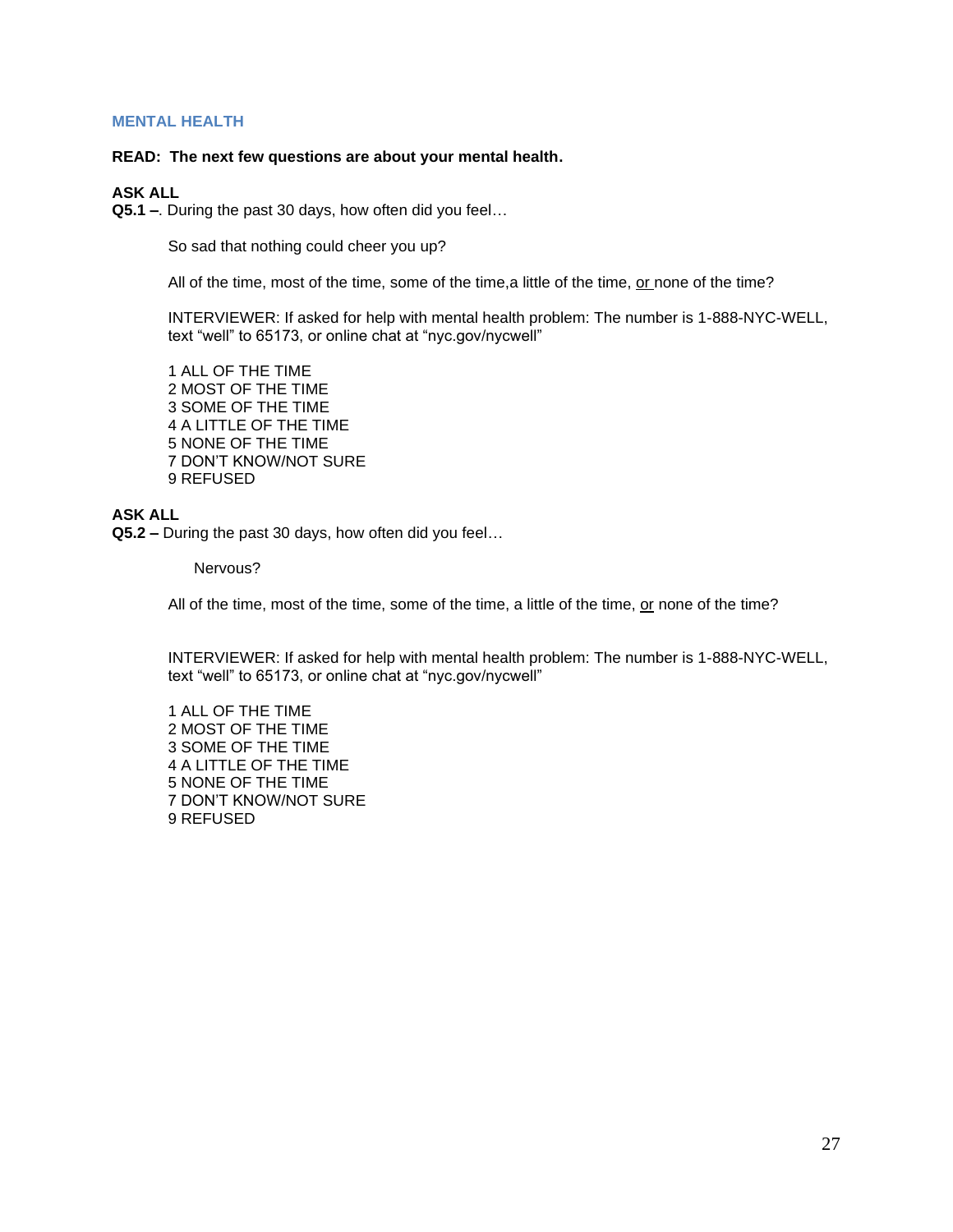## MENTAL HEALTH

**READ: The next few questions are about your mental health.**

**ASK ALL**
**Q5.1 –**. During the past 30 days, how often did you feel…

So sad that nothing could cheer you up?

All of the time, most of the time, some of the time,a little of the time, or none of the time?

INTERVIEWER: If asked for help with mental health problem: The number is 1-888-NYC-WELL, text "well" to 65173, or online chat at "nyc.gov/nycwell"

1 ALL OF THE TIME
2 MOST OF THE TIME
3 SOME OF THE TIME
4 A LITTLE OF THE TIME
5 NONE OF THE TIME
7 DON'T KNOW/NOT SURE
9 REFUSED

**ASK ALL**
**Q5.2 –** During the past 30 days, how often did you feel…

Nervous?

All of the time, most of the time, some of the time, a little of the time, or none of the time?

INTERVIEWER: If asked for help with mental health problem: The number is 1-888-NYC-WELL, text "well" to 65173, or online chat at "nyc.gov/nycwell"

1 ALL OF THE TIME
2 MOST OF THE TIME
3 SOME OF THE TIME
4 A LITTLE OF THE TIME
5 NONE OF THE TIME
7 DON'T KNOW/NOT SURE
9 REFUSED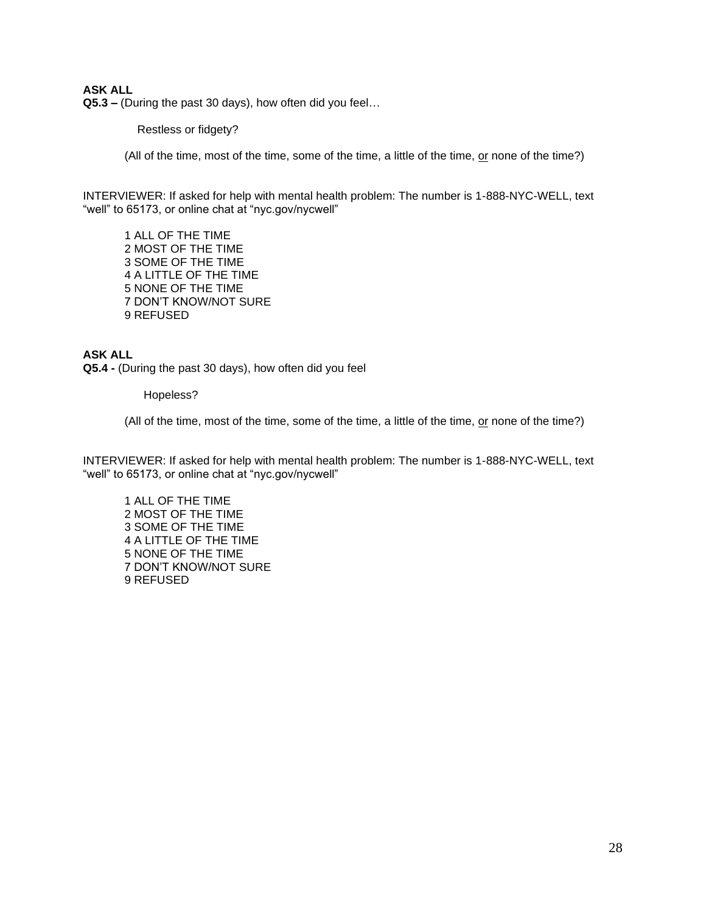**ASK ALL**
**Q5.3 –** (During the past 30 days), how often did you feel…

Restless or fidgety?

(All of the time, most of the time, some of the time, a little of the time, <u>or</u> none of the time?)

INTERVIEWER: If asked for help with mental health problem: The number is 1-888-NYC-WELL, text "well" to 65173, or online chat at "nyc.gov/nycwell"

1 ALL OF THE TIME
2 MOST OF THE TIME
3 SOME OF THE TIME
4 A LITTLE OF THE TIME
5 NONE OF THE TIME
7 DON'T KNOW/NOT SURE
9 REFUSED

**ASK ALL**
**Q5.4 -** (During the past 30 days), how often did you feel

Hopeless?

(All of the time, most of the time, some of the time, a little of the time, <u>or</u> none of the time?)

INTERVIEWER: If asked for help with mental health problem: The number is 1-888-NYC-WELL, text "well" to 65173, or online chat at "nyc.gov/nycwell"

1 ALL OF THE TIME
2 MOST OF THE TIME
3 SOME OF THE TIME
4 A LITTLE OF THE TIME
5 NONE OF THE TIME
7 DON'T KNOW/NOT SURE
9 REFUSED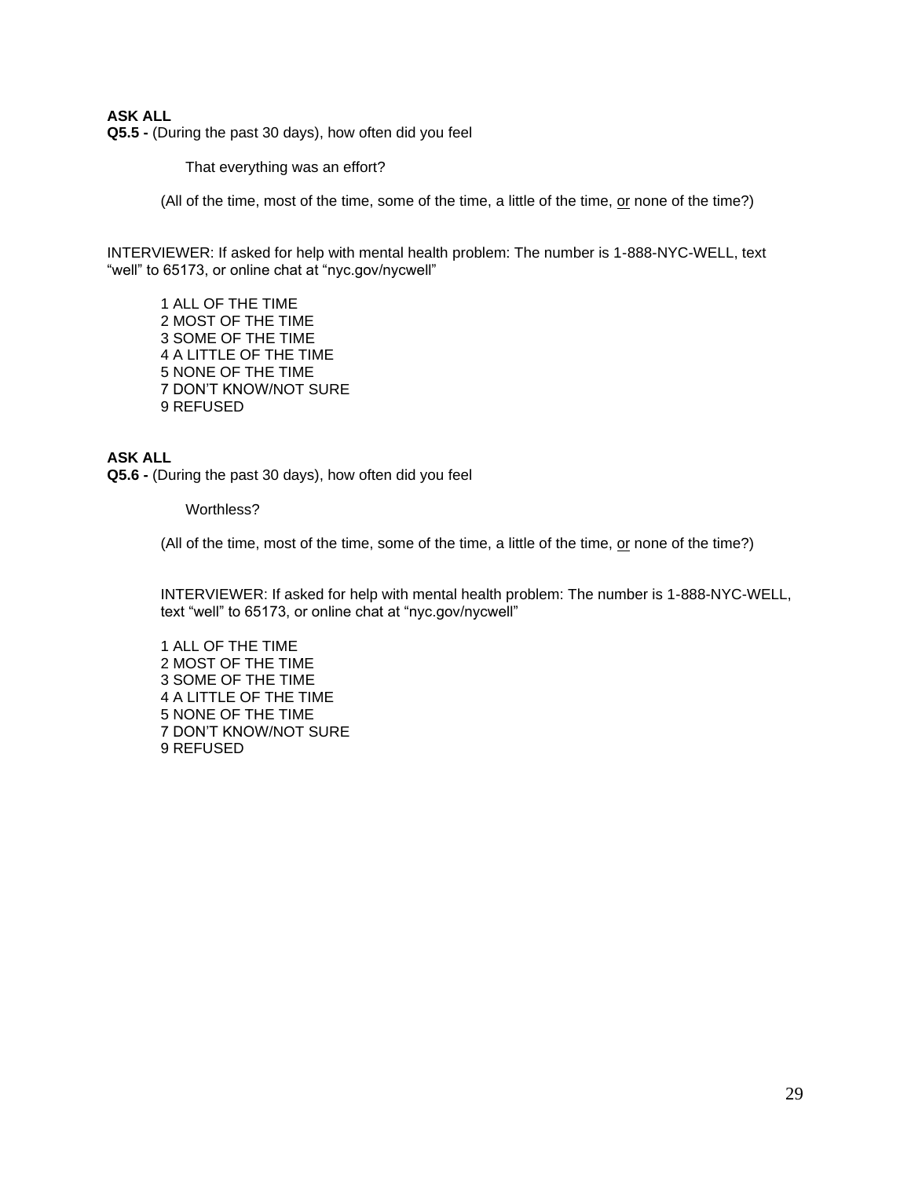**ASK ALL**
**Q5.5 -** (During the past 30 days), how often did you feel

That everything was an effort?

(All of the time, most of the time, some of the time, a little of the time, <u>or</u> none of the time?)

INTERVIEWER: If asked for help with mental health problem: The number is 1-888-NYC-WELL, text "well" to 65173, or online chat at "nyc.gov/nycwell"

1 ALL OF THE TIME
2 MOST OF THE TIME
3 SOME OF THE TIME
4 A LITTLE OF THE TIME
5 NONE OF THE TIME
7 DON'T KNOW/NOT SURE
9 REFUSED

**ASK ALL**
**Q5.6 -** (During the past 30 days), how often did you feel

Worthless?

(All of the time, most of the time, some of the time, a little of the time, <u>or</u> none of the time?)

INTERVIEWER: If asked for help with mental health problem: The number is 1-888-NYC-WELL, text "well" to 65173, or online chat at "nyc.gov/nycwell"

1 ALL OF THE TIME
2 MOST OF THE TIME
3 SOME OF THE TIME
4 A LITTLE OF THE TIME
5 NONE OF THE TIME
7 DON'T KNOW/NOT SURE
9 REFUSED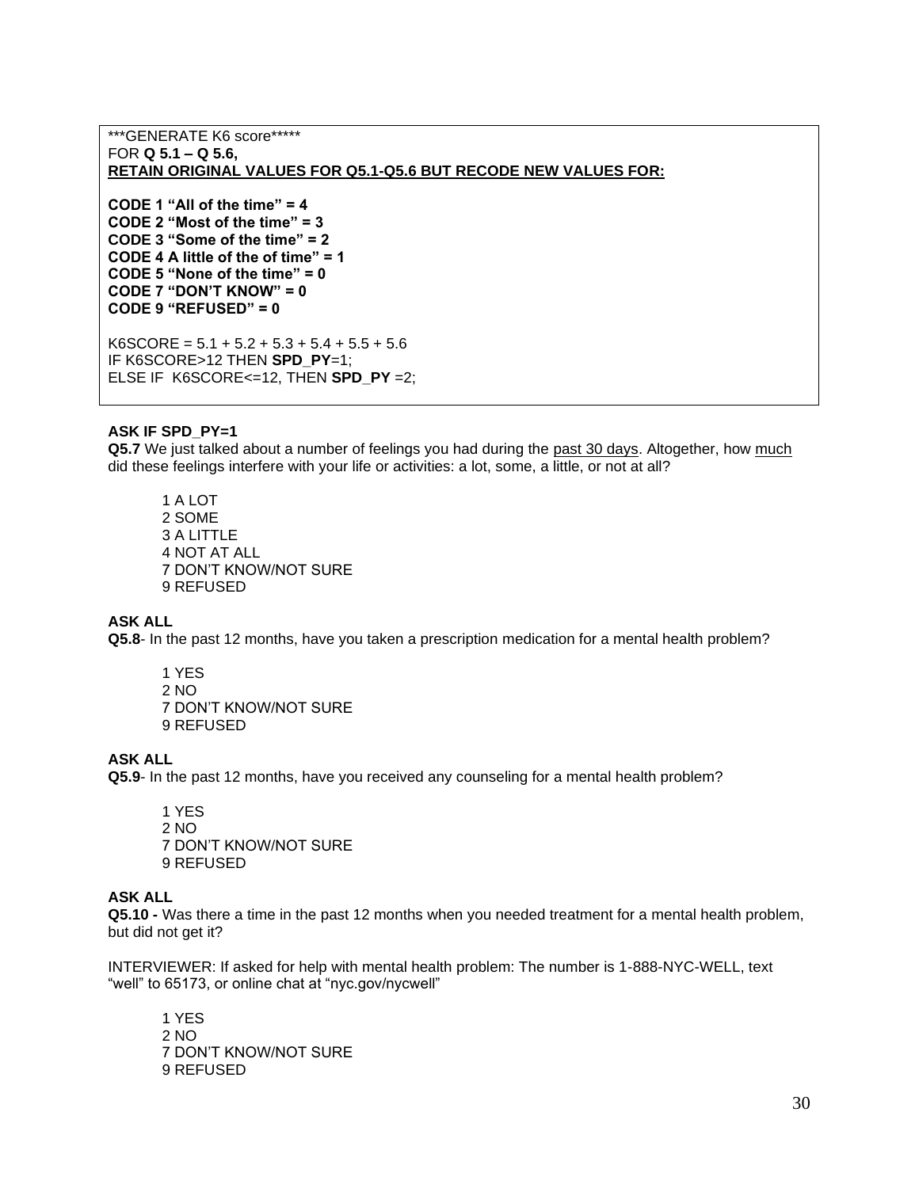***GENERATE K6 score*****
FOR **Q 5.1 – Q 5.6,**
**RETAIN ORIGINAL VALUES FOR Q5.1-Q5.6 BUT RECODE NEW VALUES FOR:**

**CODE 1 “All of the time” = 4**
**CODE 2 “Most of the time” = 3**
**CODE 3 “Some of the time” = 2**
**CODE 4 A little of the of time” = 1**
**CODE 5 “None of the time” = 0**
**CODE 7 “DON’T KNOW” = 0**
**CODE 9 “REFUSED” = 0**

K6SCORE = 5.1 + 5.2 + 5.3 + 5.4 + 5.5 + 5.6
IF K6SCORE>12 THEN **SPD_PY**=1;
ELSE IF K6SCORE<=12, THEN **SPD_PY** =2;

**ASK IF SPD_PY=1**
**Q5.7** We just talked about a number of feelings you had during the past 30 days. Altogether, how much did these feelings interfere with your life or activities: a lot, some, a little, or not at all?

1 A LOT
2 SOME
3 A LITTLE
4 NOT AT ALL
7 DON’T KNOW/NOT SURE
9 REFUSED

**ASK ALL**
**Q5.8**- In the past 12 months, have you taken a prescription medication for a mental health problem?

1 YES
2 NO
7 DON’T KNOW/NOT SURE
9 REFUSED

**ASK ALL**
**Q5.9**- In the past 12 months, have you received any counseling for a mental health problem?

1 YES
2 NO
7 DON’T KNOW/NOT SURE
9 REFUSED

**ASK ALL**
**Q5.10 -** Was there a time in the past 12 months when you needed treatment for a mental health problem, but did not get it?

INTERVIEWER: If asked for help with mental health problem: The number is 1-888-NYC-WELL, text “well” to 65173, or online chat at “nyc.gov/nycwell”

1 YES
2 NO
7 DON’T KNOW/NOT SURE
9 REFUSED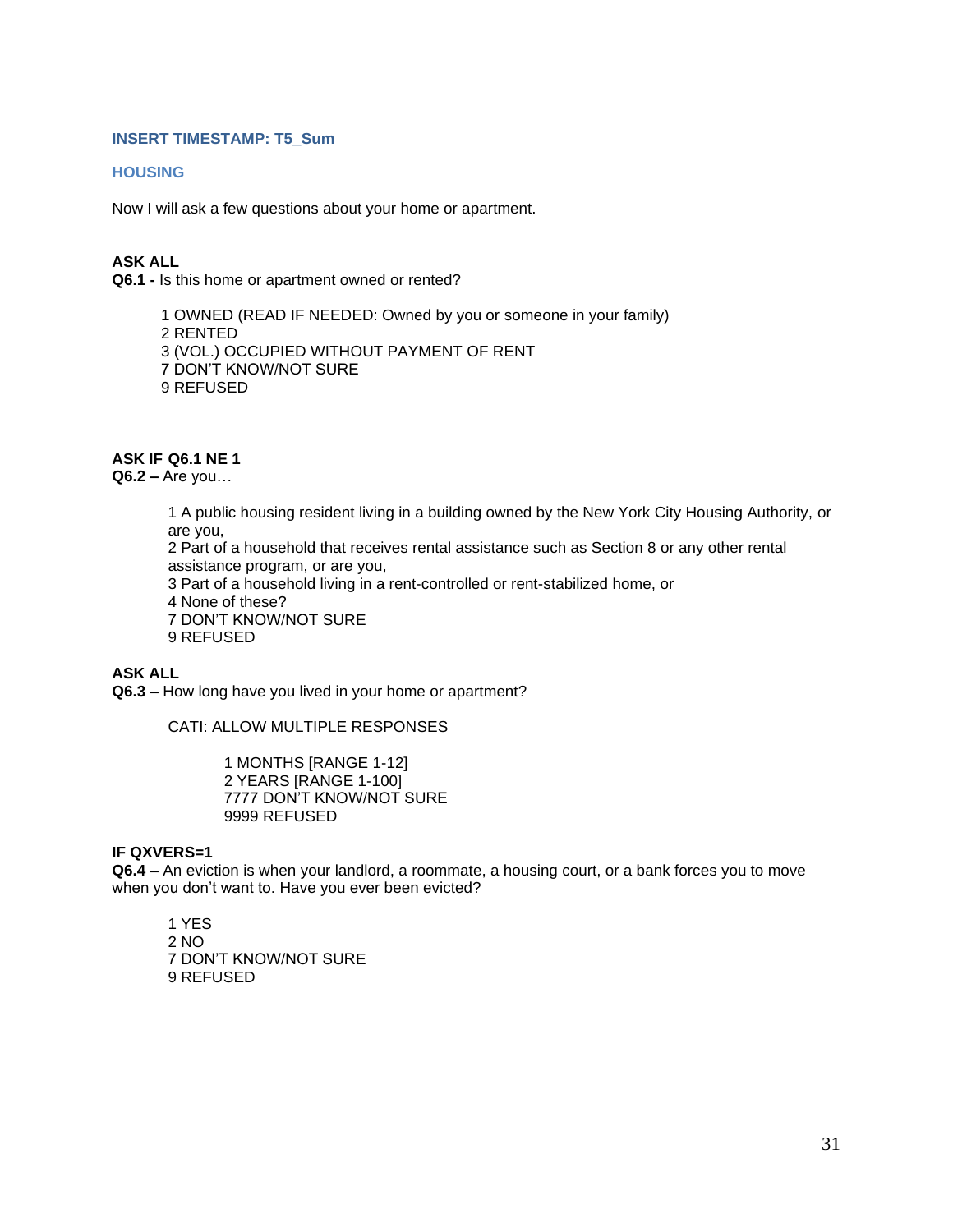**INSERT TIMESTAMP: T5_Sum**

## HOUSING

Now I will ask a few questions about your home or apartment.

**ASK ALL**
**Q6.1 -** Is this home or apartment owned or rented?

1 OWNED (READ IF NEEDED: Owned by you or someone in your family)
2 RENTED
3 (VOL.) OCCUPIED WITHOUT PAYMENT OF RENT
7 DON'T KNOW/NOT SURE
9 REFUSED

**ASK IF Q6.1 NE 1**
**Q6.2 –** Are you…

1 A public housing resident living in a building owned by the New York City Housing Authority, or are you,
2 Part of a household that receives rental assistance such as Section 8 or any other rental assistance program, or are you,
3 Part of a household living in a rent-controlled or rent-stabilized home, or
4 None of these?
7 DON'T KNOW/NOT SURE
9 REFUSED

**ASK ALL**
**Q6.3 –** How long have you lived in your home or apartment?

CATI: ALLOW MULTIPLE RESPONSES

1 MONTHS [RANGE 1-12]
2 YEARS [RANGE 1-100]
7777 DON'T KNOW/NOT SURE
9999 REFUSED

**IF QXVERS=1**
**Q6.4 –** An eviction is when your landlord, a roommate, a housing court, or a bank forces you to move when you don't want to. Have you ever been evicted?

1 YES
2 NO
7 DON'T KNOW/NOT SURE
9 REFUSED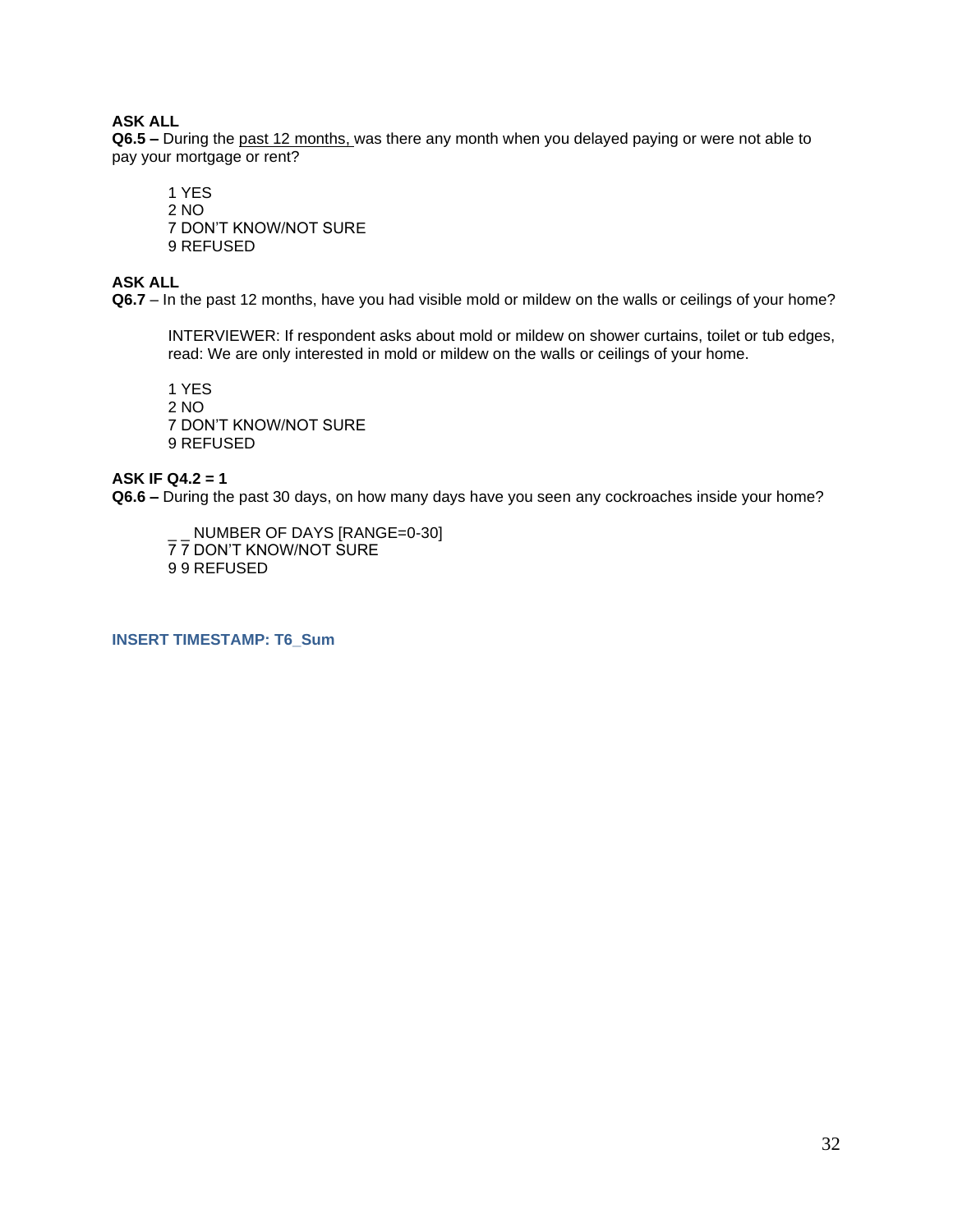**ASK ALL**

**Q6.5 –** During the past 12 months, was there any month when you delayed paying or were not able to pay your mortgage or rent?

1 YES
2 NO
7 DON'T KNOW/NOT SURE
9 REFUSED

**ASK ALL**

**Q6.7** – In the past 12 months, have you had visible mold or mildew on the walls or ceilings of your home?

INTERVIEWER: If respondent asks about mold or mildew on shower curtains, toilet or tub edges, read: We are only interested in mold or mildew on the walls or ceilings of your home.

1 YES
2 NO
7 DON'T KNOW/NOT SURE
9 REFUSED

**ASK IF Q4.2 = 1**

**Q6.6 –** During the past 30 days, on how many days have you seen any cockroaches inside your home?

_ _ NUMBER OF DAYS [RANGE=0-30]
7 7 DON'T KNOW/NOT SURE
9 9 REFUSED

**INSERT TIMESTAMP: T6_Sum**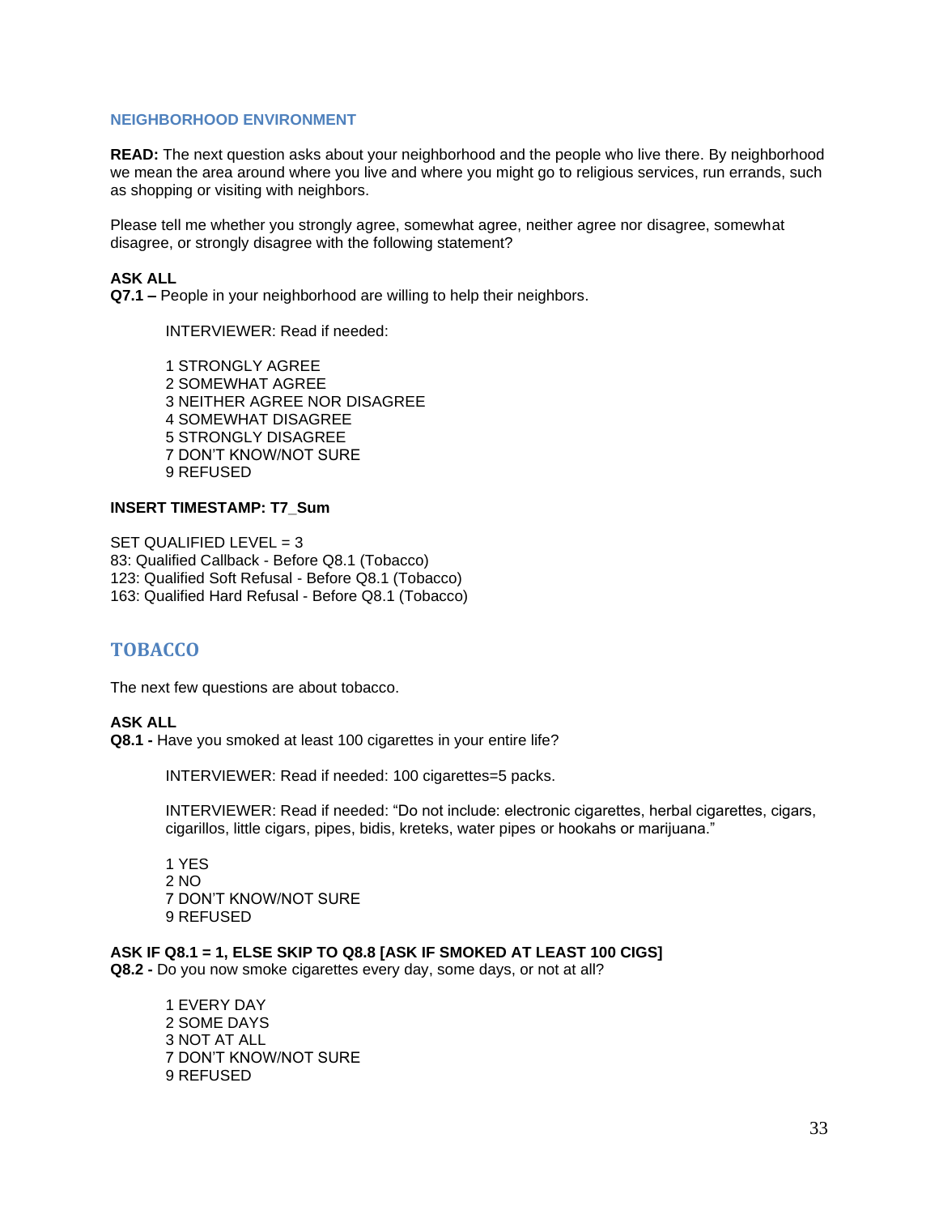## NEIGHBORHOOD ENVIRONMENT

**READ:** The next question asks about your neighborhood and the people who live there. By neighborhood we mean the area around where you live and where you might go to religious services, run errands, such as shopping or visiting with neighbors.

Please tell me whether you strongly agree, somewhat agree, neither agree nor disagree, somewhat disagree, or strongly disagree with the following statement?

**ASK ALL**
**Q7.1 –** People in your neighborhood are willing to help their neighbors.

INTERVIEWER: Read if needed:

1 STRONGLY AGREE
2 SOMEWHAT AGREE
3 NEITHER AGREE NOR DISAGREE
4 SOMEWHAT DISAGREE
5 STRONGLY DISAGREE
7 DON'T KNOW/NOT SURE
9 REFUSED

**INSERT TIMESTAMP: T7_Sum**

SET QUALIFIED LEVEL = 3
83: Qualified Callback - Before Q8.1 (Tobacco)
123: Qualified Soft Refusal - Before Q8.1 (Tobacco)
163: Qualified Hard Refusal - Before Q8.1 (Tobacco)

## TOBACCO

The next few questions are about tobacco.

**ASK ALL**
**Q8.1 -** Have you smoked at least 100 cigarettes in your entire life?

INTERVIEWER: Read if needed: 100 cigarettes=5 packs.

INTERVIEWER: Read if needed: "Do not include: electronic cigarettes, herbal cigarettes, cigars, cigarillos, little cigars, pipes, bidis, kreteks, water pipes or hookahs or marijuana."

1 YES
2 NO
7 DON'T KNOW/NOT SURE
9 REFUSED

**ASK IF Q8.1 = 1, ELSE SKIP TO Q8.8 [ASK IF SMOKED AT LEAST 100 CIGS]**
**Q8.2 -** Do you now smoke cigarettes every day, some days, or not at all?

1 EVERY DAY
2 SOME DAYS
3 NOT AT ALL
7 DON'T KNOW/NOT SURE
9 REFUSED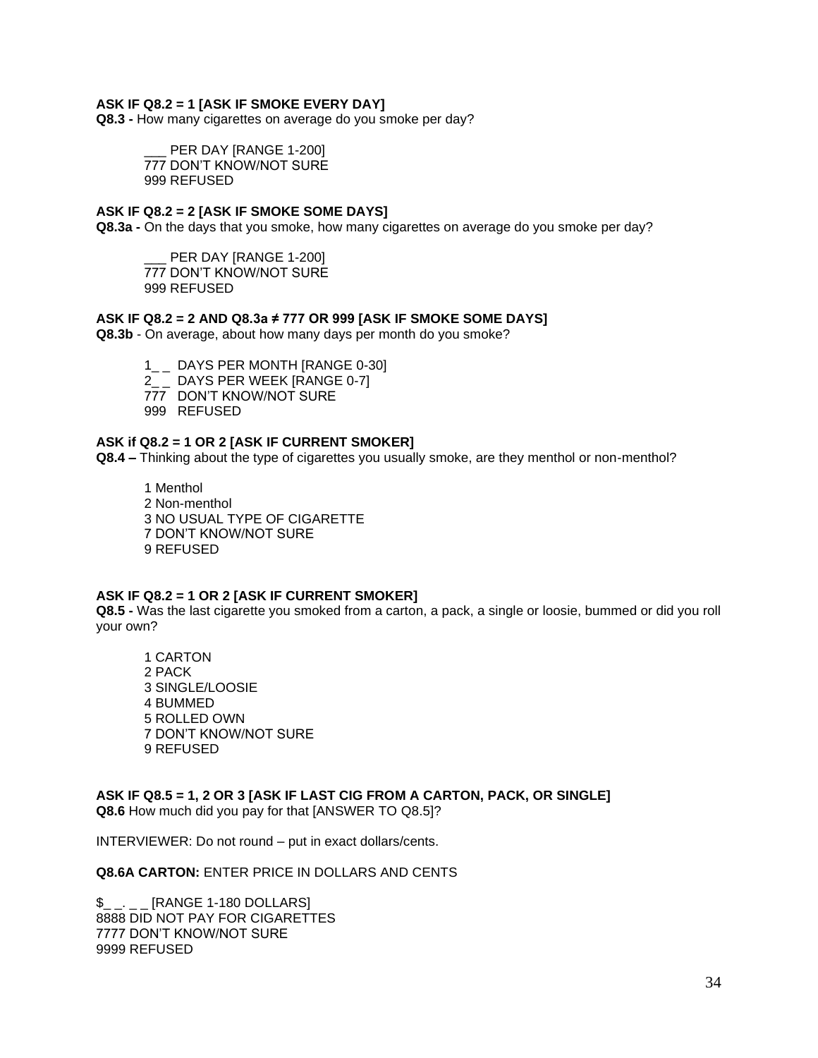**ASK IF Q8.2 = 1 [ASK IF SMOKE EVERY DAY]**
**Q8.3 -** How many cigarettes on average do you smoke per day?

___ PER DAY [RANGE 1-200]
777 DON'T KNOW/NOT SURE
999 REFUSED

**ASK IF Q8.2 = 2 [ASK IF SMOKE SOME DAYS]**
**Q8.3a -** On the days that you smoke, how many cigarettes on average do you smoke per day?

___ PER DAY [RANGE 1-200]
777 DON'T KNOW/NOT SURE
999 REFUSED

**ASK IF Q8.2 = 2 AND Q8.3a ≠ 777 OR 999 [ASK IF SMOKE SOME DAYS]**
**Q8.3b** - On average, about how many days per month do you smoke?

1_ _ DAYS PER MONTH [RANGE 0-30]
2_ _ DAYS PER WEEK [RANGE 0-7]
777 DON'T KNOW/NOT SURE
999 REFUSED

**ASK if Q8.2 = 1 OR 2 [ASK IF CURRENT SMOKER]**
**Q8.4 –** Thinking about the type of cigarettes you usually smoke, are they menthol or non-menthol?

1 Menthol
2 Non-menthol
3 NO USUAL TYPE OF CIGARETTE
7 DON'T KNOW/NOT SURE
9 REFUSED

**ASK IF Q8.2 = 1 OR 2 [ASK IF CURRENT SMOKER]**
**Q8.5 -** Was the last cigarette you smoked from a carton, a pack, a single or loosie, bummed or did you roll your own?

1 CARTON
2 PACK
3 SINGLE/LOOSIE
4 BUMMED
5 ROLLED OWN
7 DON'T KNOW/NOT SURE
9 REFUSED

**ASK IF Q8.5 = 1, 2 OR 3 [ASK IF LAST CIG FROM A CARTON, PACK, OR SINGLE]**
**Q8.6** How much did you pay for that [ANSWER TO Q8.5]?

INTERVIEWER: Do not round – put in exact dollars/cents.

**Q8.6A CARTON:** ENTER PRICE IN DOLLARS AND CENTS

$_ _. _ _ [RANGE 1-180 DOLLARS]
8888 DID NOT PAY FOR CIGARETTES
7777 DON'T KNOW/NOT SURE
9999 REFUSED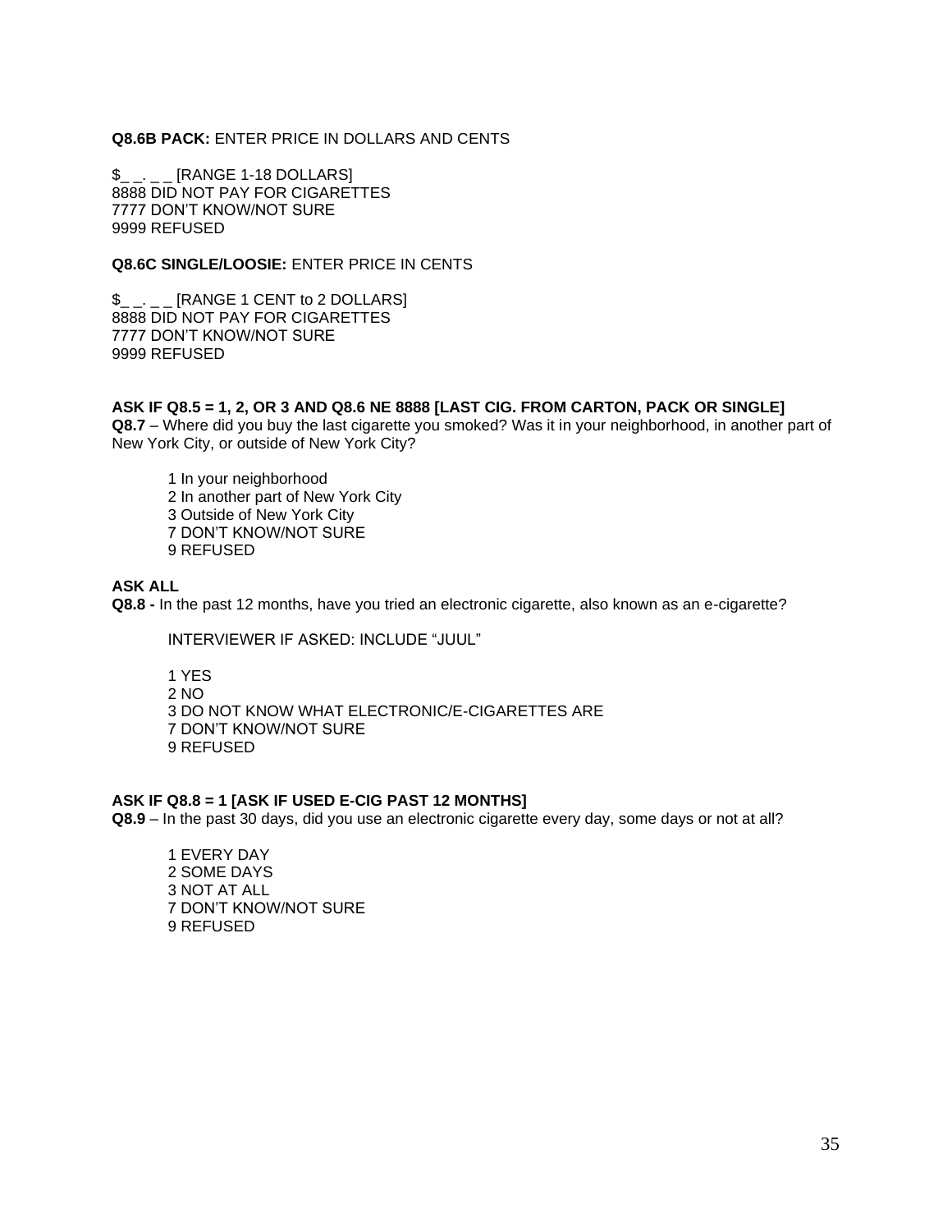**Q8.6B PACK:** ENTER PRICE IN DOLLARS AND CENTS

$_ _. _ _ [RANGE 1-18 DOLLARS]
8888 DID NOT PAY FOR CIGARETTES
7777 DON'T KNOW/NOT SURE
9999 REFUSED

**Q8.6C SINGLE/LOOSIE:** ENTER PRICE IN CENTS

$_ _. _ _ [RANGE 1 CENT to 2 DOLLARS]
8888 DID NOT PAY FOR CIGARETTES
7777 DON'T KNOW/NOT SURE
9999 REFUSED

**ASK IF Q8.5 = 1, 2, OR 3 AND Q8.6 NE 8888 [LAST CIG. FROM CARTON, PACK OR SINGLE]**
**Q8.7** – Where did you buy the last cigarette you smoked? Was it in your neighborhood, in another part of New York City, or outside of New York City?

1 In your neighborhood
2 In another part of New York City
3 Outside of New York City
7 DON'T KNOW/NOT SURE
9 REFUSED

**ASK ALL**
**Q8.8 -** In the past 12 months, have you tried an electronic cigarette, also known as an e-cigarette?

INTERVIEWER IF ASKED: INCLUDE "JUUL"

1 YES
2 NO
3 DO NOT KNOW WHAT ELECTRONIC/E-CIGARETTES ARE
7 DON'T KNOW/NOT SURE
9 REFUSED

**ASK IF Q8.8 = 1 [ASK IF USED E-CIG PAST 12 MONTHS]**
**Q8.9** – In the past 30 days, did you use an electronic cigarette every day, some days or not at all?

1 EVERY DAY
2 SOME DAYS
3 NOT AT ALL
7 DON'T KNOW/NOT SURE
9 REFUSED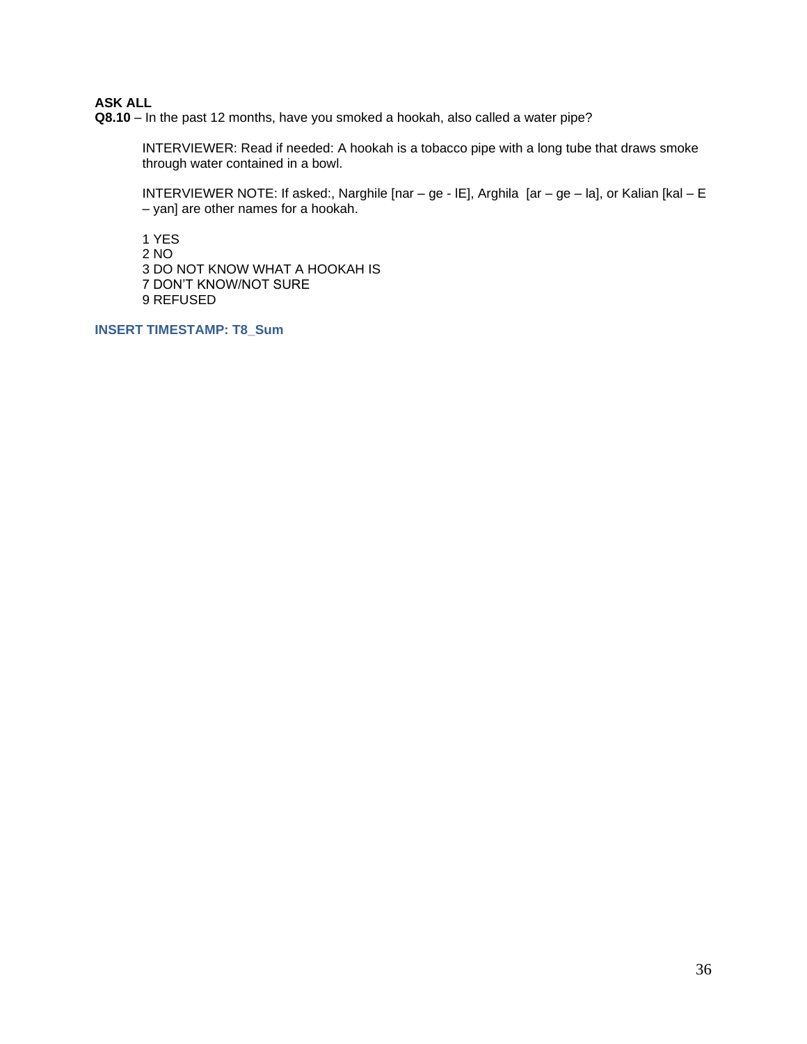**ASK ALL**
**Q8.10** – In the past 12 months, have you smoked a hookah, also called a water pipe?

INTERVIEWER: Read if needed: A hookah is a tobacco pipe with a long tube that draws smoke through water contained in a bowl.

INTERVIEWER NOTE: If asked:, Narghile [nar – ge - lE], Arghila [ar – ge – la], or Kalian [kal – E – yan] are other names for a hookah.

1 YES
2 NO
3 DO NOT KNOW WHAT A HOOKAH IS
7 DON'T KNOW/NOT SURE
9 REFUSED

**INSERT TIMESTAMP: T8_Sum**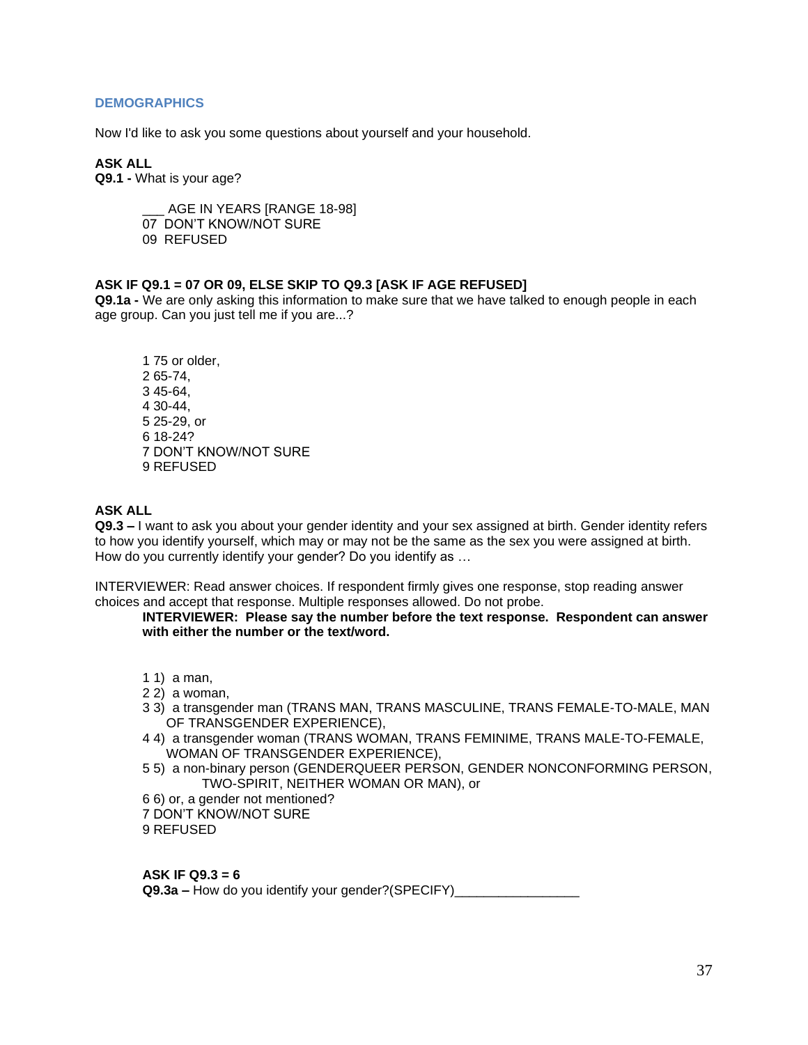## DEMOGRAPHICS

Now I'd like to ask you some questions about yourself and your household.

**ASK ALL**
**Q9.1 -** What is your age?

> ___ AGE IN YEARS [RANGE 18-98]
> 07 DON'T KNOW/NOT SURE
> 09 REFUSED

**ASK IF Q9.1 = 07 OR 09, ELSE SKIP TO Q9.3 [ASK IF AGE REFUSED]**
**Q9.1a -** We are only asking this information to make sure that we have talked to enough people in each age group. Can you just tell me if you are...?

> 1 75 or older,
> 2 65-74,
> 3 45-64,
> 4 30-44,
> 5 25-29, or
> 6 18-24?
> 7 DON'T KNOW/NOT SURE
> 9 REFUSED

**ASK ALL**
**Q9.3 –** I want to ask you about your gender identity and your sex assigned at birth. Gender identity refers to how you identify yourself, which may or may not be the same as the sex you were assigned at birth. How do you currently identify your gender? Do you identify as …

INTERVIEWER: Read answer choices. If respondent firmly gives one response, stop reading answer choices and accept that response. Multiple responses allowed. Do not probe.

> **INTERVIEWER: Please say the number before the text response. Respondent can answer with either the number or the text/word.**

> 1 1) a man,
> 2 2) a woman,
> 3 3) a transgender man (TRANS MAN, TRANS MASCULINE, TRANS FEMALE-TO-MALE, MAN OF TRANSGENDER EXPERIENCE),
> 4 4) a transgender woman (TRANS WOMAN, TRANS FEMINIME, TRANS MALE-TO-FEMALE, WOMAN OF TRANSGENDER EXPERIENCE),
> 5 5) a non-binary person (GENDERQUEER PERSON, GENDER NONCONFORMING PERSON, TWO-SPIRIT, NEITHER WOMAN OR MAN), or
> 6 6) or, a gender not mentioned?
> 7 DON'T KNOW/NOT SURE
> 9 REFUSED

> **ASK IF Q9.3 = 6**
> **Q9.3a –** How do you identify your gender?(SPECIFY)_________________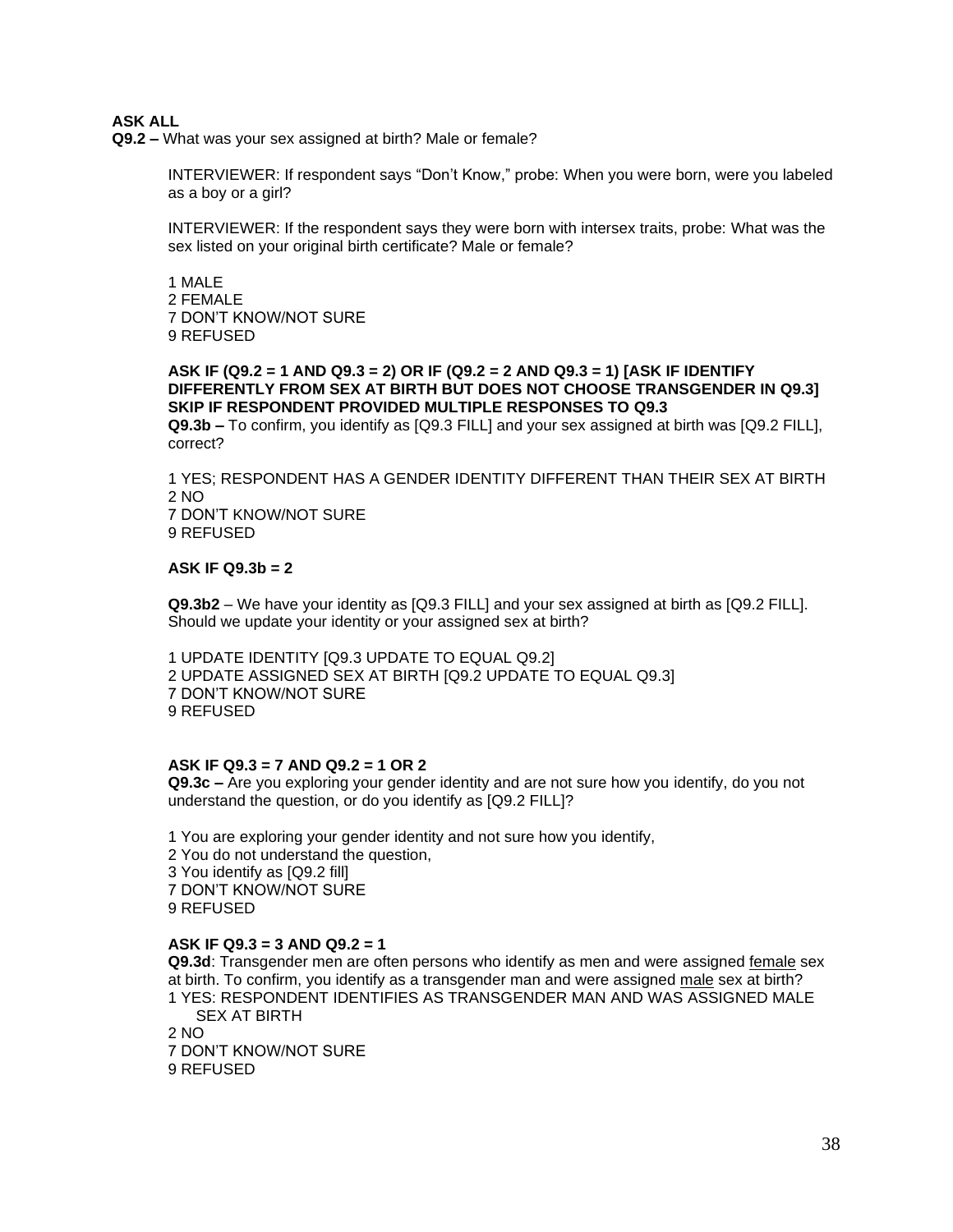**ASK ALL**

**Q9.2 –** What was your sex assigned at birth? Male or female?

INTERVIEWER: If respondent says "Don't Know," probe: When you were born, were you labeled as a boy or a girl?

INTERVIEWER: If the respondent says they were born with intersex traits, probe: What was the sex listed on your original birth certificate? Male or female?

1 MALE
2 FEMALE
7 DON'T KNOW/NOT SURE
9 REFUSED

**ASK IF (Q9.2 = 1 AND Q9.3 = 2) OR IF (Q9.2 = 2 AND Q9.3 = 1) [ASK IF IDENTIFY DIFFERENTLY FROM SEX AT BIRTH BUT DOES NOT CHOOSE TRANSGENDER IN Q9.3] SKIP IF RESPONDENT PROVIDED MULTIPLE RESPONSES TO Q9.3**

**Q9.3b –** To confirm, you identify as [Q9.3 FILL] and your sex assigned at birth was [Q9.2 FILL], correct?

1 YES; RESPONDENT HAS A GENDER IDENTITY DIFFERENT THAN THEIR SEX AT BIRTH
2 NO
7 DON'T KNOW/NOT SURE
9 REFUSED

**ASK IF Q9.3b = 2**

**Q9.3b2** – We have your identity as [Q9.3 FILL] and your sex assigned at birth as [Q9.2 FILL]. Should we update your identity or your assigned sex at birth?

1 UPDATE IDENTITY [Q9.3 UPDATE TO EQUAL Q9.2]
2 UPDATE ASSIGNED SEX AT BIRTH [Q9.2 UPDATE TO EQUAL Q9.3]
7 DON'T KNOW/NOT SURE
9 REFUSED

**ASK IF Q9.3 = 7 AND Q9.2 = 1 OR 2**

**Q9.3c –** Are you exploring your gender identity and are not sure how you identify, do you not understand the question, or do you identify as [Q9.2 FILL]?

1 You are exploring your gender identity and not sure how you identify,
2 You do not understand the question,
3 You identify as [Q9.2 fill]
7 DON'T KNOW/NOT SURE
9 REFUSED

**ASK IF Q9.3 = 3 AND Q9.2 = 1**

**Q9.3d**: Transgender men are often persons who identify as men and were assigned <u>female</u> sex at birth. To confirm, you identify as a transgender man and were assigned <u>male</u> sex at birth?

1 YES: RESPONDENT IDENTIFIES AS TRANSGENDER MAN AND WAS ASSIGNED MALE SEX AT BIRTH
2 NO
7 DON'T KNOW/NOT SURE
9 REFUSED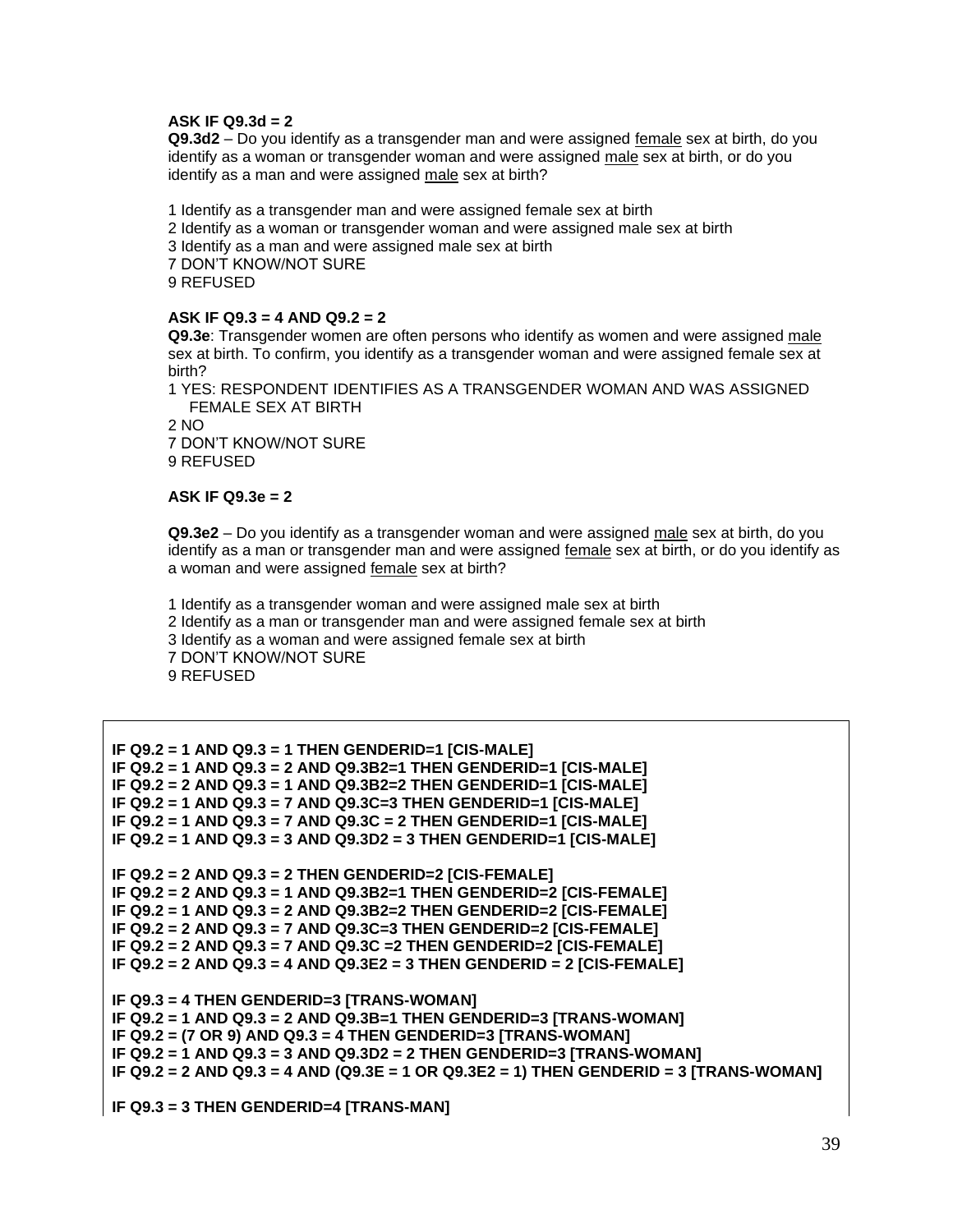**ASK IF Q9.3d = 2**

**Q9.3d2** – Do you identify as a transgender man and were assigned female sex at birth, do you identify as a woman or transgender woman and were assigned male sex at birth, or do you identify as a man and were assigned male sex at birth?

1 Identify as a transgender man and were assigned female sex at birth
2 Identify as a woman or transgender woman and were assigned male sex at birth
3 Identify as a man and were assigned male sex at birth
7 DON'T KNOW/NOT SURE
9 REFUSED

**ASK IF Q9.3 = 4 AND Q9.2 = 2**

**Q9.3e**: Transgender women are often persons who identify as women and were assigned male sex at birth. To confirm, you identify as a transgender woman and were assigned female sex at birth?

1 YES: RESPONDENT IDENTIFIES AS A TRANSGENDER WOMAN AND WAS ASSIGNED FEMALE SEX AT BIRTH
2 NO
7 DON'T KNOW/NOT SURE
9 REFUSED

**ASK IF Q9.3e = 2**

**Q9.3e2** – Do you identify as a transgender woman and were assigned male sex at birth, do you identify as a man or transgender man and were assigned female sex at birth, or do you identify as a woman and were assigned female sex at birth?

1 Identify as a transgender woman and were assigned male sex at birth
2 Identify as a man or transgender man and were assigned female sex at birth
3 Identify as a woman and were assigned female sex at birth
7 DON'T KNOW/NOT SURE
9 REFUSED

**IF Q9.2 = 1 AND Q9.3 = 1 THEN GENDERID=1 [CIS-MALE]**
**IF Q9.2 = 1 AND Q9.3 = 2 AND Q9.3B2=1 THEN GENDERID=1 [CIS-MALE]**
**IF Q9.2 = 2 AND Q9.3 = 1 AND Q9.3B2=2 THEN GENDERID=1 [CIS-MALE]**
**IF Q9.2 = 1 AND Q9.3 = 7 AND Q9.3C=3 THEN GENDERID=1 [CIS-MALE]**
**IF Q9.2 = 1 AND Q9.3 = 7 AND Q9.3C = 2 THEN GENDERID=1 [CIS-MALE]**
**IF Q9.2 = 1 AND Q9.3 = 3 AND Q9.3D2 = 3 THEN GENDERID=1 [CIS-MALE]**

**IF Q9.2 = 2 AND Q9.3 = 2 THEN GENDERID=2 [CIS-FEMALE]**
**IF Q9.2 = 2 AND Q9.3 = 1 AND Q9.3B2=1 THEN GENDERID=2 [CIS-FEMALE]**
**IF Q9.2 = 1 AND Q9.3 = 2 AND Q9.3B2=2 THEN GENDERID=2 [CIS-FEMALE]**
**IF Q9.2 = 2 AND Q9.3 = 7 AND Q9.3C=3 THEN GENDERID=2 [CIS-FEMALE]**
**IF Q9.2 = 2 AND Q9.3 = 7 AND Q9.3C =2 THEN GENDERID=2 [CIS-FEMALE]**
**IF Q9.2 = 2 AND Q9.3 = 4 AND Q9.3E2 = 3 THEN GENDERID = 2 [CIS-FEMALE]**

**IF Q9.3 = 4 THEN GENDERID=3 [TRANS-WOMAN]**
**IF Q9.2 = 1 AND Q9.3 = 2 AND Q9.3B=1 THEN GENDERID=3 [TRANS-WOMAN]**
**IF Q9.2 = (7 OR 9) AND Q9.3 = 4 THEN GENDERID=3 [TRANS-WOMAN]**
**IF Q9.2 = 1 AND Q9.3 = 3 AND Q9.3D2 = 2 THEN GENDERID=3 [TRANS-WOMAN]**
**IF Q9.2 = 2 AND Q9.3 = 4 AND (Q9.3E = 1 OR Q9.3E2 = 1) THEN GENDERID = 3 [TRANS-WOMAN]**

**IF Q9.3 = 3 THEN GENDERID=4 [TRANS-MAN]**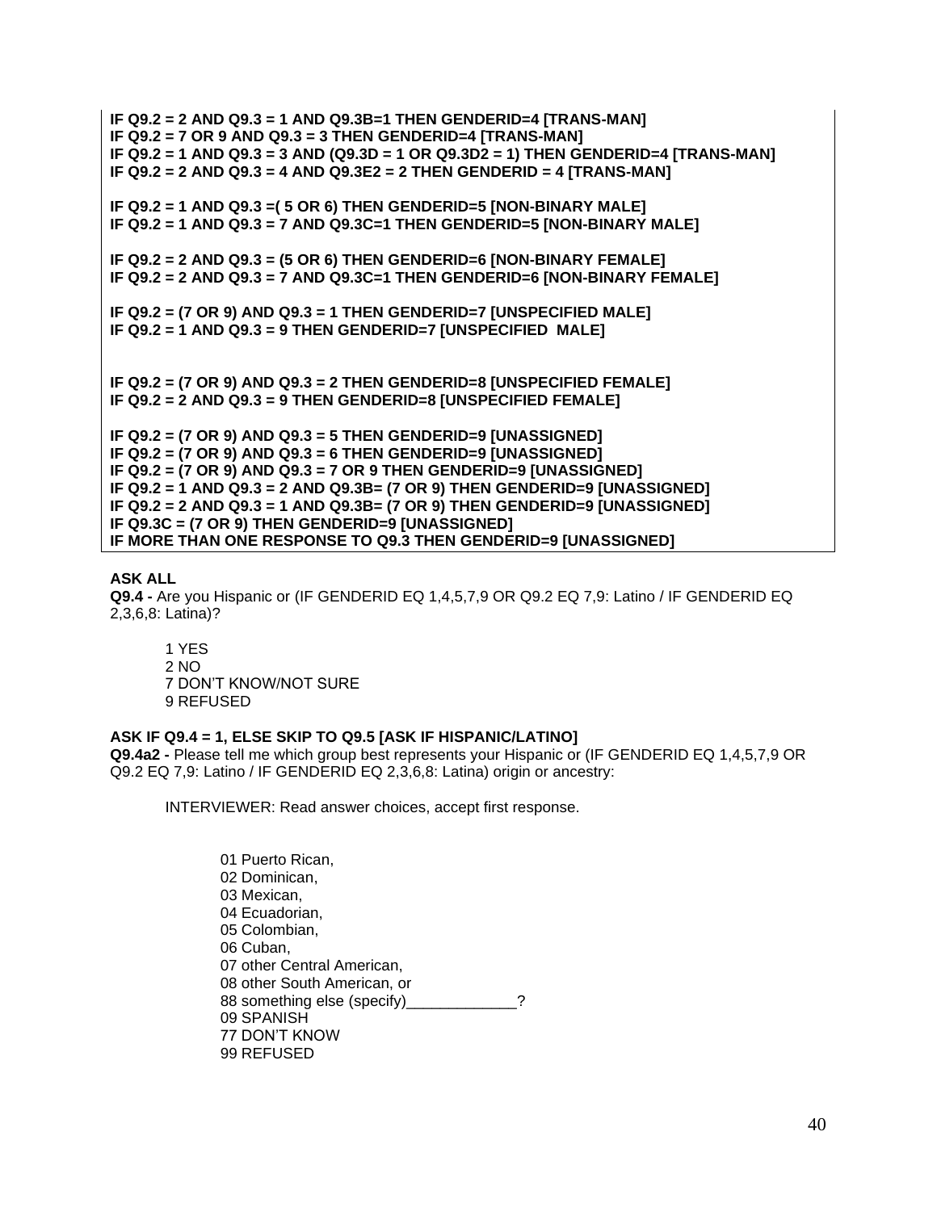**IF Q9.2 = 2 AND Q9.3 = 1 AND Q9.3B=1 THEN GENDERID=4 [TRANS-MAN]**
**IF Q9.2 = 7 OR 9 AND Q9.3 = 3 THEN GENDERID=4 [TRANS-MAN]**
**IF Q9.2 = 1 AND Q9.3 = 3 AND (Q9.3D = 1 OR Q9.3D2 = 1) THEN GENDERID=4 [TRANS-MAN]**
**IF Q9.2 = 2 AND Q9.3 = 4 AND Q9.3E2 = 2 THEN GENDERID = 4 [TRANS-MAN]**

**IF Q9.2 = 1 AND Q9.3 =( 5 OR 6) THEN GENDERID=5 [NON-BINARY MALE]**
**IF Q9.2 = 1 AND Q9.3 = 7 AND Q9.3C=1 THEN GENDERID=5 [NON-BINARY MALE]**

**IF Q9.2 = 2 AND Q9.3 = (5 OR 6) THEN GENDERID=6 [NON-BINARY FEMALE]**
**IF Q9.2 = 2 AND Q9.3 = 7 AND Q9.3C=1 THEN GENDERID=6 [NON-BINARY FEMALE]**

**IF Q9.2 = (7 OR 9) AND Q9.3 = 1 THEN GENDERID=7 [UNSPECIFIED MALE]**
**IF Q9.2 = 1 AND Q9.3 = 9 THEN GENDERID=7 [UNSPECIFIED MALE]**

**IF Q9.2 = (7 OR 9) AND Q9.3 = 2 THEN GENDERID=8 [UNSPECIFIED FEMALE]**
**IF Q9.2 = 2 AND Q9.3 = 9 THEN GENDERID=8 [UNSPECIFIED FEMALE]**

**IF Q9.2 = (7 OR 9) AND Q9.3 = 5 THEN GENDERID=9 [UNASSIGNED]**
**IF Q9.2 = (7 OR 9) AND Q9.3 = 6 THEN GENDERID=9 [UNASSIGNED]**
**IF Q9.2 = (7 OR 9) AND Q9.3 = 7 OR 9 THEN GENDERID=9 [UNASSIGNED]**
**IF Q9.2 = 1 AND Q9.3 = 2 AND Q9.3B= (7 OR 9) THEN GENDERID=9 [UNASSIGNED]**
**IF Q9.2 = 2 AND Q9.3 = 1 AND Q9.3B= (7 OR 9) THEN GENDERID=9 [UNASSIGNED]**
**IF Q9.3C = (7 OR 9) THEN GENDERID=9 [UNASSIGNED]**
**IF MORE THAN ONE RESPONSE TO Q9.3 THEN GENDERID=9 [UNASSIGNED]**

**ASK ALL**
**Q9.4 -** Are you Hispanic or (IF GENDERID EQ 1,4,5,7,9 OR Q9.2 EQ 7,9: Latino / IF GENDERID EQ 2,3,6,8: Latina)?

1 YES
2 NO
7 DON'T KNOW/NOT SURE
9 REFUSED

**ASK IF Q9.4 = 1, ELSE SKIP TO Q9.5 [ASK IF HISPANIC/LATINO]**
**Q9.4a2 -** Please tell me which group best represents your Hispanic or (IF GENDERID EQ 1,4,5,7,9 OR Q9.2 EQ 7,9: Latino / IF GENDERID EQ 2,3,6,8: Latina) origin or ancestry:

INTERVIEWER: Read answer choices, accept first response.

01 Puerto Rican,
02 Dominican,
03 Mexican,
04 Ecuadorian,
05 Colombian,
06 Cuban,
07 other Central American,
08 other South American, or
88 something else (specify)_____________?
09 SPANISH
77 DON'T KNOW
99 REFUSED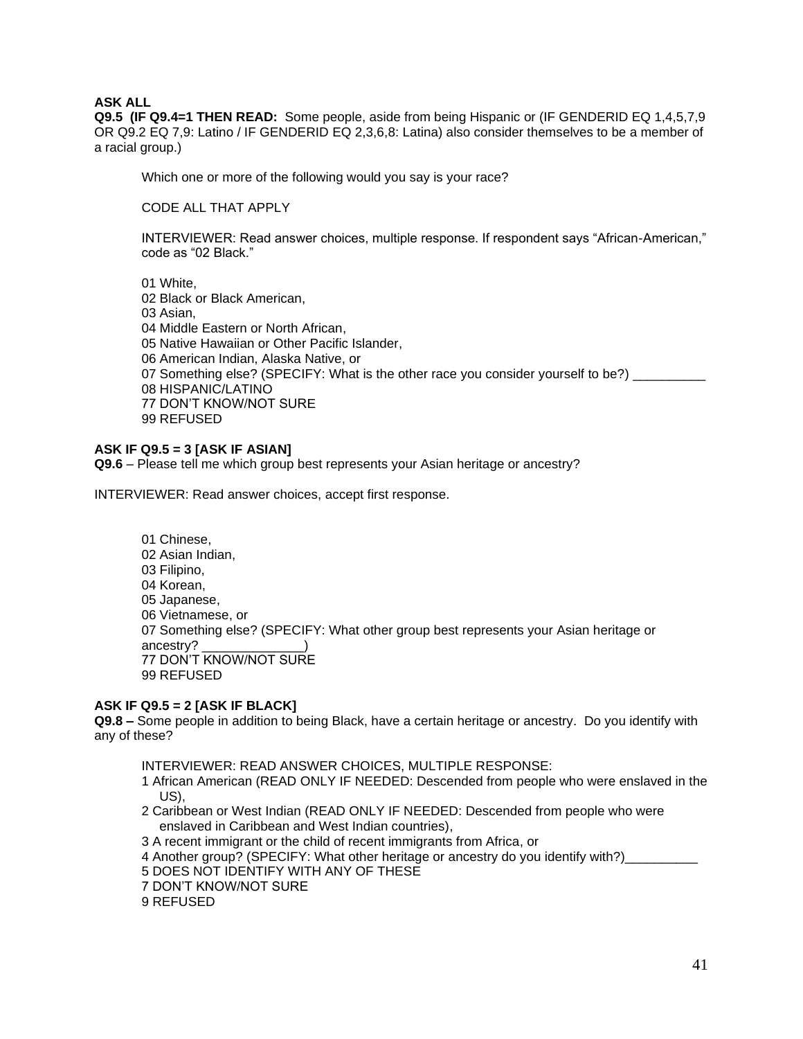**ASK ALL**

**Q9.5 (IF Q9.4=1 THEN READ:** Some people, aside from being Hispanic or (IF GENDERID EQ 1,4,5,7,9 OR Q9.2 EQ 7,9: Latino / IF GENDERID EQ 2,3,6,8: Latina) also consider themselves to be a member of a racial group.)

Which one or more of the following would you say is your race?

CODE ALL THAT APPLY

INTERVIEWER: Read answer choices, multiple response. If respondent says "African-American," code as "02 Black."

01 White,
02 Black or Black American,
03 Asian,
04 Middle Eastern or North African,
05 Native Hawaiian or Other Pacific Islander,
06 American Indian, Alaska Native, or
07 Something else? (SPECIFY: What is the other race you consider yourself to be?) __________
08 HISPANIC/LATINO
77 DON'T KNOW/NOT SURE
99 REFUSED

**ASK IF Q9.5 = 3 [ASK IF ASIAN]**

**Q9.6** – Please tell me which group best represents your Asian heritage or ancestry?

INTERVIEWER: Read answer choices, accept first response.

01 Chinese,
02 Asian Indian,
03 Filipino,
04 Korean,
05 Japanese,
06 Vietnamese, or
07 Something else? (SPECIFY: What other group best represents your Asian heritage or ancestry? ______________)
77 DON'T KNOW/NOT SURE
99 REFUSED

**ASK IF Q9.5 = 2 [ASK IF BLACK]**

**Q9.8 –** Some people in addition to being Black, have a certain heritage or ancestry. Do you identify with any of these?

INTERVIEWER: READ ANSWER CHOICES, MULTIPLE RESPONSE:

1 African American (READ ONLY IF NEEDED: Descended from people who were enslaved in the US),
2 Caribbean or West Indian (READ ONLY IF NEEDED: Descended from people who were enslaved in Caribbean and West Indian countries),
3 A recent immigrant or the child of recent immigrants from Africa, or
4 Another group? (SPECIFY: What other heritage or ancestry do you identify with?)__________
5 DOES NOT IDENTIFY WITH ANY OF THESE
7 DON'T KNOW/NOT SURE
9 REFUSED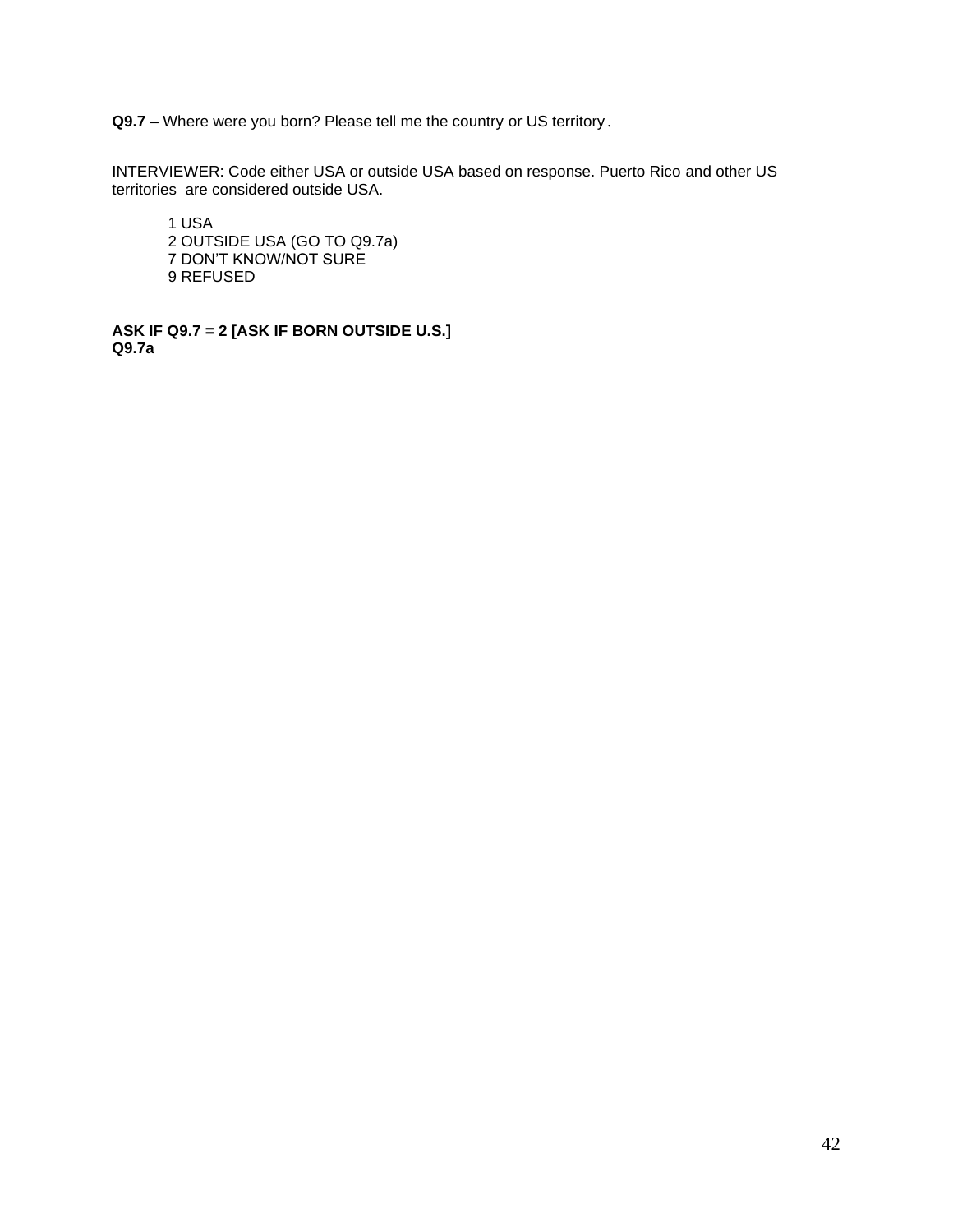**Q9.7 –** Where were you born? Please tell me the country or US territory.

INTERVIEWER: Code either USA or outside USA based on response. Puerto Rico and other US territories are considered outside USA.

1 USA
2 OUTSIDE USA (GO TO Q9.7a)
7 DON'T KNOW/NOT SURE
9 REFUSED

**ASK IF Q9.7 = 2 [ASK IF BORN OUTSIDE U.S.]**
**Q9.7a**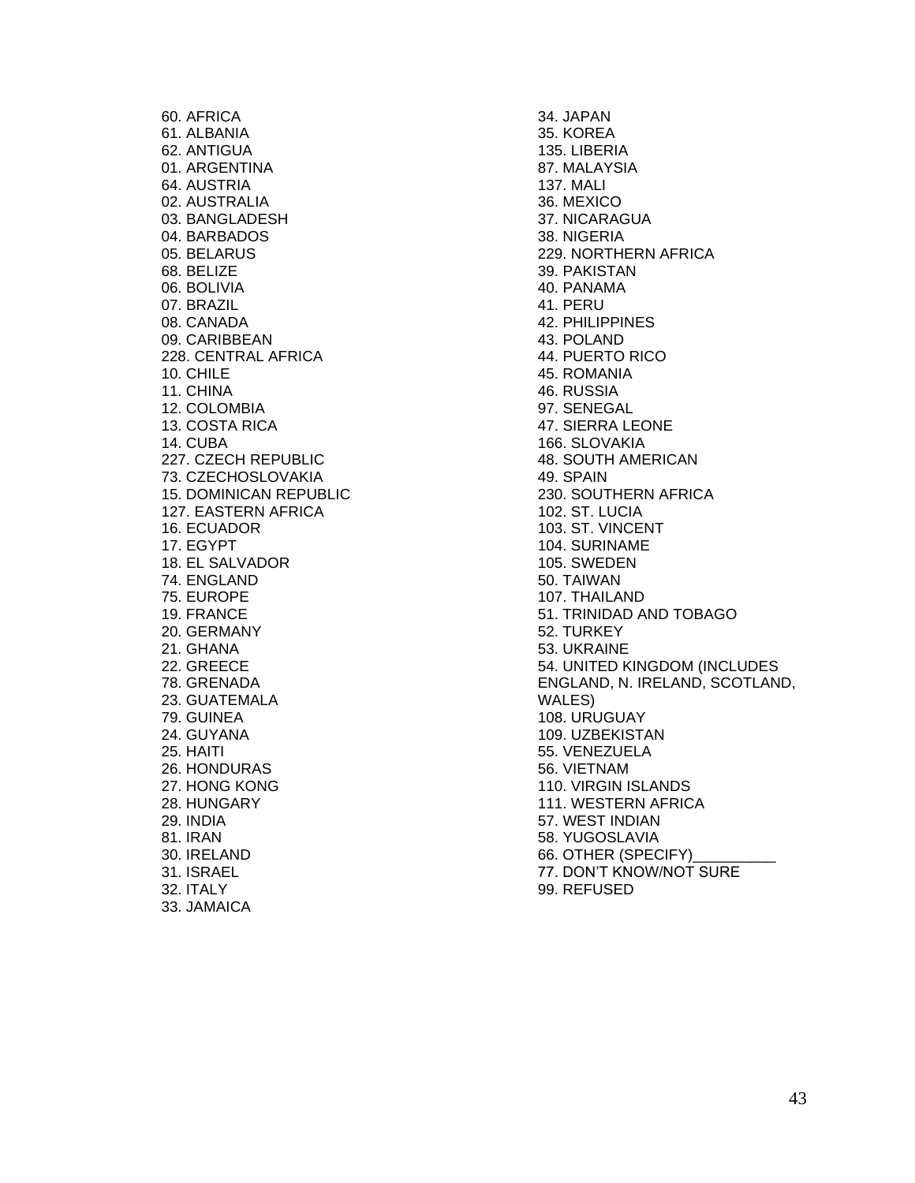60. AFRICA
61. ALBANIA
62. ANTIGUA
01. ARGENTINA
64. AUSTRIA
02. AUSTRALIA
03. BANGLADESH
04. BARBADOS
05. BELARUS
68. BELIZE
06. BOLIVIA
07. BRAZIL
08. CANADA
09. CARIBBEAN
228. CENTRAL AFRICA
10. CHILE
11. CHINA
12. COLOMBIA
13. COSTA RICA
14. CUBA
227. CZECH REPUBLIC
73. CZECHOSLOVAKIA
15. DOMINICAN REPUBLIC
127. EASTERN AFRICA
16. ECUADOR
17. EGYPT
18. EL SALVADOR
74. ENGLAND
75. EUROPE
19. FRANCE
20. GERMANY
21. GHANA
22. GREECE
78. GRENADA
23. GUATEMALA
79. GUINEA
24. GUYANA
25. HAITI
26. HONDURAS
27. HONG KONG
28. HUNGARY
29. INDIA
81. IRAN
30. IRELAND
31. ISRAEL
32. ITALY
33. JAMAICA
34. JAPAN
35. KOREA
135. LIBERIA
87. MALAYSIA
137. MALI
36. MEXICO
37. NICARAGUA
38. NIGERIA
229. NORTHERN AFRICA
39. PAKISTAN
40. PANAMA
41. PERU
42. PHILIPPINES
43. POLAND
44. PUERTO RICO
45. ROMANIA
46. RUSSIA
97. SENEGAL
47. SIERRA LEONE
166. SLOVAKIA
48. SOUTH AMERICAN
49. SPAIN
230. SOUTHERN AFRICA
102. ST. LUCIA
103. ST. VINCENT
104. SURINAME
105. SWEDEN
50. TAIWAN
107. THAILAND
51. TRINIDAD AND TOBAGO
52. TURKEY
53. UKRAINE
54. UNITED KINGDOM (INCLUDES ENGLAND, N. IRELAND, SCOTLAND, WALES)
108. URUGUAY
109. UZBEKISTAN
55. VENEZUELA
56. VIETNAM
110. VIRGIN ISLANDS
111. WESTERN AFRICA
57. WEST INDIAN
58. YUGOSLAVIA
66. OTHER (SPECIFY)__________
77. DON'T KNOW/NOT SURE
99. REFUSED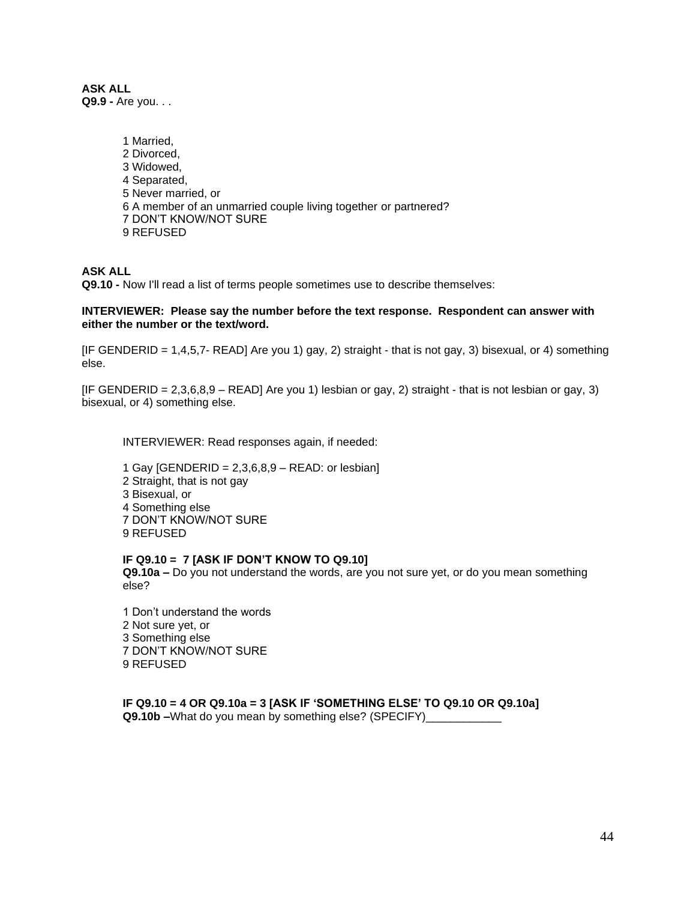**ASK ALL**
**Q9.9 -** Are you. . .

1 Married,
2 Divorced,
3 Widowed,
4 Separated,
5 Never married, or
6 A member of an unmarried couple living together or partnered?
7 DON'T KNOW/NOT SURE
9 REFUSED

**ASK ALL**
**Q9.10 -** Now I'll read a list of terms people sometimes use to describe themselves:

**INTERVIEWER: Please say the number before the text response. Respondent can answer with either the number or the text/word.**

[IF GENDERID = 1,4,5,7- READ] Are you 1) gay, 2) straight - that is not gay, 3) bisexual, or 4) something else.

[IF GENDERID = 2,3,6,8,9 – READ] Are you 1) lesbian or gay, 2) straight - that is not lesbian or gay, 3) bisexual, or 4) something else.

INTERVIEWER: Read responses again, if needed:

1 Gay [GENDERID = 2,3,6,8,9 – READ: or lesbian]
2 Straight, that is not gay
3 Bisexual, or
4 Something else
7 DON'T KNOW/NOT SURE
9 REFUSED

**IF Q9.10 = 7 [ASK IF DON'T KNOW TO Q9.10]**
**Q9.10a –** Do you not understand the words, are you not sure yet, or do you mean something else?

1 Don't understand the words
2 Not sure yet, or
3 Something else
7 DON'T KNOW/NOT SURE
9 REFUSED

**IF Q9.10 = 4 OR Q9.10a = 3 [ASK IF 'SOMETHING ELSE' TO Q9.10 OR Q9.10a]**
**Q9.10b –**What do you mean by something else? (SPECIFY)____________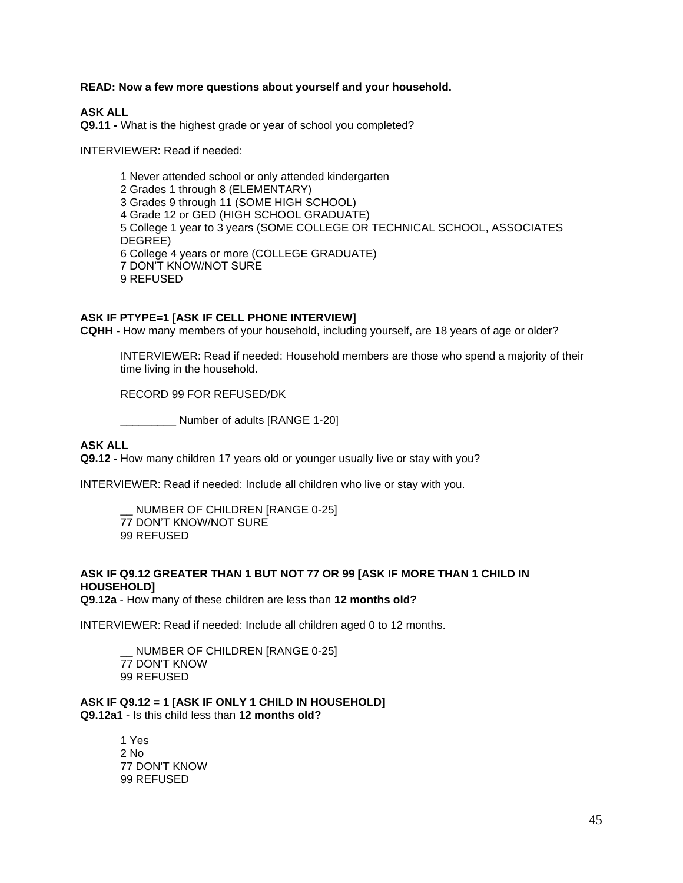**READ: Now a few more questions about yourself and your household.**

**ASK ALL**
**Q9.11 -** What is the highest grade or year of school you completed?

INTERVIEWER: Read if needed:

1 Never attended school or only attended kindergarten
2 Grades 1 through 8 (ELEMENTARY)
3 Grades 9 through 11 (SOME HIGH SCHOOL)
4 Grade 12 or GED (HIGH SCHOOL GRADUATE)
5 College 1 year to 3 years (SOME COLLEGE OR TECHNICAL SCHOOL, ASSOCIATES DEGREE)
6 College 4 years or more (COLLEGE GRADUATE)
7 DON'T KNOW/NOT SURE
9 REFUSED

**ASK IF PTYPE=1 [ASK IF CELL PHONE INTERVIEW]**
**CQHH -** How many members of your household, including yourself, are 18 years of age or older?

INTERVIEWER: Read if needed: Household members are those who spend a majority of their time living in the household.

RECORD 99 FOR REFUSED/DK

_________ Number of adults [RANGE 1-20]

**ASK ALL**
**Q9.12 -** How many children 17 years old or younger usually live or stay with you?

INTERVIEWER: Read if needed: Include all children who live or stay with you.

__ NUMBER OF CHILDREN [RANGE 0-25]
77 DON'T KNOW/NOT SURE
99 REFUSED

**ASK IF Q9.12 GREATER THAN 1 BUT NOT 77 OR 99 [ASK IF MORE THAN 1 CHILD IN HOUSEHOLD]**
**Q9.12a** - How many of these children are less than **12 months old?**

INTERVIEWER: Read if needed: Include all children aged 0 to 12 months.

__ NUMBER OF CHILDREN [RANGE 0-25]
77 DON'T KNOW
99 REFUSED

**ASK IF Q9.12 = 1 [ASK IF ONLY 1 CHILD IN HOUSEHOLD]**
**Q9.12a1** - Is this child less than **12 months old?**

1 Yes
2 No
77 DON'T KNOW
99 REFUSED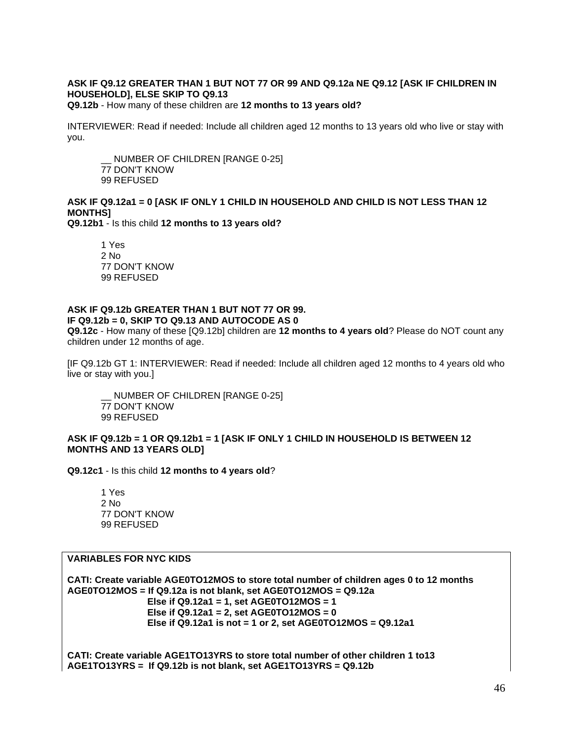**ASK IF Q9.12 GREATER THAN 1 BUT NOT 77 OR 99 AND Q9.12a NE Q9.12 [ASK IF CHILDREN IN HOUSEHOLD], ELSE SKIP TO Q9.13**

**Q9.12b** - How many of these children are **12 months to 13 years old?**

INTERVIEWER: Read if needed: Include all children aged 12 months to 13 years old who live or stay with you.

__ NUMBER OF CHILDREN [RANGE 0-25]
77 DON'T KNOW
99 REFUSED

**ASK IF Q9.12a1 = 0 [ASK IF ONLY 1 CHILD IN HOUSEHOLD AND CHILD IS NOT LESS THAN 12 MONTHS]**

**Q9.12b1** - Is this child **12 months to 13 years old?**

1 Yes
2 No
77 DON'T KNOW
99 REFUSED

**ASK IF Q9.12b GREATER THAN 1 BUT NOT 77 OR 99.**
**IF Q9.12b = 0, SKIP TO Q9.13 AND AUTOCODE AS 0**

**Q9.12c** - How many of these [Q9.12b] children are **12 months to 4 years old**? Please do NOT count any children under 12 months of age.

[IF Q9.12b GT 1: INTERVIEWER: Read if needed: Include all children aged 12 months to 4 years old who live or stay with you.]

__ NUMBER OF CHILDREN [RANGE 0-25]
77 DON'T KNOW
99 REFUSED

**ASK IF Q9.12b = 1 OR Q9.12b1 = 1 [ASK IF ONLY 1 CHILD IN HOUSEHOLD IS BETWEEN 12 MONTHS AND 13 YEARS OLD]**

**Q9.12c1** - Is this child **12 months to 4 years old**?

1 Yes
2 No
77 DON'T KNOW
99 REFUSED

**VARIABLES FOR NYC KIDS**

**CATI: Create variable AGE0TO12MOS to store total number of children ages 0 to 12 months**
**AGE0TO12MOS = If Q9.12a is not blank, set AGE0TO12MOS = Q9.12a**
**Else if Q9.12a1 = 1, set AGE0TO12MOS = 1**
**Else if Q9.12a1 = 2, set AGE0TO12MOS = 0**
**Else if Q9.12a1 is not = 1 or 2, set AGE0TO12MOS = Q9.12a1**

**CATI: Create variable AGE1TO13YRS to store total number of other children 1 to13**
**AGE1TO13YRS = If Q9.12b is not blank, set AGE1TO13YRS = Q9.12b**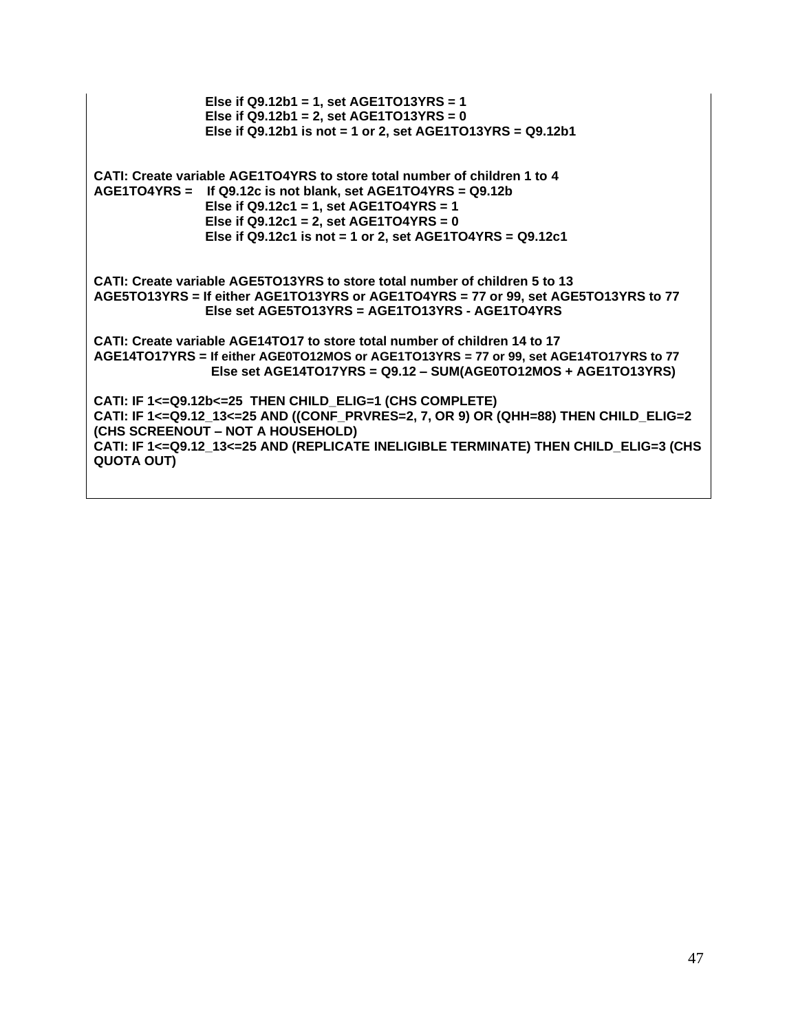**Else if Q9.12b1 = 1, set AGE1TO13YRS = 1**
**Else if Q9.12b1 = 2, set AGE1TO13YRS = 0**
**Else if Q9.12b1 is not = 1 or 2, set AGE1TO13YRS = Q9.12b1**

**CATI: Create variable AGE1TO4YRS to store total number of children 1 to 4**
**AGE1TO4YRS = If Q9.12c is not blank, set AGE1TO4YRS = Q9.12b**
**Else if Q9.12c1 = 1, set AGE1TO4YRS = 1**
**Else if Q9.12c1 = 2, set AGE1TO4YRS = 0**
**Else if Q9.12c1 is not = 1 or 2, set AGE1TO4YRS = Q9.12c1**

**CATI: Create variable AGE5TO13YRS to store total number of children 5 to 13**
**AGE5TO13YRS = If either AGE1TO13YRS or AGE1TO4YRS = 77 or 99, set AGE5TO13YRS to 77**
**Else set AGE5TO13YRS = AGE1TO13YRS - AGE1TO4YRS**

**CATI: Create variable AGE14TO17 to store total number of children 14 to 17**
**AGE14TO17YRS = If either AGE0TO12MOS or AGE1TO13YRS = 77 or 99, set AGE14TO17YRS to 77**
**Else set AGE14TO17YRS = Q9.12 – SUM(AGE0TO12MOS + AGE1TO13YRS)**

**CATI: IF 1<=Q9.12b<=25 THEN CHILD_ELIG=1 (CHS COMPLETE)**
**CATI: IF 1<=Q9.12_13<=25 AND ((CONF_PRVRES=2, 7, OR 9) OR (QHH=88) THEN CHILD_ELIG=2 (CHS SCREENOUT – NOT A HOUSEHOLD)**
**CATI: IF 1<=Q9.12_13<=25 AND (REPLICATE INELIGIBLE TERMINATE) THEN CHILD_ELIG=3 (CHS QUOTA OUT)**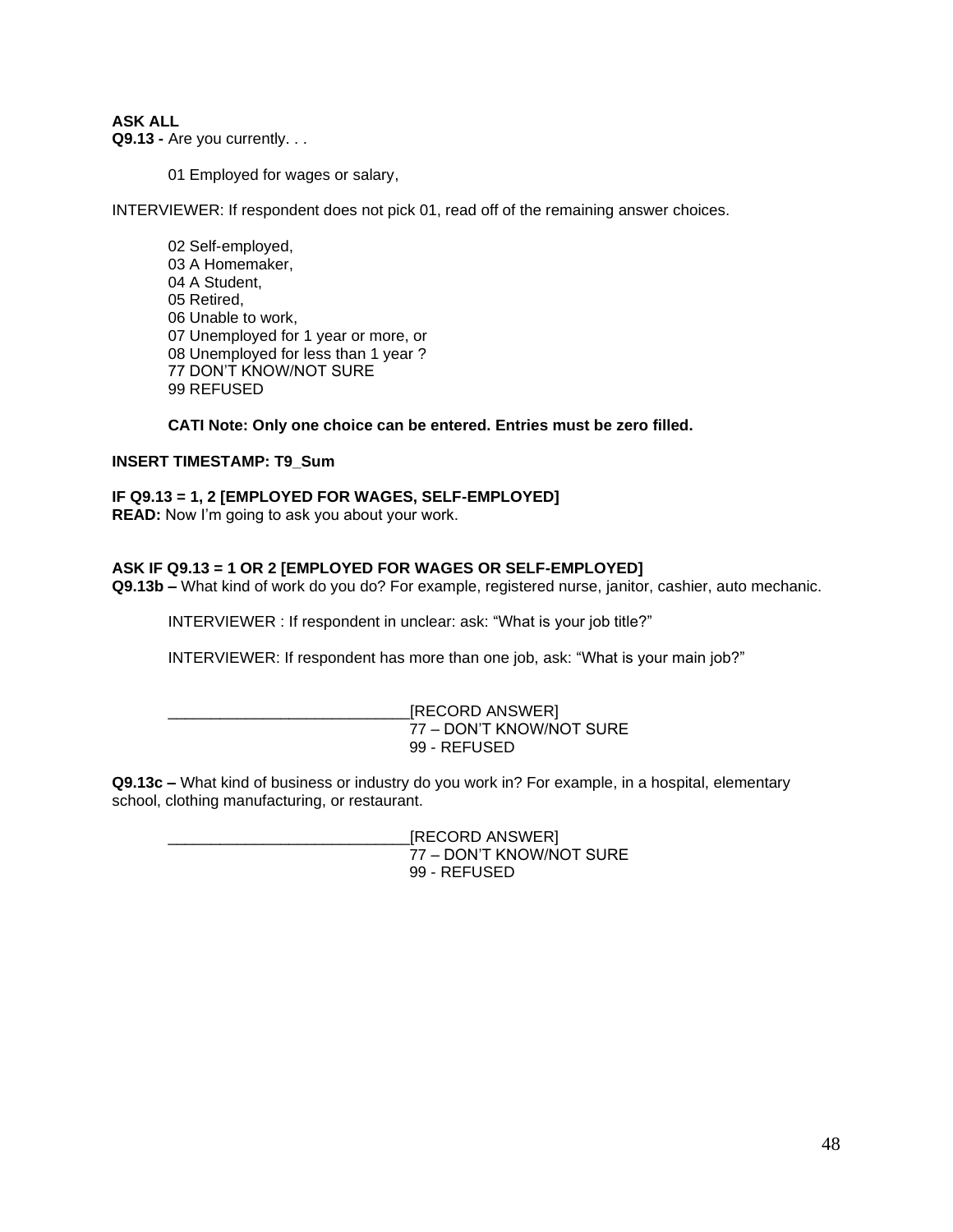**ASK ALL**
**Q9.13 -** Are you currently. . .

01 Employed for wages or salary,

INTERVIEWER: If respondent does not pick 01, read off of the remaining answer choices.

02 Self-employed,
03 A Homemaker,
04 A Student,
05 Retired,
06 Unable to work,
07 Unemployed for 1 year or more, or
08 Unemployed for less than 1 year ?
77 DON'T KNOW/NOT SURE
99 REFUSED

**CATI Note: Only one choice can be entered. Entries must be zero filled.**

**INSERT TIMESTAMP: T9_Sum**

**IF Q9.13 = 1, 2 [EMPLOYED FOR WAGES, SELF-EMPLOYED]**
**READ:** Now I'm going to ask you about your work.

**ASK IF Q9.13 = 1 OR 2 [EMPLOYED FOR WAGES OR SELF-EMPLOYED]**
**Q9.13b –** What kind of work do you do? For example, registered nurse, janitor, cashier, auto mechanic.

INTERVIEWER : If respondent in unclear: ask: "What is your job title?"

INTERVIEWER: If respondent has more than one job, ask: "What is your main job?"

____________________________[RECORD ANSWER]
77 – DON'T KNOW/NOT SURE
99 - REFUSED

**Q9.13c –** What kind of business or industry do you work in? For example, in a hospital, elementary school, clothing manufacturing, or restaurant.

____________________________[RECORD ANSWER]
77 – DON'T KNOW/NOT SURE
99 - REFUSED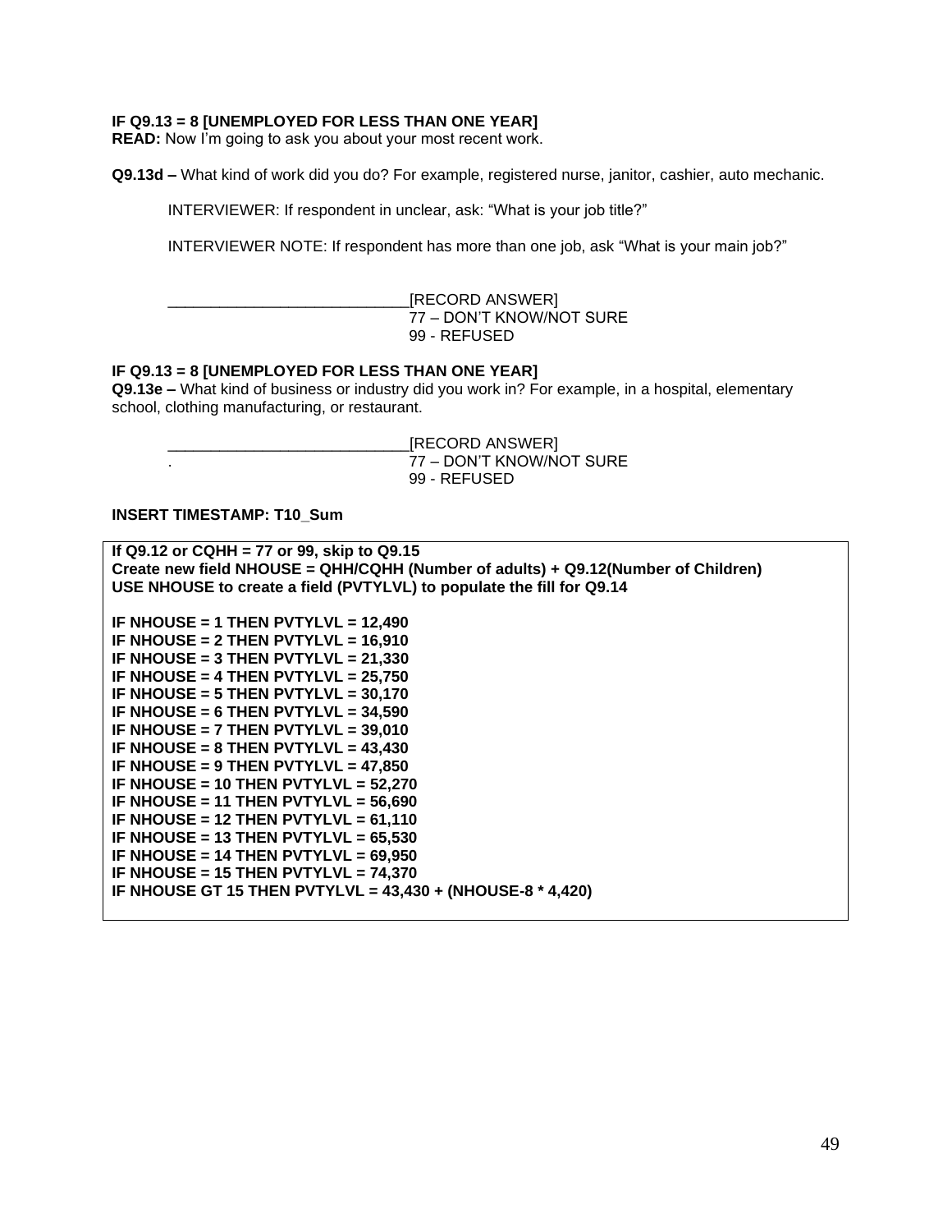**IF Q9.13 = 8 [UNEMPLOYED FOR LESS THAN ONE YEAR]**
**READ:** Now I'm going to ask you about your most recent work.

**Q9.13d –** What kind of work did you do? For example, registered nurse, janitor, cashier, auto mechanic.

INTERVIEWER: If respondent in unclear, ask: "What is your job title?"

INTERVIEWER NOTE: If respondent has more than one job, ask "What is your main job?"

____________________________[RECORD ANSWER]
77 – DON'T KNOW/NOT SURE
99 - REFUSED

**IF Q9.13 = 8 [UNEMPLOYED FOR LESS THAN ONE YEAR]**
**Q9.13e –** What kind of business or industry did you work in? For example, in a hospital, elementary school, clothing manufacturing, or restaurant.

____________________________[RECORD ANSWER]
. 77 – DON'T KNOW/NOT SURE
99 - REFUSED

**INSERT TIMESTAMP: T10_Sum**

**If Q9.12 or CQHH = 77 or 99, skip to Q9.15**
**Create new field NHOUSE = QHH/CQHH (Number of adults) + Q9.12(Number of Children)**
**USE NHOUSE to create a field (PVTYLVL) to populate the fill for Q9.14**

**IF NHOUSE = 1 THEN PVTYLVL = 12,490**
**IF NHOUSE = 2 THEN PVTYLVL = 16,910**
**IF NHOUSE = 3 THEN PVTYLVL = 21,330**
**IF NHOUSE = 4 THEN PVTYLVL = 25,750**
**IF NHOUSE = 5 THEN PVTYLVL = 30,170**
**IF NHOUSE = 6 THEN PVTYLVL = 34,590**
**IF NHOUSE = 7 THEN PVTYLVL = 39,010**
**IF NHOUSE = 8 THEN PVTYLVL = 43,430**
**IF NHOUSE = 9 THEN PVTYLVL = 47,850**
**IF NHOUSE = 10 THEN PVTYLVL = 52,270**
**IF NHOUSE = 11 THEN PVTYLVL = 56,690**
**IF NHOUSE = 12 THEN PVTYLVL = 61,110**
**IF NHOUSE = 13 THEN PVTYLVL = 65,530**
**IF NHOUSE = 14 THEN PVTYLVL = 69,950**
**IF NHOUSE = 15 THEN PVTYLVL = 74,370**
**IF NHOUSE GT 15 THEN PVTYLVL = 43,430 + (NHOUSE-8 * 4,420)**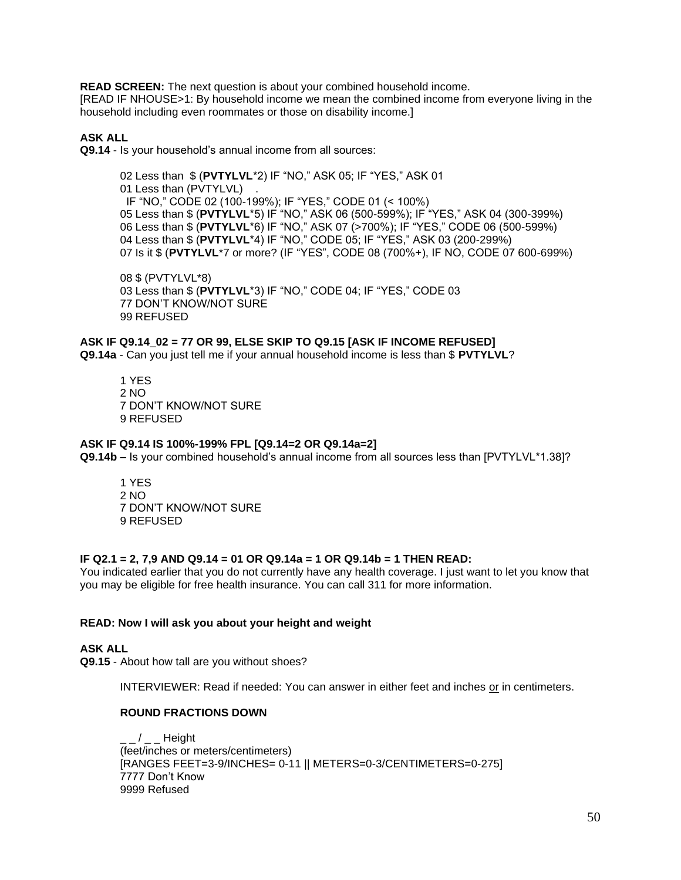**READ SCREEN:** The next question is about your combined household income.
[READ IF NHOUSE>1: By household income we mean the combined income from everyone living in the household including even roommates or those on disability income.]

**ASK ALL**
**Q9.14** - Is your household's annual income from all sources:

02 Less than $ (**PVTYLVL***2) IF "NO," ASK 05; IF "YES," ASK 01
01 Less than (PVTYLVL) .
IF "NO," CODE 02 (100-199%); IF "YES," CODE 01 (< 100%)
05 Less than $ (**PVTYLVL***5) IF "NO," ASK 06 (500-599%); IF "YES," ASK 04 (300-399%)
06 Less than $ (**PVTYLVL***6) IF "NO," ASK 07 (>700%); IF "YES," CODE 06 (500-599%)
04 Less than $ (**PVTYLVL***4) IF "NO," CODE 05; IF "YES," ASK 03 (200-299%)
07 Is it $ (**PVTYLVL***7 or more? (IF "YES", CODE 08 (700%+), IF NO, CODE 07 600-699%)

08 $ (PVTYLVL*8)
03 Less than $ (**PVTYLVL***3) IF "NO," CODE 04; IF "YES," CODE 03
77 DON'T KNOW/NOT SURE
99 REFUSED

**ASK IF Q9.14_02 = 77 OR 99, ELSE SKIP TO Q9.15 [ASK IF INCOME REFUSED]**
**Q9.14a** - Can you just tell me if your annual household income is less than $ **PVTYLVL**?

1 YES
2 NO
7 DON'T KNOW/NOT SURE
9 REFUSED

**ASK IF Q9.14 IS 100%-199% FPL [Q9.14=2 OR Q9.14a=2]**
**Q9.14b –** Is your combined household's annual income from all sources less than [PVTYLVL*1.38]?

1 YES
2 NO
7 DON'T KNOW/NOT SURE
9 REFUSED

**IF Q2.1 = 2, 7,9 AND Q9.14 = 01 OR Q9.14a = 1 OR Q9.14b = 1 THEN READ:**
You indicated earlier that you do not currently have any health coverage. I just want to let you know that you may be eligible for free health insurance. You can call 311 for more information.

**READ: Now I will ask you about your height and weight**

**ASK ALL**
**Q9.15** - About how tall are you without shoes?

INTERVIEWER: Read if needed: You can answer in either feet and inches <u>or</u> in centimeters.

**ROUND FRACTIONS DOWN**

_ _ / _ _ Height
(feet/inches or meters/centimeters)
[RANGES FEET=3-9/INCHES= 0-11 || METERS=0-3/CENTIMETERS=0-275]
7777 Don't Know
9999 Refused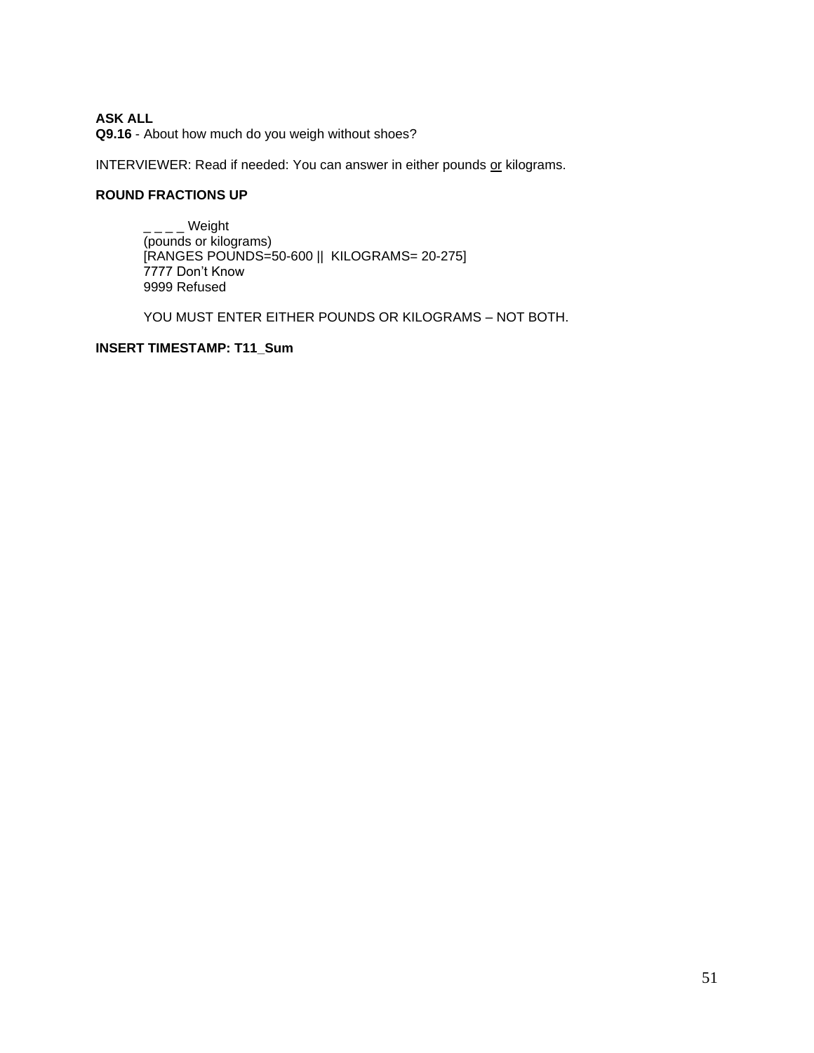**ASK ALL**
**Q9.16** - About how much do you weigh without shoes?

INTERVIEWER: Read if needed: You can answer in either pounds <u>or</u> kilograms.

**ROUND FRACTIONS UP**

_ _ _ _ Weight
(pounds or kilograms)
[RANGES POUNDS=50-600 || KILOGRAMS= 20-275]
7777 Don't Know
9999 Refused

YOU MUST ENTER EITHER POUNDS OR KILOGRAMS – NOT BOTH.

**INSERT TIMESTAMP: T11_Sum**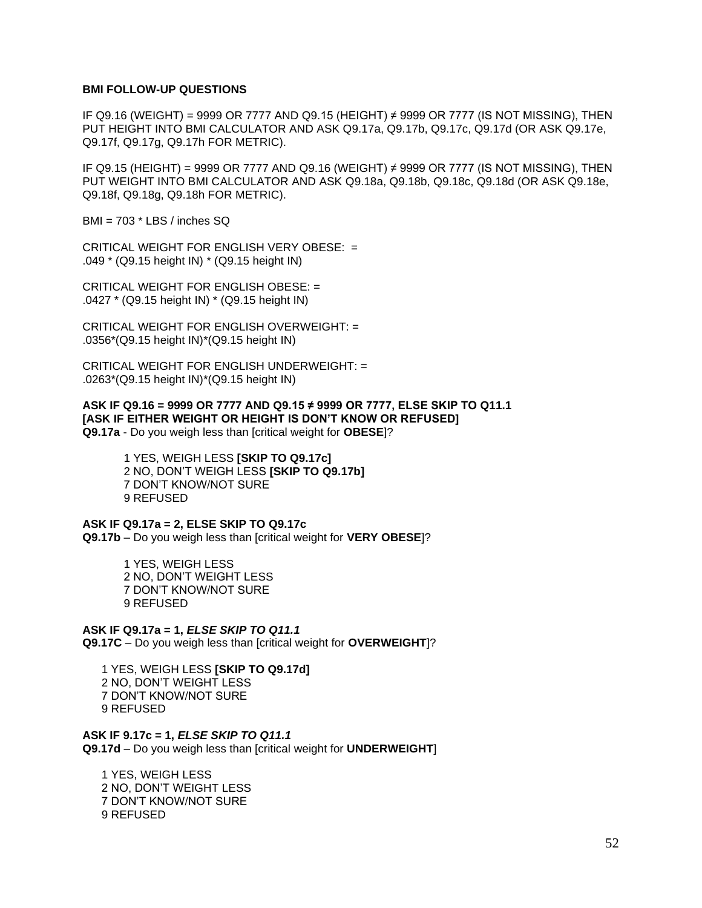**BMI FOLLOW-UP QUESTIONS**

IF Q9.16 (WEIGHT) = 9999 OR 7777 AND Q9.15 (HEIGHT) ≠ 9999 OR 7777 (IS NOT MISSING), THEN PUT HEIGHT INTO BMI CALCULATOR AND ASK Q9.17a, Q9.17b, Q9.17c, Q9.17d (OR ASK Q9.17e, Q9.17f, Q9.17g, Q9.17h FOR METRIC).

IF Q9.15 (HEIGHT) = 9999 OR 7777 AND Q9.16 (WEIGHT) ≠ 9999 OR 7777 (IS NOT MISSING), THEN PUT WEIGHT INTO BMI CALCULATOR AND ASK Q9.18a, Q9.18b, Q9.18c, Q9.18d (OR ASK Q9.18e, Q9.18f, Q9.18g, Q9.18h FOR METRIC).

BMI = 703 * LBS / inches SQ

CRITICAL WEIGHT FOR ENGLISH VERY OBESE: =
.049 * (Q9.15 height IN) * (Q9.15 height IN)

CRITICAL WEIGHT FOR ENGLISH OBESE: =
.0427 * (Q9.15 height IN) * (Q9.15 height IN)

CRITICAL WEIGHT FOR ENGLISH OVERWEIGHT: =
.0356*(Q9.15 height IN)*(Q9.15 height IN)

CRITICAL WEIGHT FOR ENGLISH UNDERWEIGHT: =
.0263*(Q9.15 height IN)*(Q9.15 height IN)

**ASK IF Q9.16 = 9999 OR 7777 AND Q9.15 ≠ 9999 OR 7777, ELSE SKIP TO Q11.1**
**[ASK IF EITHER WEIGHT OR HEIGHT IS DON'T KNOW OR REFUSED]**
**Q9.17a** - Do you weigh less than [critical weight for **OBESE**]?

1 YES, WEIGH LESS **[SKIP TO Q9.17c]**
2 NO, DON'T WEIGH LESS **[SKIP TO Q9.17b]**
7 DON'T KNOW/NOT SURE
9 REFUSED

**ASK IF Q9.17a = 2, ELSE SKIP TO Q9.17c**
**Q9.17b** – Do you weigh less than [critical weight for **VERY OBESE**]?

1 YES, WEIGH LESS
2 NO, DON'T WEIGHT LESS
7 DON'T KNOW/NOT SURE
9 REFUSED

**ASK IF Q9.17a = 1, *ELSE SKIP TO Q11.1***
**Q9.17C** – Do you weigh less than [critical weight for **OVERWEIGHT**]?

1 YES, WEIGH LESS **[SKIP TO Q9.17d]**
2 NO, DON'T WEIGHT LESS
7 DON'T KNOW/NOT SURE
9 REFUSED

**ASK IF 9.17c = 1, *ELSE SKIP TO Q11.1***
**Q9.17d** – Do you weigh less than [critical weight for **UNDERWEIGHT**]

1 YES, WEIGH LESS
2 NO, DON'T WEIGHT LESS
7 DON'T KNOW/NOT SURE
9 REFUSED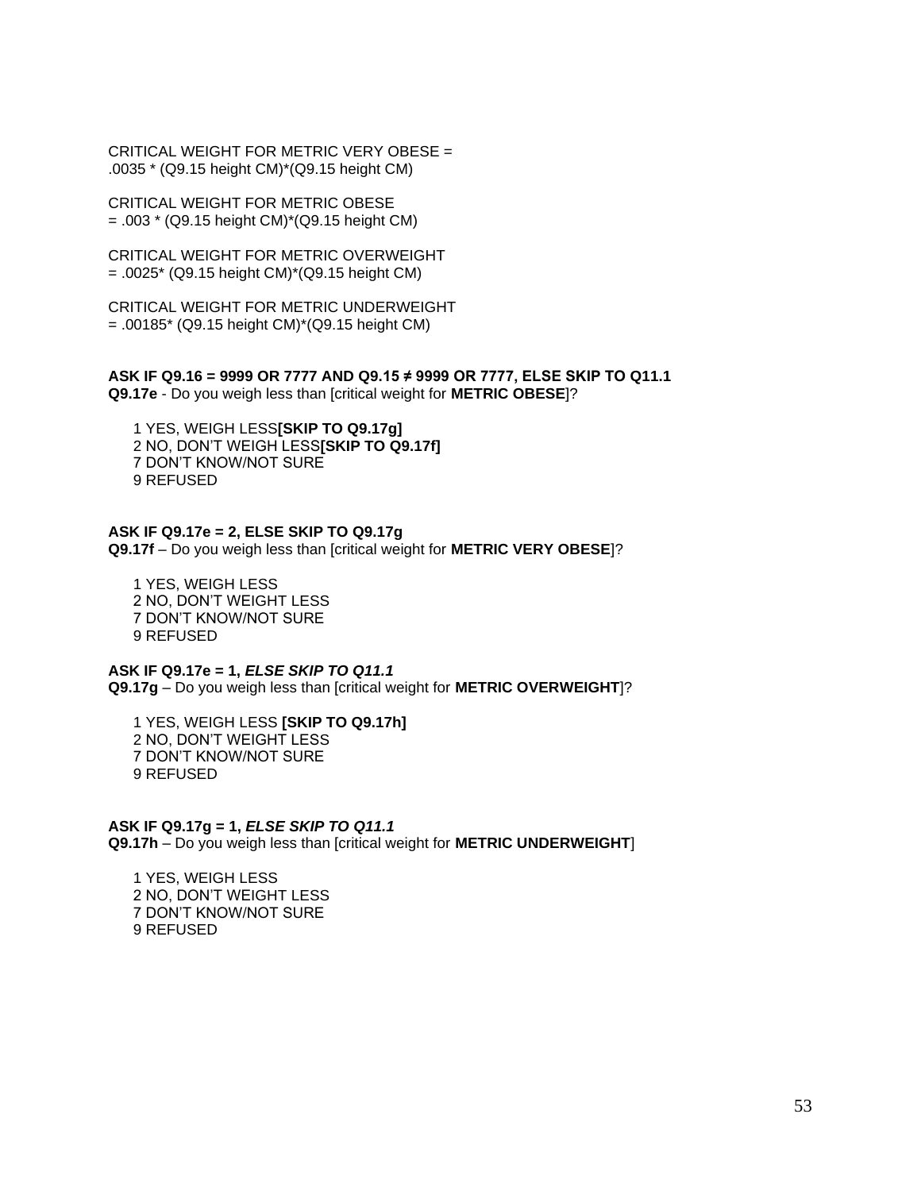CRITICAL WEIGHT FOR METRIC VERY OBESE =
.0035 * (Q9.15 height CM)*(Q9.15 height CM)

CRITICAL WEIGHT FOR METRIC OBESE
= .003 * (Q9.15 height CM)*(Q9.15 height CM)

CRITICAL WEIGHT FOR METRIC OVERWEIGHT
= .0025* (Q9.15 height CM)*(Q9.15 height CM)

CRITICAL WEIGHT FOR METRIC UNDERWEIGHT
= .00185* (Q9.15 height CM)*(Q9.15 height CM)

**ASK IF Q9.16 = 9999 OR 7777 AND Q9.15 ≠ 9999 OR 7777, ELSE SKIP TO Q11.1**
**Q9.17e** - Do you weigh less than [critical weight for **METRIC OBESE**]?

1 YES, WEIGH LESS**[SKIP TO Q9.17g]**
2 NO, DON'T WEIGH LESS**[SKIP TO Q9.17f]**
7 DON'T KNOW/NOT SURE
9 REFUSED

**ASK IF Q9.17e = 2, ELSE SKIP TO Q9.17g**
**Q9.17f** – Do you weigh less than [critical weight for **METRIC VERY OBESE**]?

1 YES, WEIGH LESS
2 NO, DON'T WEIGHT LESS
7 DON'T KNOW/NOT SURE
9 REFUSED

**ASK IF Q9.17e = 1, *ELSE SKIP TO Q11.1***
**Q9.17g** – Do you weigh less than [critical weight for **METRIC OVERWEIGHT**]?

1 YES, WEIGH LESS **[SKIP TO Q9.17h]**
2 NO, DON'T WEIGHT LESS
7 DON'T KNOW/NOT SURE
9 REFUSED

**ASK IF Q9.17g = 1, *ELSE SKIP TO Q11.1***
**Q9.17h** – Do you weigh less than [critical weight for **METRIC UNDERWEIGHT**]

1 YES, WEIGH LESS
2 NO, DON'T WEIGHT LESS
7 DON'T KNOW/NOT SURE
9 REFUSED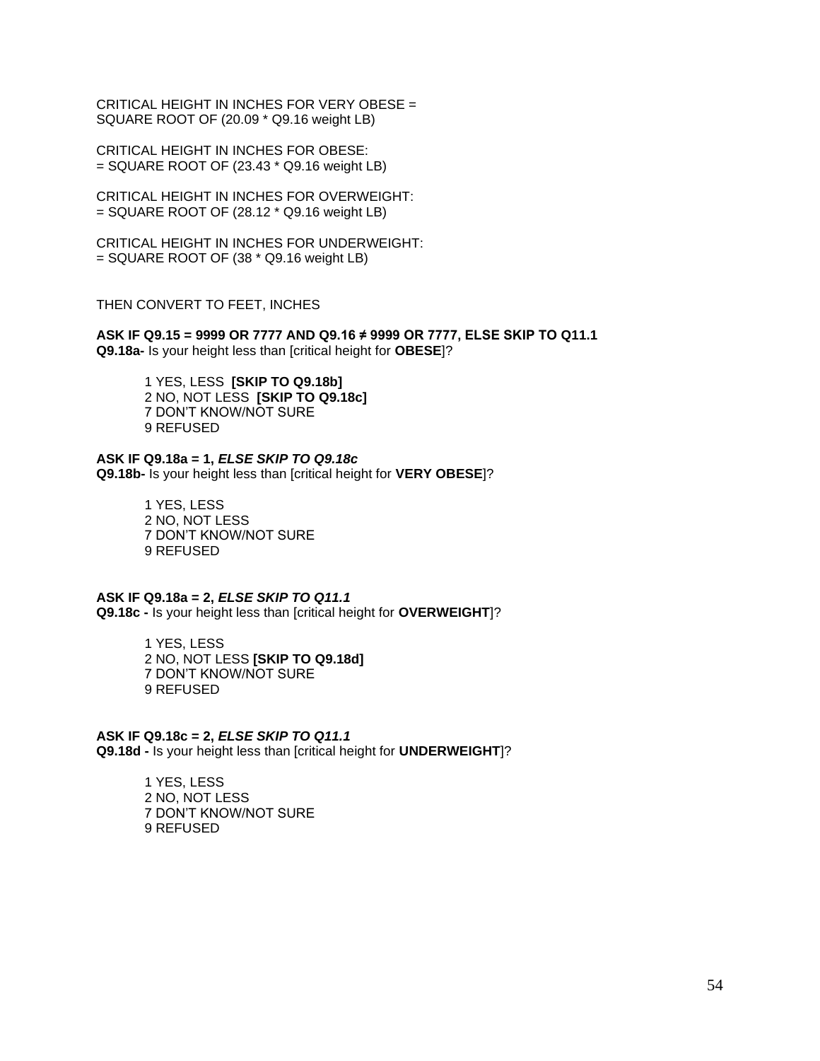CRITICAL HEIGHT IN INCHES FOR VERY OBESE =
SQUARE ROOT OF (20.09 * Q9.16 weight LB)

CRITICAL HEIGHT IN INCHES FOR OBESE:
= SQUARE ROOT OF (23.43 * Q9.16 weight LB)

CRITICAL HEIGHT IN INCHES FOR OVERWEIGHT:
= SQUARE ROOT OF (28.12 * Q9.16 weight LB)

CRITICAL HEIGHT IN INCHES FOR UNDERWEIGHT:
= SQUARE ROOT OF (38 * Q9.16 weight LB)

THEN CONVERT TO FEET, INCHES

**ASK IF Q9.15 = 9999 OR 7777 AND Q9.16 ≠ 9999 OR 7777, ELSE SKIP TO Q11.1**
**Q9.18a-** Is your height less than [critical height for **OBESE**]?

1 YES, LESS **[SKIP TO Q9.18b]**
2 NO, NOT LESS **[SKIP TO Q9.18c]**
7 DON'T KNOW/NOT SURE
9 REFUSED

**ASK IF Q9.18a = 1, *ELSE SKIP TO Q9.18c***
**Q9.18b-** Is your height less than [critical height for **VERY OBESE**]?

1 YES, LESS
2 NO, NOT LESS
7 DON'T KNOW/NOT SURE
9 REFUSED

**ASK IF Q9.18a = 2, *ELSE SKIP TO Q11.1***
**Q9.18c -** Is your height less than [critical height for **OVERWEIGHT**]?

1 YES, LESS
2 NO, NOT LESS **[SKIP TO Q9.18d]**
7 DON'T KNOW/NOT SURE
9 REFUSED

**ASK IF Q9.18c = 2, *ELSE SKIP TO Q11.1***
**Q9.18d -** Is your height less than [critical height for **UNDERWEIGHT**]?

1 YES, LESS
2 NO, NOT LESS
7 DON'T KNOW/NOT SURE
9 REFUSED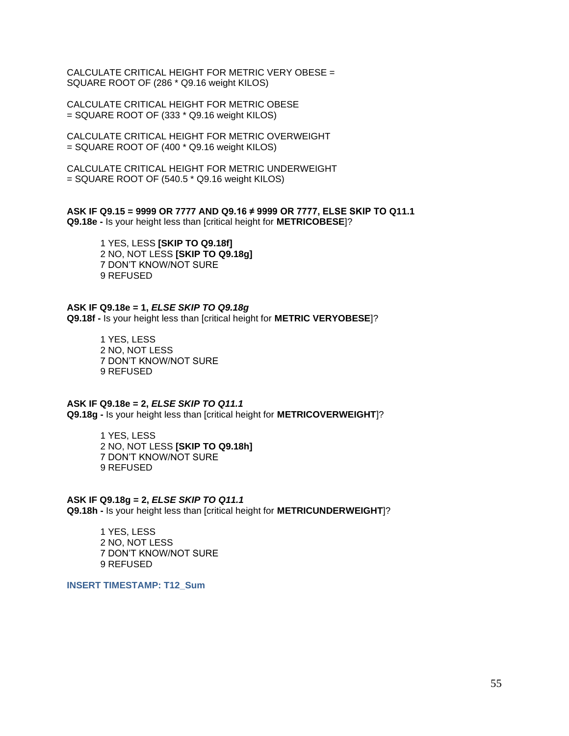CALCULATE CRITICAL HEIGHT FOR METRIC VERY OBESE = SQUARE ROOT OF (286 * Q9.16 weight KILOS)

CALCULATE CRITICAL HEIGHT FOR METRIC OBESE = SQUARE ROOT OF (333 * Q9.16 weight KILOS)

CALCULATE CRITICAL HEIGHT FOR METRIC OVERWEIGHT = SQUARE ROOT OF (400 * Q9.16 weight KILOS)

CALCULATE CRITICAL HEIGHT FOR METRIC UNDERWEIGHT = SQUARE ROOT OF (540.5 * Q9.16 weight KILOS)

**ASK IF Q9.15 = 9999 OR 7777 AND Q9.16 ≠ 9999 OR 7777, ELSE SKIP TO Q11.1**
**Q9.18e -** Is your height less than [critical height for **METRICOBESE**]?

1 YES, LESS **[SKIP TO Q9.18f]**
2 NO, NOT LESS **[SKIP TO Q9.18g]**
7 DON'T KNOW/NOT SURE
9 REFUSED

**ASK IF Q9.18e = 1, *ELSE SKIP TO Q9.18g***
**Q9.18f -** Is your height less than [critical height for **METRIC VERYOBESE**]?

1 YES, LESS
2 NO, NOT LESS
7 DON'T KNOW/NOT SURE
9 REFUSED

**ASK IF Q9.18e = 2, *ELSE SKIP TO Q11.1***
**Q9.18g -** Is your height less than [critical height for **METRICOVERWEIGHT**]?

1 YES, LESS
2 NO, NOT LESS **[SKIP TO Q9.18h]**
7 DON'T KNOW/NOT SURE
9 REFUSED

**ASK IF Q9.18g = 2, *ELSE SKIP TO Q11.1***
**Q9.18h -** Is your height less than [critical height for **METRICUNDERWEIGHT**]?

1 YES, LESS
2 NO, NOT LESS
7 DON'T KNOW/NOT SURE
9 REFUSED

**INSERT TIMESTAMP: T12_Sum**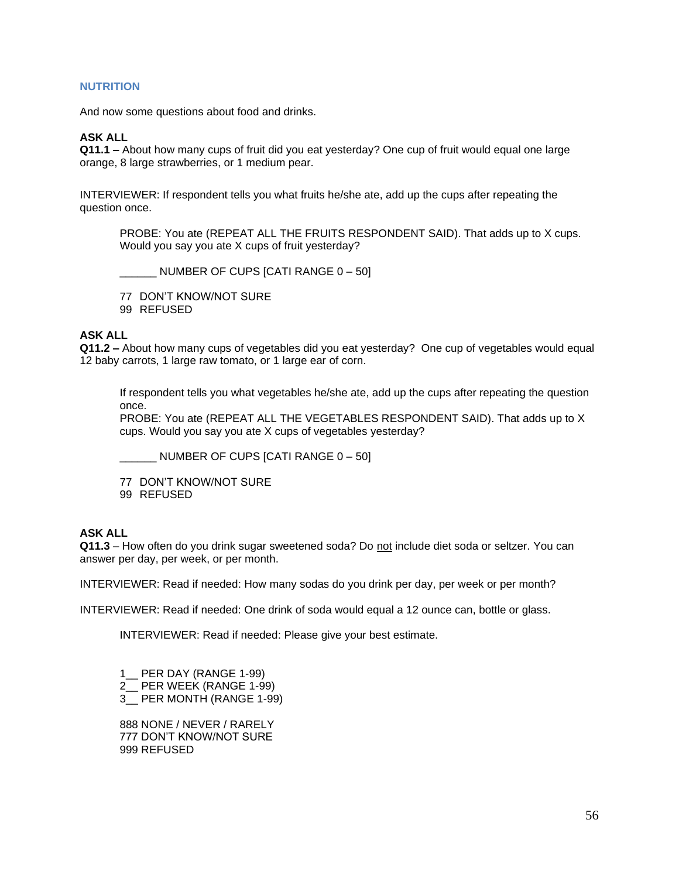## NUTRITION

And now some questions about food and drinks.

**ASK ALL**
**Q11.1 –** About how many cups of fruit did you eat yesterday? One cup of fruit would equal one large orange, 8 large strawberries, or 1 medium pear.

INTERVIEWER: If respondent tells you what fruits he/she ate, add up the cups after repeating the question once.

> PROBE: You ate (REPEAT ALL THE FRUITS RESPONDENT SAID). That adds up to X cups. Would you say you ate X cups of fruit yesterday?
>
> ______ NUMBER OF CUPS [CATI RANGE 0 – 50]
>
> 77 DON'T KNOW/NOT SURE
> 99 REFUSED

**ASK ALL**
**Q11.2 –** About how many cups of vegetables did you eat yesterday? One cup of vegetables would equal 12 baby carrots, 1 large raw tomato, or 1 large ear of corn.

> If respondent tells you what vegetables he/she ate, add up the cups after repeating the question once.
> PROBE: You ate (REPEAT ALL THE VEGETABLES RESPONDENT SAID). That adds up to X cups. Would you say you ate X cups of vegetables yesterday?
>
> ______ NUMBER OF CUPS [CATI RANGE 0 – 50]
>
> 77 DON'T KNOW/NOT SURE
> 99 REFUSED

**ASK ALL**
**Q11.3** – How often do you drink sugar sweetened soda? Do not include diet soda or seltzer. You can answer per day, per week, or per month.

INTERVIEWER: Read if needed: How many sodas do you drink per day, per week or per month?

INTERVIEWER: Read if needed: One drink of soda would equal a 12 ounce can, bottle or glass.

> INTERVIEWER: Read if needed: Please give your best estimate.
>
> 1__ PER DAY (RANGE 1-99)
> 2__ PER WEEK (RANGE 1-99)
> 3__ PER MONTH (RANGE 1-99)
>
> 888 NONE / NEVER / RARELY
> 777 DON'T KNOW/NOT SURE
> 999 REFUSED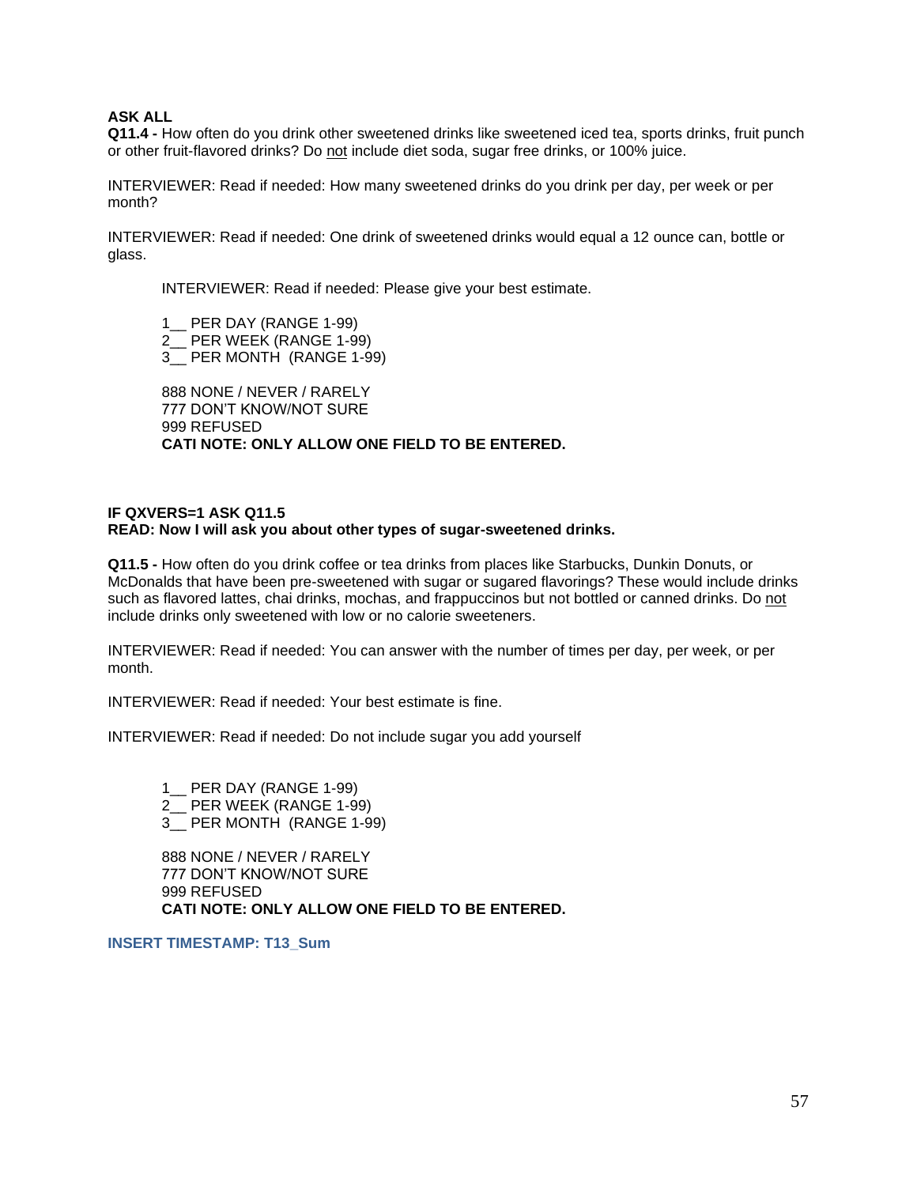**ASK ALL**
**Q11.4 -** How often do you drink other sweetened drinks like sweetened iced tea, sports drinks, fruit punch or other fruit-flavored drinks? Do not include diet soda, sugar free drinks, or 100% juice.

INTERVIEWER: Read if needed: How many sweetened drinks do you drink per day, per week or per month?

INTERVIEWER: Read if needed: One drink of sweetened drinks would equal a 12 ounce can, bottle or glass.

INTERVIEWER: Read if needed: Please give your best estimate.

1__ PER DAY (RANGE 1-99)
2__ PER WEEK (RANGE 1-99)
3__ PER MONTH (RANGE 1-99)

888 NONE / NEVER / RARELY
777 DON'T KNOW/NOT SURE
999 REFUSED
**CATI NOTE: ONLY ALLOW ONE FIELD TO BE ENTERED.**

**IF QXVERS=1 ASK Q11.5**
**READ: Now I will ask you about other types of sugar-sweetened drinks.**

**Q11.5 -** How often do you drink coffee or tea drinks from places like Starbucks, Dunkin Donuts, or McDonalds that have been pre-sweetened with sugar or sugared flavorings? These would include drinks such as flavored lattes, chai drinks, mochas, and frappuccinos but not bottled or canned drinks. Do not include drinks only sweetened with low or no calorie sweeteners.

INTERVIEWER: Read if needed: You can answer with the number of times per day, per week, or per month.

INTERVIEWER: Read if needed: Your best estimate is fine.

INTERVIEWER: Read if needed: Do not include sugar you add yourself

1__ PER DAY (RANGE 1-99)
2__ PER WEEK (RANGE 1-99)
3__ PER MONTH (RANGE 1-99)

888 NONE / NEVER / RARELY
777 DON'T KNOW/NOT SURE
999 REFUSED
**CATI NOTE: ONLY ALLOW ONE FIELD TO BE ENTERED.**

**INSERT TIMESTAMP: T13_Sum**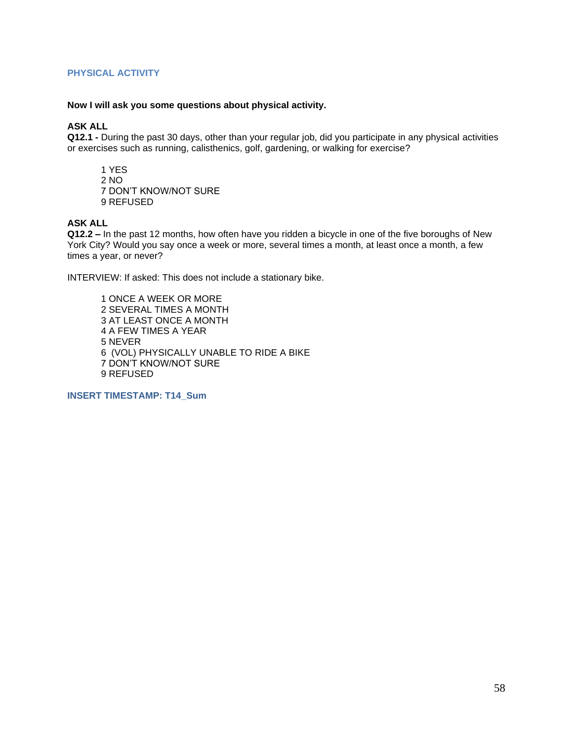## PHYSICAL ACTIVITY

**Now I will ask you some questions about physical activity.**

**ASK ALL**
**Q12.1 -** During the past 30 days, other than your regular job, did you participate in any physical activities or exercises such as running, calisthenics, golf, gardening, or walking for exercise?

1 YES
2 NO
7 DON'T KNOW/NOT SURE
9 REFUSED

**ASK ALL**
**Q12.2 –** In the past 12 months, how often have you ridden a bicycle in one of the five boroughs of New York City? Would you say once a week or more, several times a month, at least once a month, a few times a year, or never?

INTERVIEW: If asked: This does not include a stationary bike.

1 ONCE A WEEK OR MORE
2 SEVERAL TIMES A MONTH
3 AT LEAST ONCE A MONTH
4 A FEW TIMES A YEAR
5 NEVER
6 (VOL) PHYSICALLY UNABLE TO RIDE A BIKE
7 DON'T KNOW/NOT SURE
9 REFUSED

**INSERT TIMESTAMP: T14_Sum**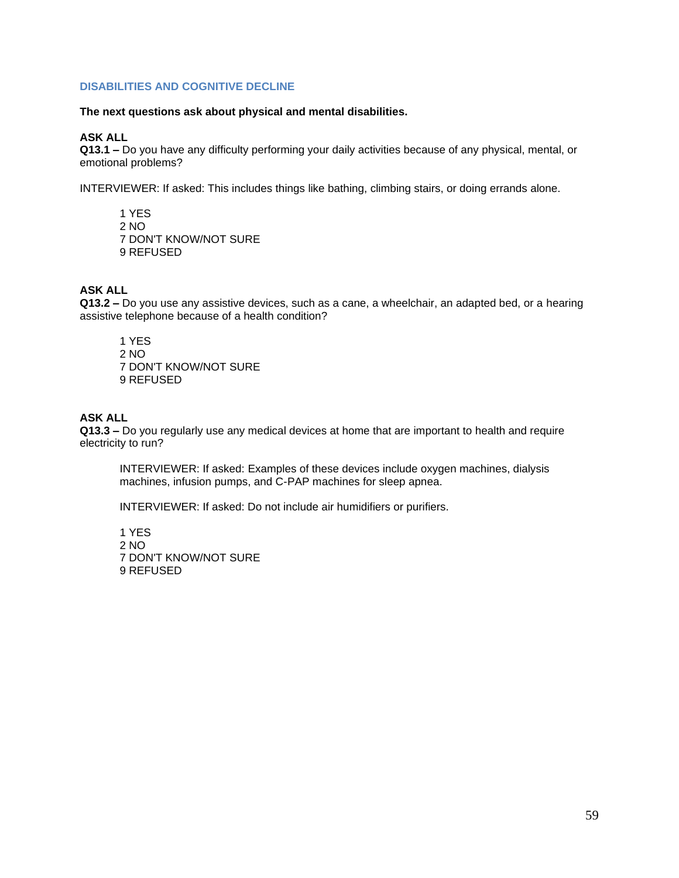## DISABILITIES AND COGNITIVE DECLINE

**The next questions ask about physical and mental disabilities.**

**ASK ALL**
**Q13.1 –** Do you have any difficulty performing your daily activities because of any physical, mental, or emotional problems?

INTERVIEWER: If asked: This includes things like bathing, climbing stairs, or doing errands alone.

1 YES
2 NO
7 DON'T KNOW/NOT SURE
9 REFUSED

**ASK ALL**
**Q13.2 –** Do you use any assistive devices, such as a cane, a wheelchair, an adapted bed, or a hearing assistive telephone because of a health condition?

1 YES
2 NO
7 DON'T KNOW/NOT SURE
9 REFUSED

**ASK ALL**
**Q13.3 –** Do you regularly use any medical devices at home that are important to health and require electricity to run?

INTERVIEWER: If asked: Examples of these devices include oxygen machines, dialysis machines, infusion pumps, and C-PAP machines for sleep apnea.

INTERVIEWER: If asked: Do not include air humidifiers or purifiers.

1 YES
2 NO
7 DON'T KNOW/NOT SURE
9 REFUSED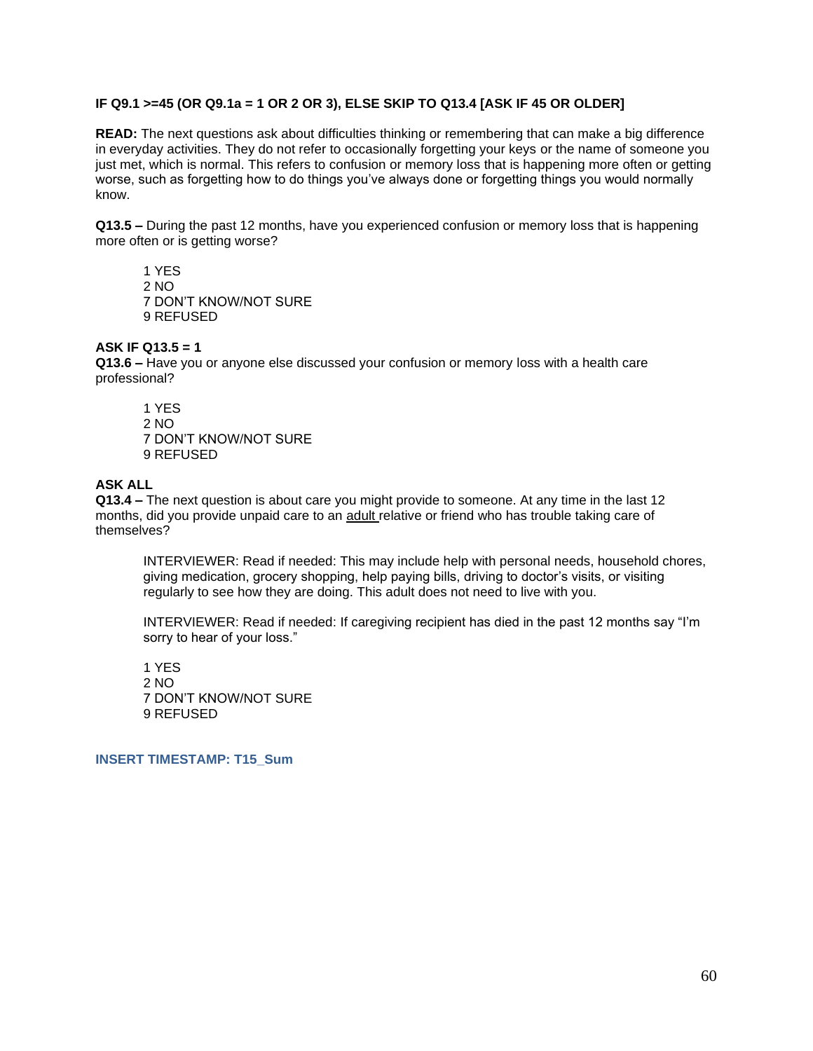**IF Q9.1 >=45 (OR Q9.1a = 1 OR 2 OR 3), ELSE SKIP TO Q13.4 [ASK IF 45 OR OLDER]**

**READ:** The next questions ask about difficulties thinking or remembering that can make a big difference in everyday activities. They do not refer to occasionally forgetting your keys or the name of someone you just met, which is normal. This refers to confusion or memory loss that is happening more often or getting worse, such as forgetting how to do things you've always done or forgetting things you would normally know.

**Q13.5 –** During the past 12 months, have you experienced confusion or memory loss that is happening more often or is getting worse?

1 YES
2 NO
7 DON'T KNOW/NOT SURE
9 REFUSED

**ASK IF Q13.5 = 1**
**Q13.6 –** Have you or anyone else discussed your confusion or memory loss with a health care professional?

1 YES
2 NO
7 DON'T KNOW/NOT SURE
9 REFUSED

**ASK ALL**
**Q13.4 –** The next question is about care you might provide to someone. At any time in the last 12 months, did you provide unpaid care to an <u>adult</u> relative or friend who has trouble taking care of themselves?

INTERVIEWER: Read if needed: This may include help with personal needs, household chores, giving medication, grocery shopping, help paying bills, driving to doctor's visits, or visiting regularly to see how they are doing. This adult does not need to live with you.

INTERVIEWER: Read if needed: If caregiving recipient has died in the past 12 months say "I'm sorry to hear of your loss."

1 YES
2 NO
7 DON'T KNOW/NOT SURE
9 REFUSED

**INSERT TIMESTAMP: T15_Sum**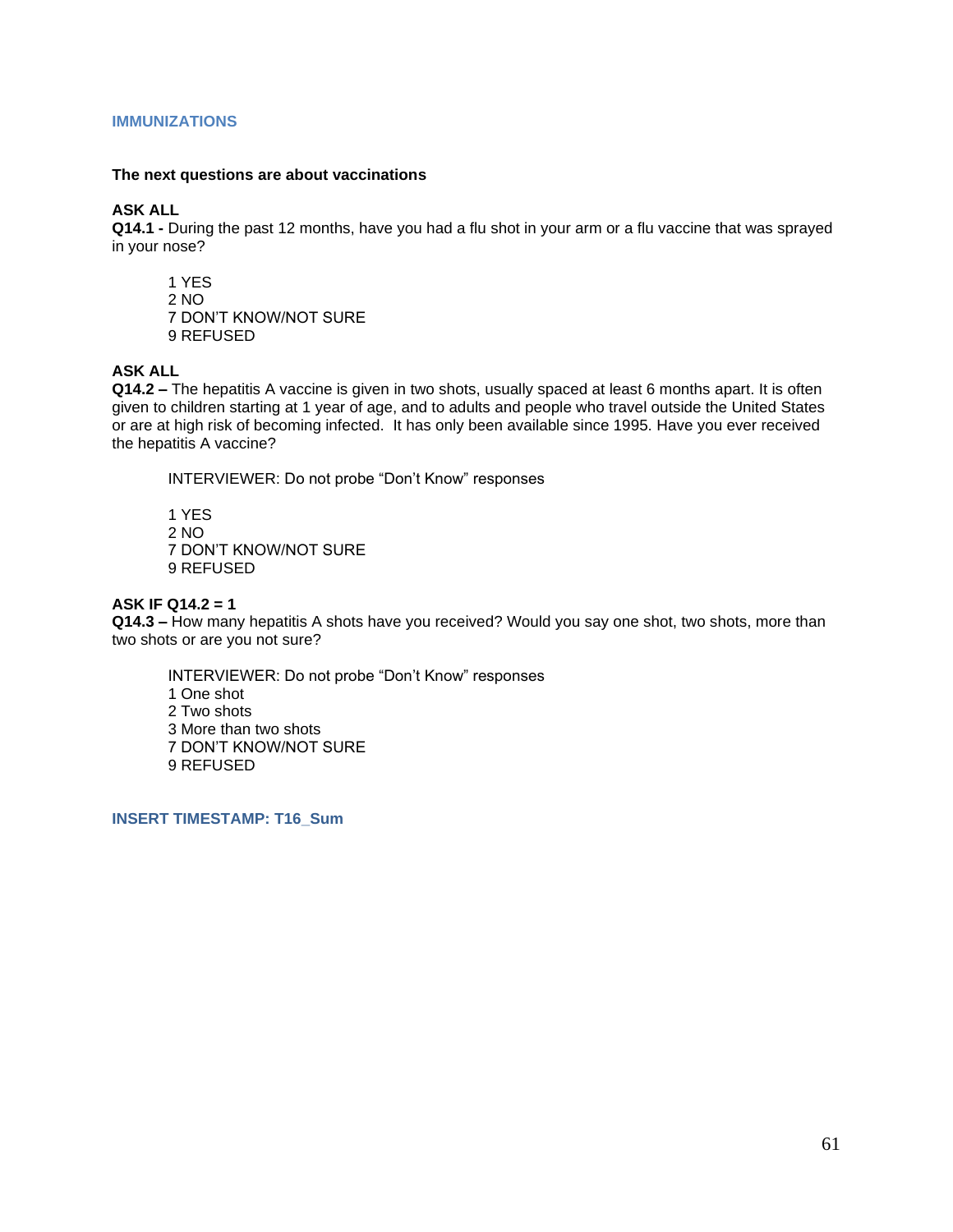## IMMUNIZATIONS

**The next questions are about vaccinations**

**ASK ALL**
**Q14.1 -** During the past 12 months, have you had a flu shot in your arm or a flu vaccine that was sprayed in your nose?

1 YES
2 NO
7 DON'T KNOW/NOT SURE
9 REFUSED

**ASK ALL**
**Q14.2 –** The hepatitis A vaccine is given in two shots, usually spaced at least 6 months apart. It is often given to children starting at 1 year of age, and to adults and people who travel outside the United States or are at high risk of becoming infected. It has only been available since 1995. Have you ever received the hepatitis A vaccine?

INTERVIEWER: Do not probe "Don't Know" responses

1 YES
2 NO
7 DON'T KNOW/NOT SURE
9 REFUSED

**ASK IF Q14.2 = 1**
**Q14.3 –** How many hepatitis A shots have you received? Would you say one shot, two shots, more than two shots or are you not sure?

INTERVIEWER: Do not probe "Don't Know" responses
1 One shot
2 Two shots
3 More than two shots
7 DON'T KNOW/NOT SURE
9 REFUSED

**INSERT TIMESTAMP: T16_Sum**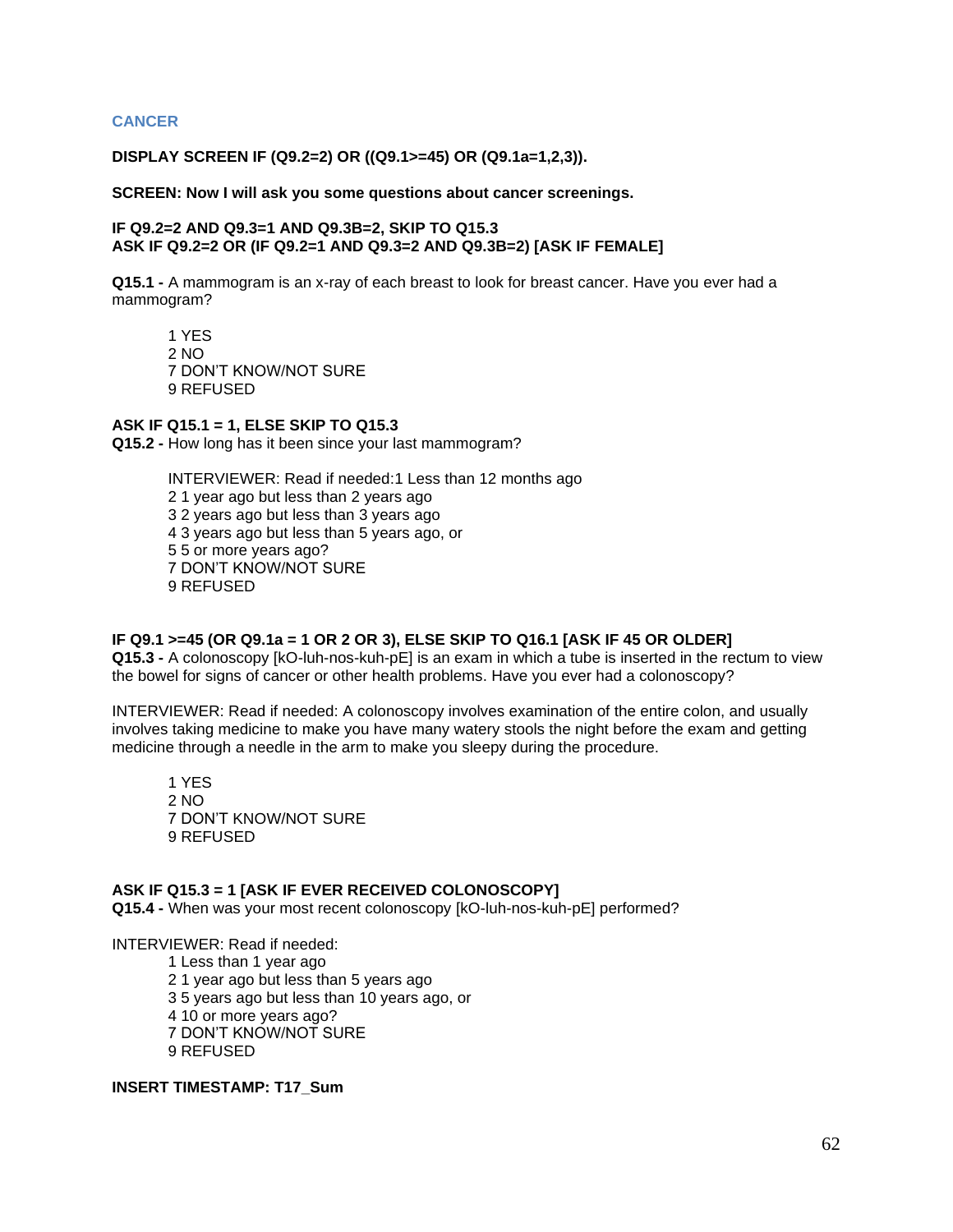## CANCER

**DISPLAY SCREEN IF (Q9.2=2) OR ((Q9.1>=45) OR (Q9.1a=1,2,3)).**

**SCREEN: Now I will ask you some questions about cancer screenings.**

**IF Q9.2=2 AND Q9.3=1 AND Q9.3B=2, SKIP TO Q15.3**
**ASK IF Q9.2=2 OR (IF Q9.2=1 AND Q9.3=2 AND Q9.3B=2) [ASK IF FEMALE]**

**Q15.1 -** A mammogram is an x-ray of each breast to look for breast cancer. Have you ever had a mammogram?

1 YES
2 NO
7 DON'T KNOW/NOT SURE
9 REFUSED

**ASK IF Q15.1 = 1, ELSE SKIP TO Q15.3**
**Q15.2 -** How long has it been since your last mammogram?

INTERVIEWER: Read if needed:1 Less than 12 months ago
2 1 year ago but less than 2 years ago
3 2 years ago but less than 3 years ago
4 3 years ago but less than 5 years ago, or
5 5 or more years ago?
7 DON'T KNOW/NOT SURE
9 REFUSED

**IF Q9.1 >=45 (OR Q9.1a = 1 OR 2 OR 3), ELSE SKIP TO Q16.1 [ASK IF 45 OR OLDER]**
**Q15.3 -** A colonoscopy [kO-luh-nos-kuh-pE] is an exam in which a tube is inserted in the rectum to view the bowel for signs of cancer or other health problems. Have you ever had a colonoscopy?

INTERVIEWER: Read if needed: A colonoscopy involves examination of the entire colon, and usually involves taking medicine to make you have many watery stools the night before the exam and getting medicine through a needle in the arm to make you sleepy during the procedure.

1 YES
2 NO
7 DON'T KNOW/NOT SURE
9 REFUSED

**ASK IF Q15.3 = 1 [ASK IF EVER RECEIVED COLONOSCOPY]**
**Q15.4 -** When was your most recent colonoscopy [kO-luh-nos-kuh-pE] performed?

INTERVIEWER: Read if needed:
1 Less than 1 year ago
2 1 year ago but less than 5 years ago
3 5 years ago but less than 10 years ago, or
4 10 or more years ago?
7 DON'T KNOW/NOT SURE
9 REFUSED

**INSERT TIMESTAMP: T17_Sum**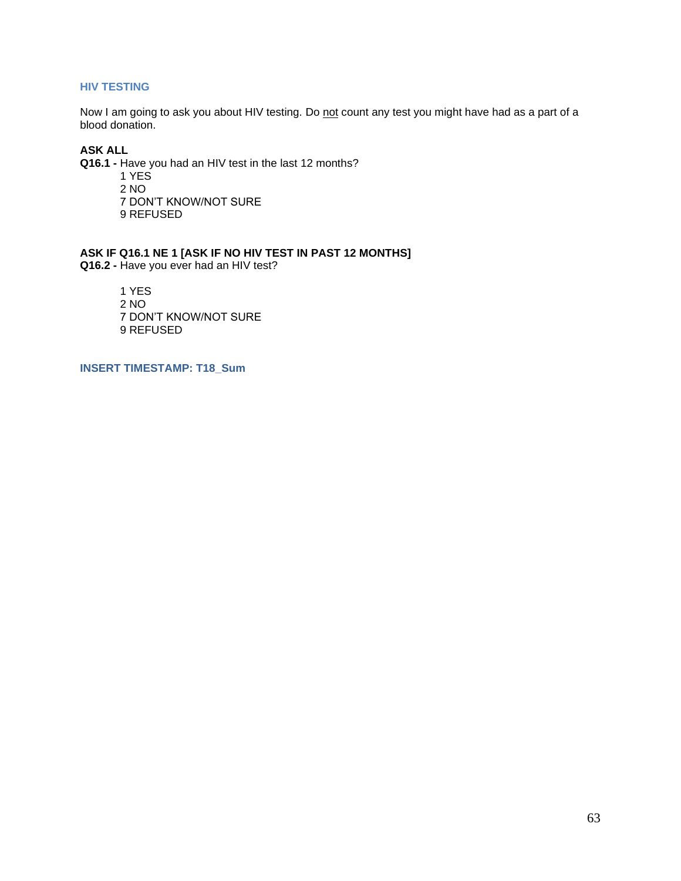## HIV TESTING

Now I am going to ask you about HIV testing. Do <u>not</u> count any test you might have had as a part of a blood donation.

**ASK ALL**
**Q16.1 -** Have you had an HIV test in the last 12 months?

1 YES
2 NO
7 DON'T KNOW/NOT SURE
9 REFUSED

**ASK IF Q16.1 NE 1 [ASK IF NO HIV TEST IN PAST 12 MONTHS]**
**Q16.2 -** Have you ever had an HIV test?

1 YES
2 NO
7 DON'T KNOW/NOT SURE
9 REFUSED

**INSERT TIMESTAMP: T18_Sum**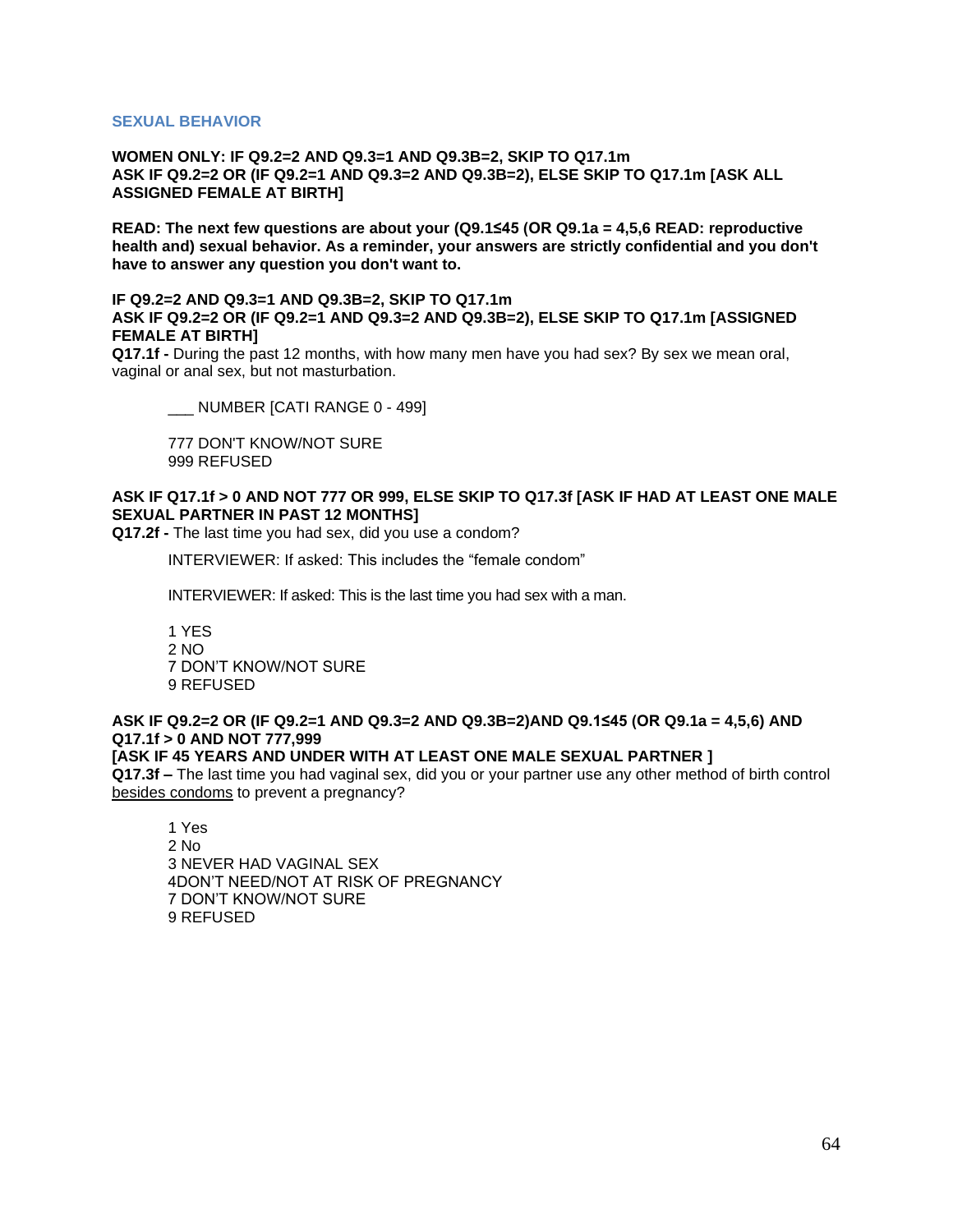## SEXUAL BEHAVIOR

**WOMEN ONLY: IF Q9.2=2 AND Q9.3=1 AND Q9.3B=2, SKIP TO Q17.1m**
**ASK IF Q9.2=2 OR (IF Q9.2=1 AND Q9.3=2 AND Q9.3B=2), ELSE SKIP TO Q17.1m [ASK ALL ASSIGNED FEMALE AT BIRTH]**

**READ: The next few questions are about your (Q9.1≤45 (OR Q9.1a = 4,5,6 READ: reproductive health and) sexual behavior. As a reminder, your answers are strictly confidential and you don't have to answer any question you don't want to.**

**IF Q9.2=2 AND Q9.3=1 AND Q9.3B=2, SKIP TO Q17.1m**
**ASK IF Q9.2=2 OR (IF Q9.2=1 AND Q9.3=2 AND Q9.3B=2), ELSE SKIP TO Q17.1m [ASSIGNED FEMALE AT BIRTH]**
**Q17.1f -** During the past 12 months, with how many men have you had sex? By sex we mean oral, vaginal or anal sex, but not masturbation.

___ NUMBER [CATI RANGE 0 - 499]

777 DON'T KNOW/NOT SURE
999 REFUSED

**ASK IF Q17.1f > 0 AND NOT 777 OR 999, ELSE SKIP TO Q17.3f [ASK IF HAD AT LEAST ONE MALE SEXUAL PARTNER IN PAST 12 MONTHS]**
**Q17.2f -** The last time you had sex, did you use a condom?

INTERVIEWER: If asked: This includes the "female condom"

INTERVIEWER: If asked: This is the last time you had sex with a man.

1 YES
2 NO
7 DON'T KNOW/NOT SURE
9 REFUSED

**ASK IF Q9.2=2 OR (IF Q9.2=1 AND Q9.3=2 AND Q9.3B=2)AND Q9.1≤45 (OR Q9.1a = 4,5,6) AND Q17.1f > 0 AND NOT 777,999**
**[ASK IF 45 YEARS AND UNDER WITH AT LEAST ONE MALE SEXUAL PARTNER ]**
**Q17.3f –** The last time you had vaginal sex, did you or your partner use any other method of birth control besides condoms to prevent a pregnancy?

1 Yes
2 No
3 NEVER HAD VAGINAL SEX
4DON'T NEED/NOT AT RISK OF PREGNANCY
7 DON'T KNOW/NOT SURE
9 REFUSED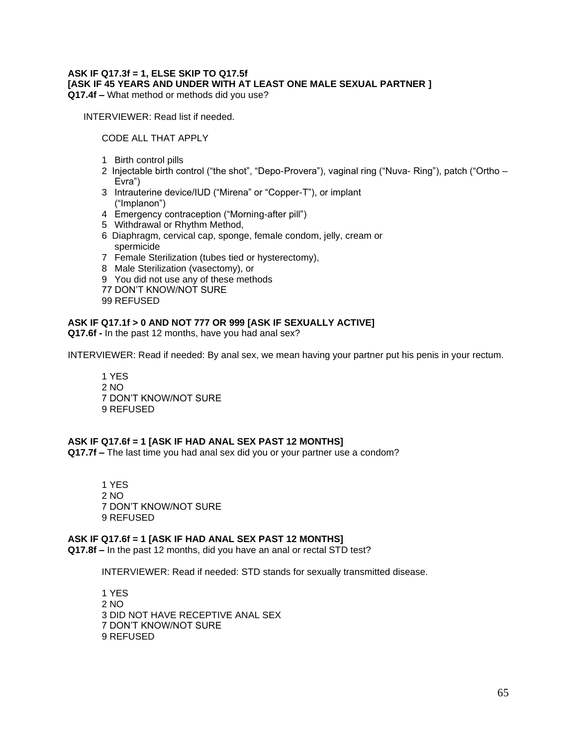**ASK IF Q17.3f = 1, ELSE SKIP TO Q17.5f**
**[ASK IF 45 YEARS AND UNDER WITH AT LEAST ONE MALE SEXUAL PARTNER ]**
**Q17.4f –** What method or methods did you use?

INTERVIEWER: Read list if needed.

CODE ALL THAT APPLY

1 Birth control pills
2 Injectable birth control (“the shot”, “Depo-Provera”), vaginal ring (“Nuva- Ring”), patch (“Ortho – Evra”)
3 Intrauterine device/IUD (“Mirena” or “Copper-T”), or implant (“Implanon”)
4 Emergency contraception (“Morning-after pill”)
5 Withdrawal or Rhythm Method,
6 Diaphragm, cervical cap, sponge, female condom, jelly, cream or spermicide
7 Female Sterilization (tubes tied or hysterectomy),
8 Male Sterilization (vasectomy), or
9 You did not use any of these methods
77 DON’T KNOW/NOT SURE
99 REFUSED

**ASK IF Q17.1f > 0 AND NOT 777 OR 999 [ASK IF SEXUALLY ACTIVE]**
**Q17.6f -** In the past 12 months, have you had anal sex?

INTERVIEWER: Read if needed: By anal sex, we mean having your partner put his penis in your rectum.

1 YES
2 NO
7 DON’T KNOW/NOT SURE
9 REFUSED

**ASK IF Q17.6f = 1 [ASK IF HAD ANAL SEX PAST 12 MONTHS]**
**Q17.7f –** The last time you had anal sex did you or your partner use a condom?

1 YES
2 NO
7 DON’T KNOW/NOT SURE
9 REFUSED

**ASK IF Q17.6f = 1 [ASK IF HAD ANAL SEX PAST 12 MONTHS]**
**Q17.8f –** In the past 12 months, did you have an anal or rectal STD test?

INTERVIEWER: Read if needed: STD stands for sexually transmitted disease.

1 YES
2 NO
3 DID NOT HAVE RECEPTIVE ANAL SEX
7 DON’T KNOW/NOT SURE
9 REFUSED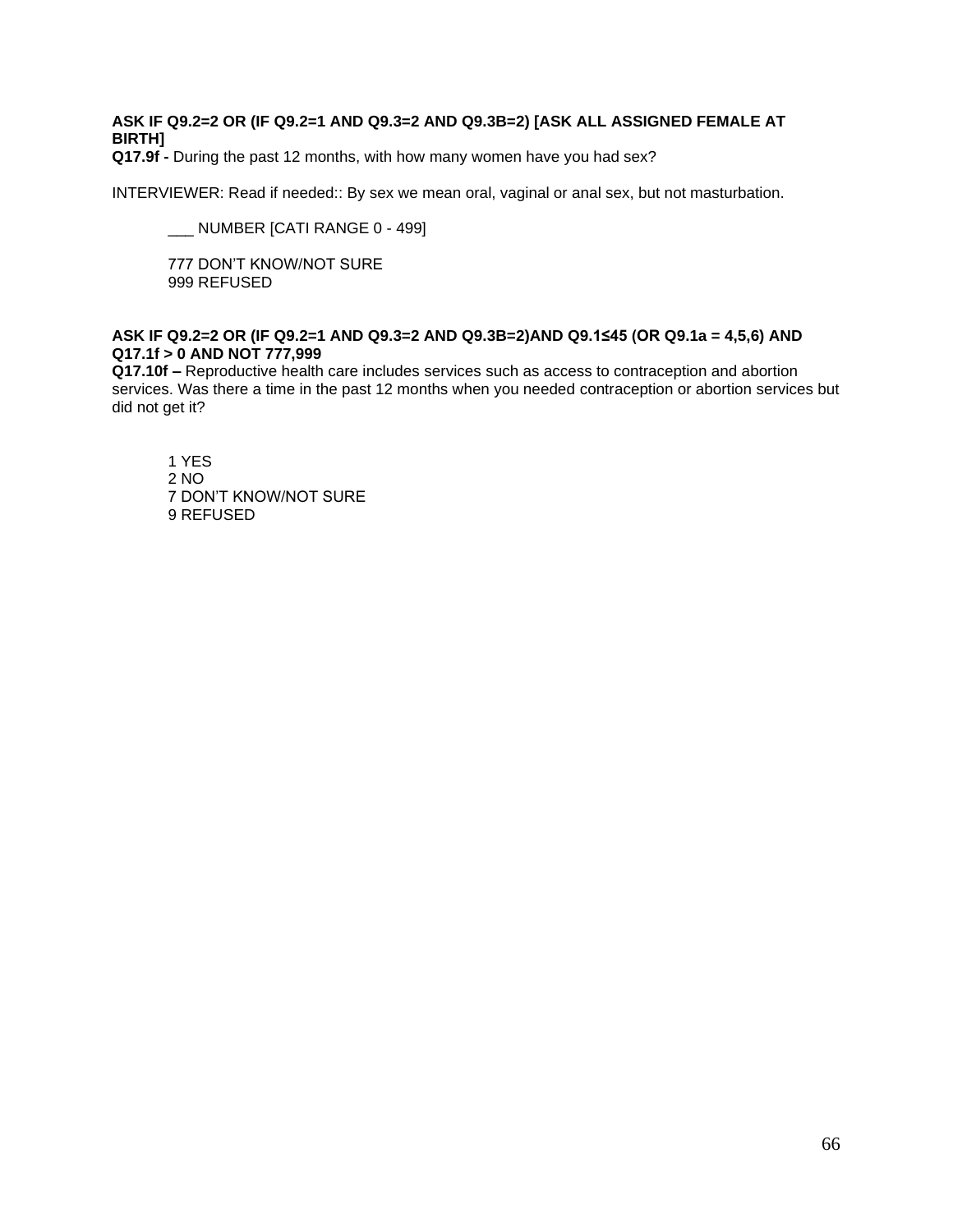**ASK IF Q9.2=2 OR (IF Q9.2=1 AND Q9.3=2 AND Q9.3B=2) [ASK ALL ASSIGNED FEMALE AT BIRTH]**
**Q17.9f -** During the past 12 months, with how many women have you had sex?

INTERVIEWER: Read if needed:: By sex we mean oral, vaginal or anal sex, but not masturbation.

___ NUMBER [CATI RANGE 0 - 499]

777 DON'T KNOW/NOT SURE
999 REFUSED

**ASK IF Q9.2=2 OR (IF Q9.2=1 AND Q9.3=2 AND Q9.3B=2)AND Q9.1≤45 (OR Q9.1a = 4,5,6) AND Q17.1f > 0 AND NOT 777,999**
**Q17.10f –** Reproductive health care includes services such as access to contraception and abortion services. Was there a time in the past 12 months when you needed contraception or abortion services but did not get it?

1 YES
2 NO
7 DON'T KNOW/NOT SURE
9 REFUSED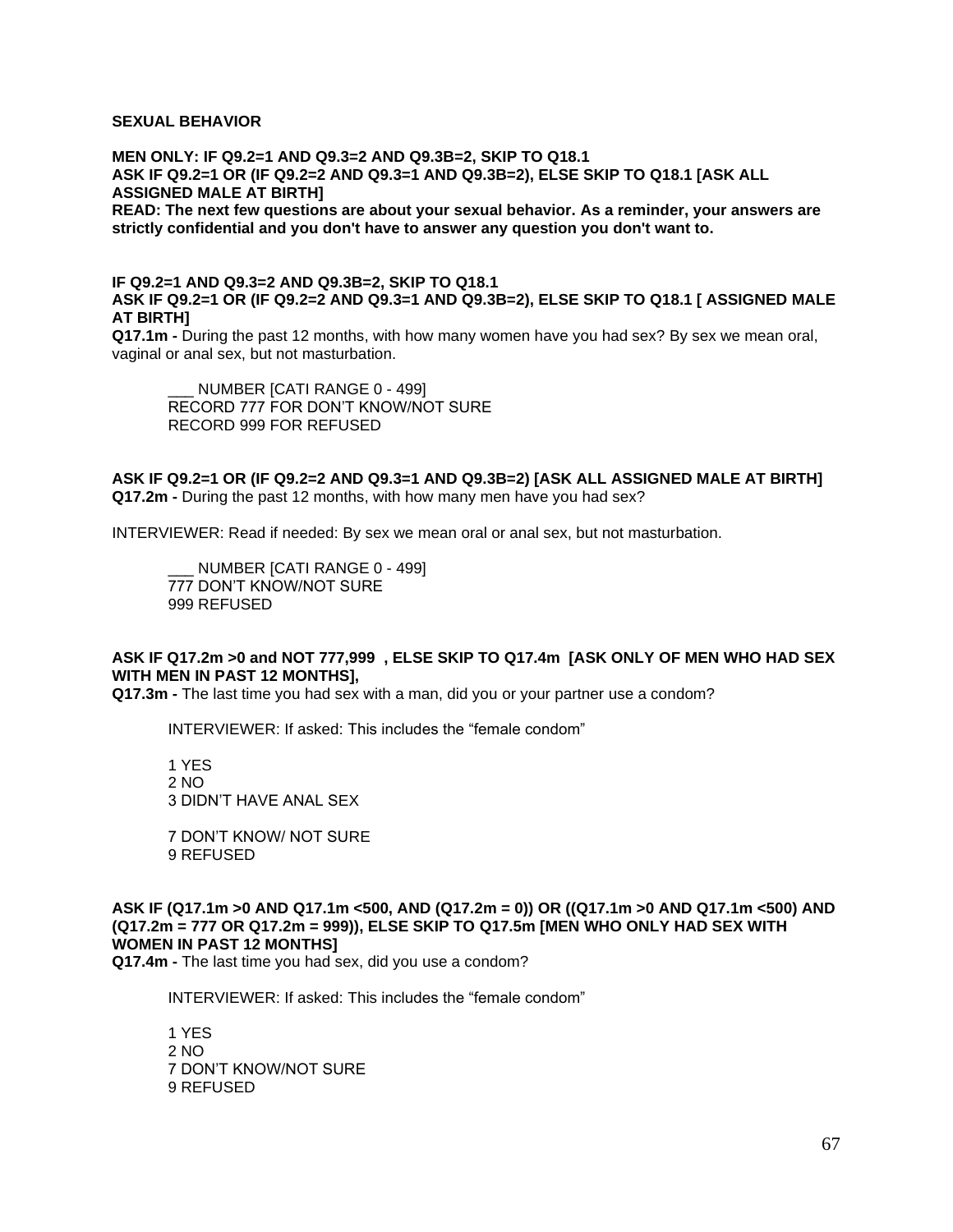**SEXUAL BEHAVIOR**

**MEN ONLY: IF Q9.2=1 AND Q9.3=2 AND Q9.3B=2, SKIP TO Q18.1**
**ASK IF Q9.2=1 OR (IF Q9.2=2 AND Q9.3=1 AND Q9.3B=2), ELSE SKIP TO Q18.1 [ASK ALL ASSIGNED MALE AT BIRTH]**
**READ: The next few questions are about your sexual behavior. As a reminder, your answers are strictly confidential and you don't have to answer any question you don't want to.**

**IF Q9.2=1 AND Q9.3=2 AND Q9.3B=2, SKIP TO Q18.1**
**ASK IF Q9.2=1 OR (IF Q9.2=2 AND Q9.3=1 AND Q9.3B=2), ELSE SKIP TO Q18.1 [ ASSIGNED MALE AT BIRTH]**
**Q17.1m -** During the past 12 months, with how many women have you had sex? By sex we mean oral, vaginal or anal sex, but not masturbation.

___ NUMBER [CATI RANGE 0 - 499]
RECORD 777 FOR DON'T KNOW/NOT SURE
RECORD 999 FOR REFUSED

**ASK IF Q9.2=1 OR (IF Q9.2=2 AND Q9.3=1 AND Q9.3B=2) [ASK ALL ASSIGNED MALE AT BIRTH]**
**Q17.2m -** During the past 12 months, with how many men have you had sex?

INTERVIEWER: Read if needed: By sex we mean oral or anal sex, but not masturbation.

___ NUMBER [CATI RANGE 0 - 499]
777 DON'T KNOW/NOT SURE
999 REFUSED

**ASK IF Q17.2m >0 and NOT 777,999 , ELSE SKIP TO Q17.4m [ASK ONLY OF MEN WHO HAD SEX WITH MEN IN PAST 12 MONTHS],**
**Q17.3m -** The last time you had sex with a man, did you or your partner use a condom?

INTERVIEWER: If asked: This includes the "female condom"

1 YES
2 NO
3 DIDN'T HAVE ANAL SEX

7 DON'T KNOW/ NOT SURE
9 REFUSED

**ASK IF (Q17.1m >0 AND Q17.1m <500, AND (Q17.2m = 0)) OR ((Q17.1m >0 AND Q17.1m <500) AND (Q17.2m = 777 OR Q17.2m = 999)), ELSE SKIP TO Q17.5m [MEN WHO ONLY HAD SEX WITH WOMEN IN PAST 12 MONTHS]**
**Q17.4m -** The last time you had sex, did you use a condom?

INTERVIEWER: If asked: This includes the "female condom"

1 YES
2 NO
7 DON'T KNOW/NOT SURE
9 REFUSED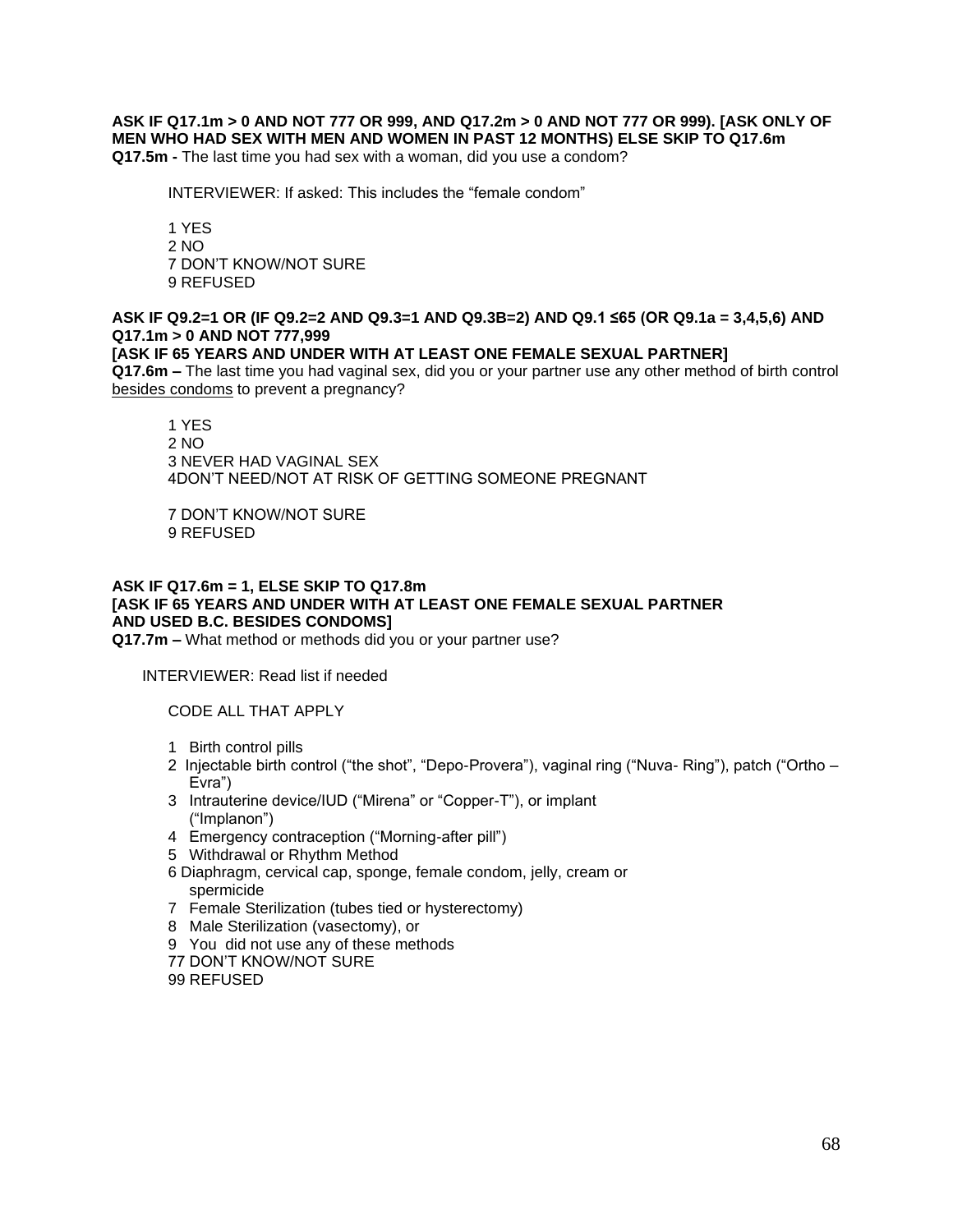**ASK IF Q17.1m > 0 AND NOT 777 OR 999, AND Q17.2m > 0 AND NOT 777 OR 999). [ASK ONLY OF MEN WHO HAD SEX WITH MEN AND WOMEN IN PAST 12 MONTHS) ELSE SKIP TO Q17.6m**
**Q17.5m -** The last time you had sex with a woman, did you use a condom?

INTERVIEWER: If asked: This includes the "female condom"

1 YES
2 NO
7 DON'T KNOW/NOT SURE
9 REFUSED

**ASK IF Q9.2=1 OR (IF Q9.2=2 AND Q9.3=1 AND Q9.3B=2) AND Q9.1 ≤65 (OR Q9.1a = 3,4,5,6) AND Q17.1m > 0 AND NOT 777,999**
**[ASK IF 65 YEARS AND UNDER WITH AT LEAST ONE FEMALE SEXUAL PARTNER]**
**Q17.6m –** The last time you had vaginal sex, did you or your partner use any other method of birth control besides condoms to prevent a pregnancy?

1 YES
2 NO
3 NEVER HAD VAGINAL SEX
4DON'T NEED/NOT AT RISK OF GETTING SOMEONE PREGNANT

7 DON'T KNOW/NOT SURE
9 REFUSED

**ASK IF Q17.6m = 1, ELSE SKIP TO Q17.8m**
**[ASK IF 65 YEARS AND UNDER WITH AT LEAST ONE FEMALE SEXUAL PARTNER AND USED B.C. BESIDES CONDOMS]**
**Q17.7m –** What method or methods did you or your partner use?

INTERVIEWER: Read list if needed

CODE ALL THAT APPLY

1 Birth control pills
2 Injectable birth control ("the shot", "Depo-Provera"), vaginal ring ("Nuva- Ring"), patch ("Ortho – Evra")
3 Intrauterine device/IUD ("Mirena" or "Copper-T"), or implant ("Implanon")
4 Emergency contraception ("Morning-after pill")
5 Withdrawal or Rhythm Method
6 Diaphragm, cervical cap, sponge, female condom, jelly, cream or spermicide
7 Female Sterilization (tubes tied or hysterectomy)
8 Male Sterilization (vasectomy), or
9 You did not use any of these methods
77 DON'T KNOW/NOT SURE
99 REFUSED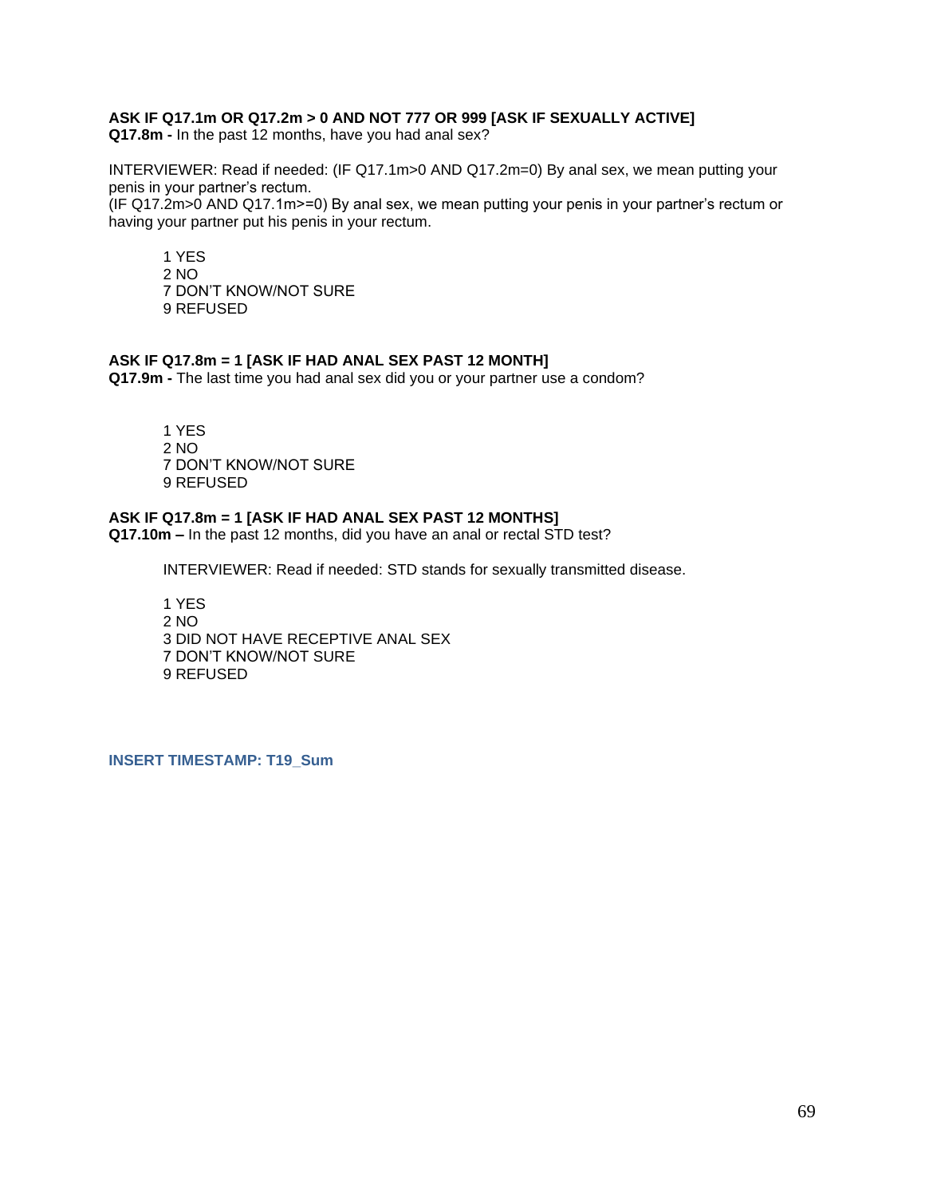**ASK IF Q17.1m OR Q17.2m > 0 AND NOT 777 OR 999 [ASK IF SEXUALLY ACTIVE]**
**Q17.8m -** In the past 12 months, have you had anal sex?

INTERVIEWER: Read if needed: (IF Q17.1m>0 AND Q17.2m=0) By anal sex, we mean putting your penis in your partner's rectum.
(IF Q17.2m>0 AND Q17.1m>=0) By anal sex, we mean putting your penis in your partner's rectum or having your partner put his penis in your rectum.

1 YES
2 NO
7 DON'T KNOW/NOT SURE
9 REFUSED

**ASK IF Q17.8m = 1 [ASK IF HAD ANAL SEX PAST 12 MONTH]**
**Q17.9m -** The last time you had anal sex did you or your partner use a condom?

1 YES
2 NO
7 DON'T KNOW/NOT SURE
9 REFUSED

**ASK IF Q17.8m = 1 [ASK IF HAD ANAL SEX PAST 12 MONTHS]**
**Q17.10m –** In the past 12 months, did you have an anal or rectal STD test?

INTERVIEWER: Read if needed: STD stands for sexually transmitted disease.

1 YES
2 NO
3 DID NOT HAVE RECEPTIVE ANAL SEX
7 DON'T KNOW/NOT SURE
9 REFUSED

**INSERT TIMESTAMP: T19_Sum**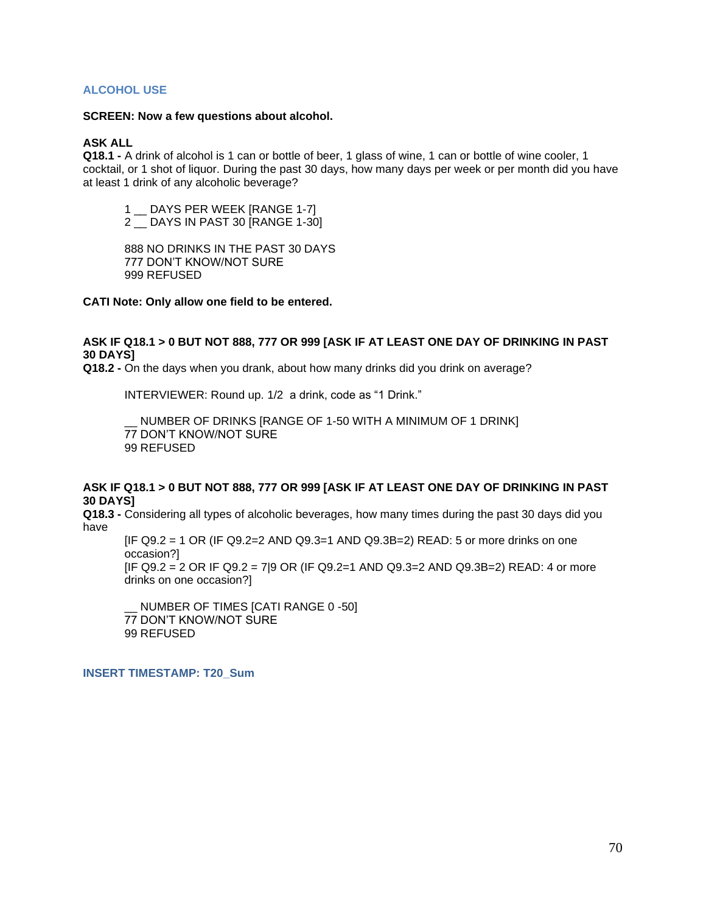## ALCOHOL USE

**SCREEN: Now a few questions about alcohol.**

**ASK ALL**
**Q18.1 -** A drink of alcohol is 1 can or bottle of beer, 1 glass of wine, 1 can or bottle of wine cooler, 1 cocktail, or 1 shot of liquor. During the past 30 days, how many days per week or per month did you have at least 1 drink of any alcoholic beverage?

1 __ DAYS PER WEEK [RANGE 1-7]
2 __ DAYS IN PAST 30 [RANGE 1-30]

888 NO DRINKS IN THE PAST 30 DAYS
777 DON'T KNOW/NOT SURE
999 REFUSED

**CATI Note: Only allow one field to be entered.**

**ASK IF Q18.1 > 0 BUT NOT 888, 777 OR 999 [ASK IF AT LEAST ONE DAY OF DRINKING IN PAST 30 DAYS]**
**Q18.2 -** On the days when you drank, about how many drinks did you drink on average?

INTERVIEWER: Round up. 1/2 a drink, code as "1 Drink."

__ NUMBER OF DRINKS [RANGE OF 1-50 WITH A MINIMUM OF 1 DRINK]
77 DON'T KNOW/NOT SURE
99 REFUSED

**ASK IF Q18.1 > 0 BUT NOT 888, 777 OR 999 [ASK IF AT LEAST ONE DAY OF DRINKING IN PAST 30 DAYS]**
**Q18.3 -** Considering all types of alcoholic beverages, how many times during the past 30 days did you have

[IF Q9.2 = 1 OR (IF Q9.2=2 AND Q9.3=1 AND Q9.3B=2) READ: 5 or more drinks on one occasion?]
[IF Q9.2 = 2 OR IF Q9.2 = 7|9 OR (IF Q9.2=1 AND Q9.3=2 AND Q9.3B=2) READ: 4 or more drinks on one occasion?]

__ NUMBER OF TIMES [CATI RANGE 0 -50]
77 DON'T KNOW/NOT SURE
99 REFUSED

**INSERT TIMESTAMP: T20_Sum**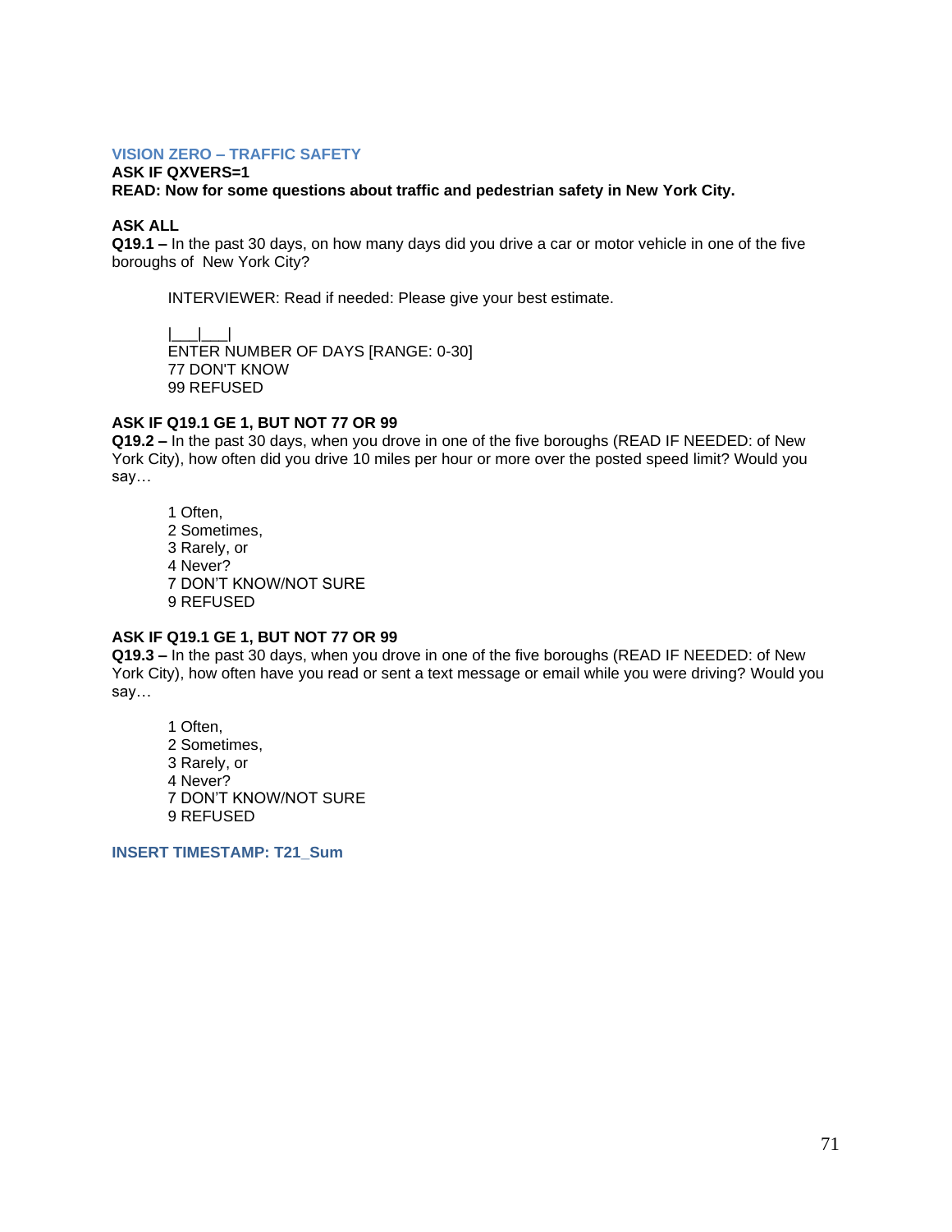## VISION ZERO – TRAFFIC SAFETY

**ASK IF QXVERS=1**
**READ: Now for some questions about traffic and pedestrian safety in New York City.**

**ASK ALL**
**Q19.1 –** In the past 30 days, on how many days did you drive a car or motor vehicle in one of the five boroughs of New York City?

> INTERVIEWER: Read if needed: Please give your best estimate.
>
> |___|___|
> ENTER NUMBER OF DAYS [RANGE: 0-30]
> 77 DON'T KNOW
> 99 REFUSED

**ASK IF Q19.1 GE 1, BUT NOT 77 OR 99**
**Q19.2 –** In the past 30 days, when you drove in one of the five boroughs (READ IF NEEDED: of New York City), how often did you drive 10 miles per hour or more over the posted speed limit? Would you say…

> 1 Often,
> 2 Sometimes,
> 3 Rarely, or
> 4 Never?
> 7 DON'T KNOW/NOT SURE
> 9 REFUSED

**ASK IF Q19.1 GE 1, BUT NOT 77 OR 99**
**Q19.3 –** In the past 30 days, when you drove in one of the five boroughs (READ IF NEEDED: of New York City), how often have you read or sent a text message or email while you were driving? Would you say…

> 1 Often,
> 2 Sometimes,
> 3 Rarely, or
> 4 Never?
> 7 DON'T KNOW/NOT SURE
> 9 REFUSED

**INSERT TIMESTAMP: T21_Sum**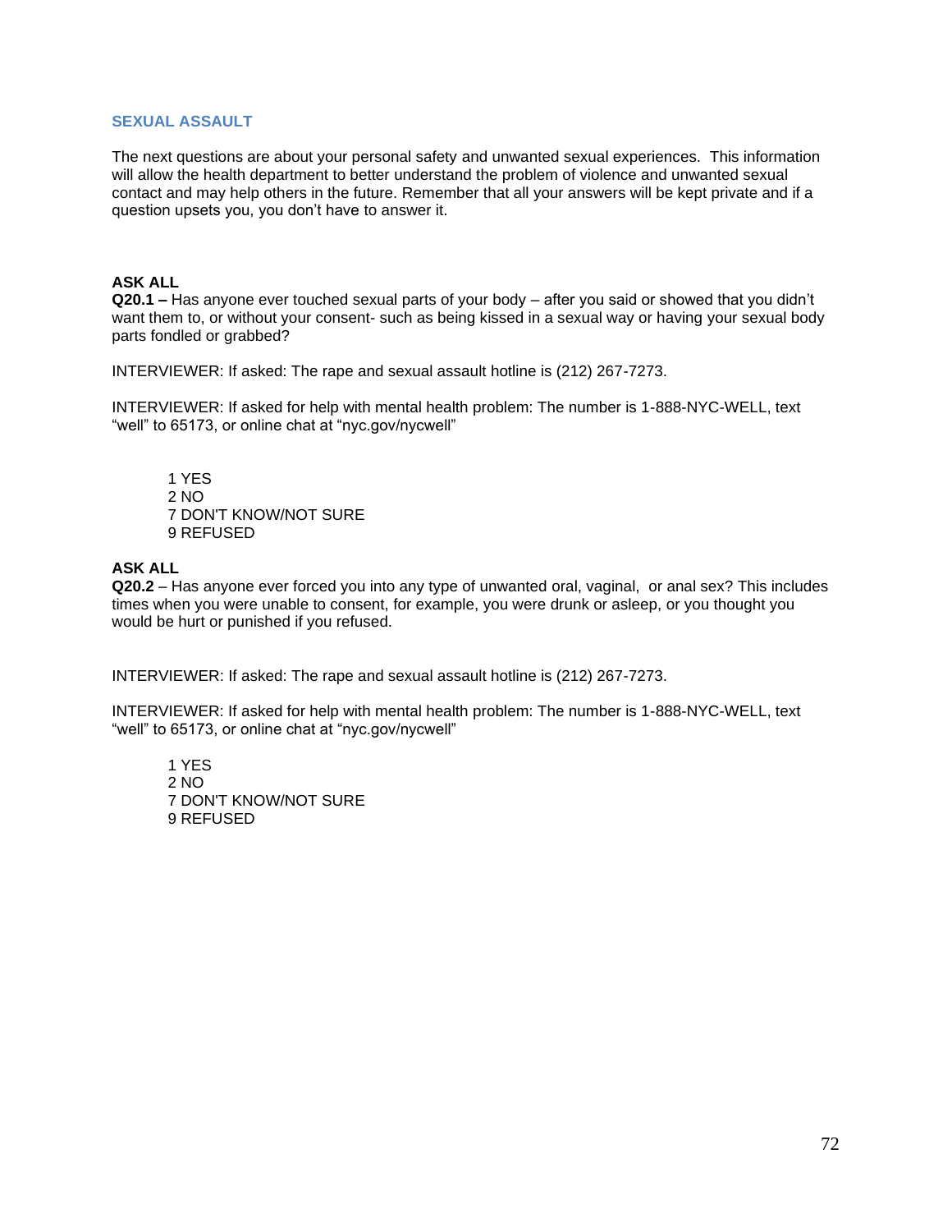## SEXUAL ASSAULT

The next questions are about your personal safety and unwanted sexual experiences. This information will allow the health department to better understand the problem of violence and unwanted sexual contact and may help others in the future. Remember that all your answers will be kept private and if a question upsets you, you don't have to answer it.

**ASK ALL**
**Q20.1 –** Has anyone ever touched sexual parts of your body – after you said or showed that you didn't want them to, or without your consent- such as being kissed in a sexual way or having your sexual body parts fondled or grabbed?

INTERVIEWER: If asked: The rape and sexual assault hotline is (212) 267-7273.

INTERVIEWER: If asked for help with mental health problem: The number is 1-888-NYC-WELL, text "well" to 65173, or online chat at "nyc.gov/nycwell"

1 YES
2 NO
7 DON'T KNOW/NOT SURE
9 REFUSED

**ASK ALL**
**Q20.2** – Has anyone ever forced you into any type of unwanted oral, vaginal, or anal sex? This includes times when you were unable to consent, for example, you were drunk or asleep, or you thought you would be hurt or punished if you refused.

INTERVIEWER: If asked: The rape and sexual assault hotline is (212) 267-7273.

INTERVIEWER: If asked for help with mental health problem: The number is 1-888-NYC-WELL, text "well" to 65173, or online chat at "nyc.gov/nycwell"

1 YES
2 NO
7 DON'T KNOW/NOT SURE
9 REFUSED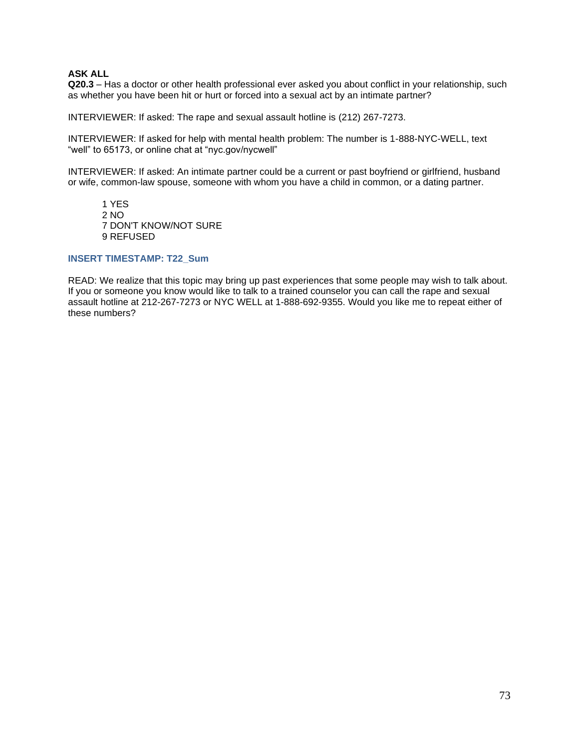**ASK ALL**
**Q20.3** – Has a doctor or other health professional ever asked you about conflict in your relationship, such as whether you have been hit or hurt or forced into a sexual act by an intimate partner?

INTERVIEWER: If asked: The rape and sexual assault hotline is (212) 267-7273.

INTERVIEWER: If asked for help with mental health problem: The number is 1-888-NYC-WELL, text "well" to 65173, or online chat at "nyc.gov/nycwell"

INTERVIEWER: If asked: An intimate partner could be a current or past boyfriend or girlfriend, husband or wife, common-law spouse, someone with whom you have a child in common, or a dating partner.

1 YES
2 NO
7 DON'T KNOW/NOT SURE
9 REFUSED

**INSERT TIMESTAMP: T22_Sum**

READ: We realize that this topic may bring up past experiences that some people may wish to talk about. If you or someone you know would like to talk to a trained counselor you can call the rape and sexual assault hotline at 212-267-7273 or NYC WELL at 1-888-692-9355. Would you like me to repeat either of these numbers?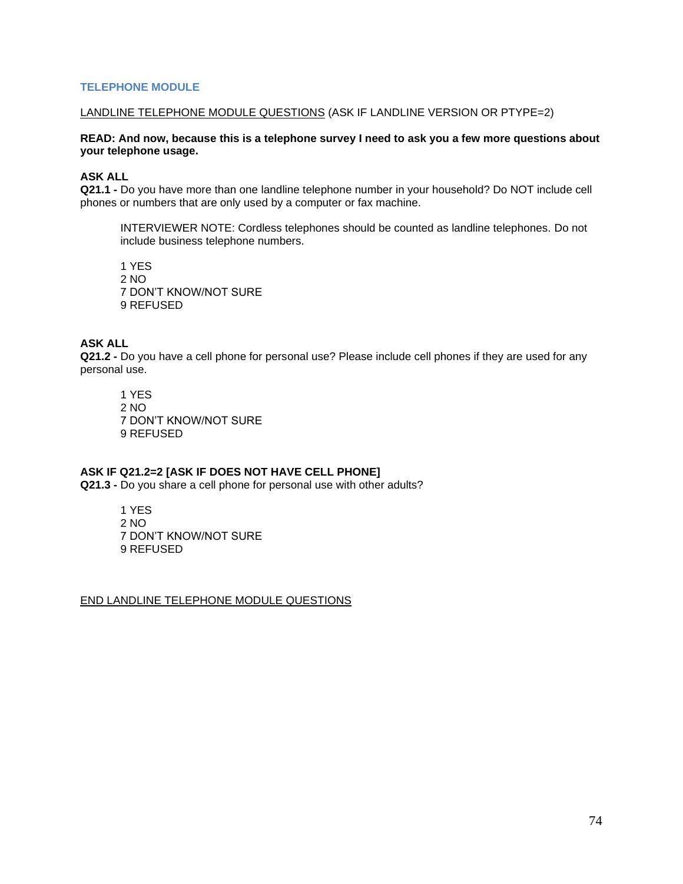## TELEPHONE MODULE

<u>LANDLINE TELEPHONE MODULE QUESTIONS</u> (ASK IF LANDLINE VERSION OR PTYPE=2)

**READ: And now, because this is a telephone survey I need to ask you a few more questions about your telephone usage.**

**ASK ALL**
**Q21.1 -** Do you have more than one landline telephone number in your household? Do NOT include cell phones or numbers that are only used by a computer or fax machine.

> INTERVIEWER NOTE: Cordless telephones should be counted as landline telephones. Do not include business telephone numbers.
>
> 1 YES
> 2 NO
> 7 DON'T KNOW/NOT SURE
> 9 REFUSED

**ASK ALL**
**Q21.2 -** Do you have a cell phone for personal use? Please include cell phones if they are used for any personal use.

> 1 YES
> 2 NO
> 7 DON'T KNOW/NOT SURE
> 9 REFUSED

**ASK IF Q21.2=2 [ASK IF DOES NOT HAVE CELL PHONE]**
**Q21.3 -** Do you share a cell phone for personal use with other adults?

> 1 YES
> 2 NO
> 7 DON'T KNOW/NOT SURE
> 9 REFUSED

<u>END LANDLINE TELEPHONE MODULE QUESTIONS</u>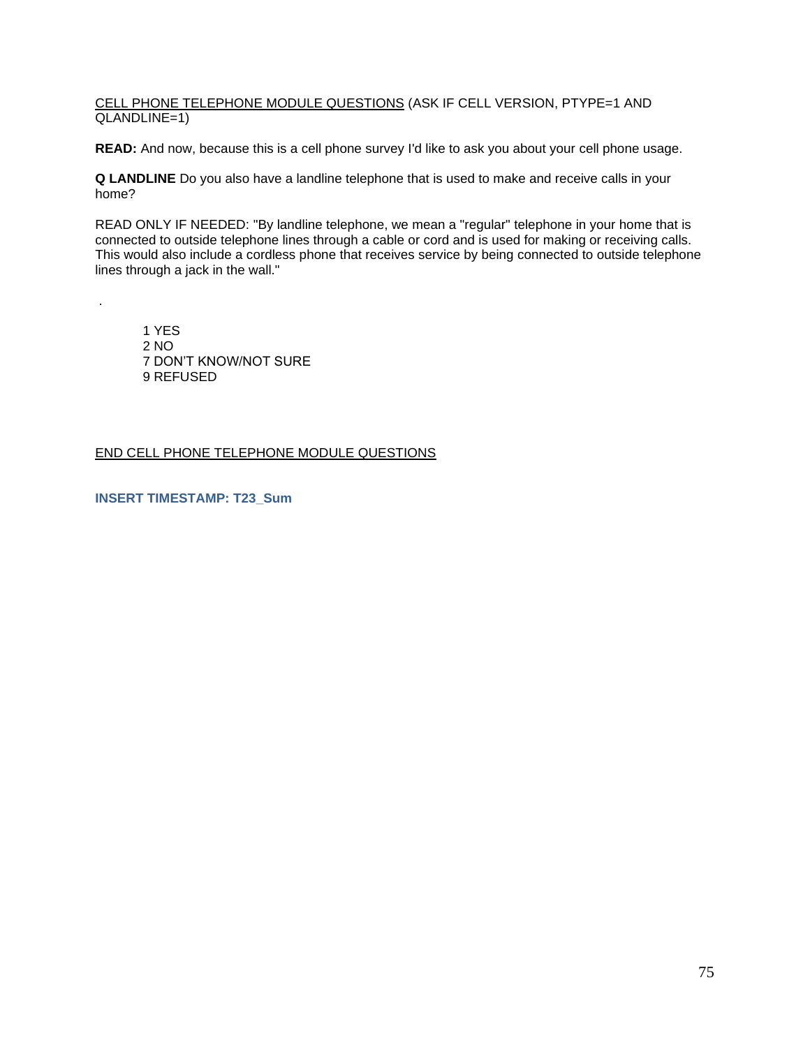<u>CELL PHONE TELEPHONE MODULE QUESTIONS</u> (ASK IF CELL VERSION, PTYPE=1 AND QLANDLINE=1)

**READ:** And now, because this is a cell phone survey I'd like to ask you about your cell phone usage.

**Q LANDLINE** Do you also have a landline telephone that is used to make and receive calls in your home?

READ ONLY IF NEEDED: "By landline telephone, we mean a "regular" telephone in your home that is connected to outside telephone lines through a cable or cord and is used for making or receiving calls. This would also include a cordless phone that receives service by being connected to outside telephone lines through a jack in the wall."

.

1 YES
2 NO
7 DON'T KNOW/NOT SURE
9 REFUSED

<u>END CELL PHONE TELEPHONE MODULE QUESTIONS</u>

**INSERT TIMESTAMP: T23_Sum**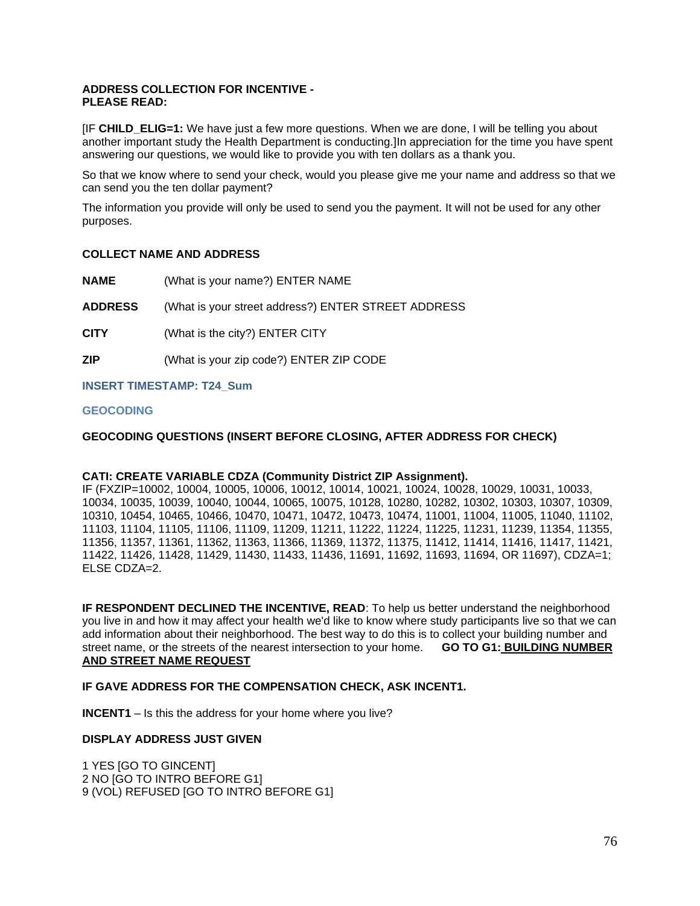**ADDRESS COLLECTION FOR INCENTIVE - PLEASE READ:**

[IF **CHILD_ELIG=1:** We have just a few more questions. When we are done, I will be telling you about another important study the Health Department is conducting.]In appreciation for the time you have spent answering our questions, we would like to provide you with ten dollars as a thank you.

So that we know where to send your check, would you please give me your name and address so that we can send you the ten dollar payment?

The information you provide will only be used to send you the payment. It will not be used for any other purposes.

**COLLECT NAME AND ADDRESS**

**NAME** (What is your name?) ENTER NAME

**ADDRESS** (What is your street address?) ENTER STREET ADDRESS

**CITY** (What is the city?) ENTER CITY

**ZIP** (What is your zip code?) ENTER ZIP CODE

**INSERT TIMESTAMP: T24_Sum**

**GEOCODING**

**GEOCODING QUESTIONS (INSERT BEFORE CLOSING, AFTER ADDRESS FOR CHECK)**

**CATI: CREATE VARIABLE CDZA (Community District ZIP Assignment).**
IF (FXZIP=10002, 10004, 10005, 10006, 10012, 10014, 10021, 10024, 10028, 10029, 10031, 10033, 10034, 10035, 10039, 10040, 10044, 10065, 10075, 10128, 10280, 10282, 10302, 10303, 10307, 10309, 10310, 10454, 10465, 10466, 10470, 10471, 10472, 10473, 10474, 11001, 11004, 11005, 11040, 11102, 11103, 11104, 11105, 11106, 11109, 11209, 11211, 11222, 11224, 11225, 11231, 11239, 11354, 11355, 11356, 11357, 11361, 11362, 11363, 11366, 11369, 11372, 11375, 11412, 11414, 11416, 11417, 11421, 11422, 11426, 11428, 11429, 11430, 11433, 11436, 11691, 11692, 11693, 11694, OR 11697), CDZA=1; ELSE CDZA=2.

**IF RESPONDENT DECLINED THE INCENTIVE, READ**: To help us better understand the neighborhood you live in and how it may affect your health we'd like to know where study participants live so that we can add information about their neighborhood. The best way to do this is to collect your building number and street name, or the streets of the nearest intersection to your home. **GO TO G1: BUILDING NUMBER AND STREET NAME REQUEST**

**IF GAVE ADDRESS FOR THE COMPENSATION CHECK, ASK INCENT1.**

**INCENT1** – Is this the address for your home where you live?

**DISPLAY ADDRESS JUST GIVEN**

1 YES [GO TO GINCENT]
2 NO [GO TO INTRO BEFORE G1]
9 (VOL) REFUSED [GO TO INTRO BEFORE G1]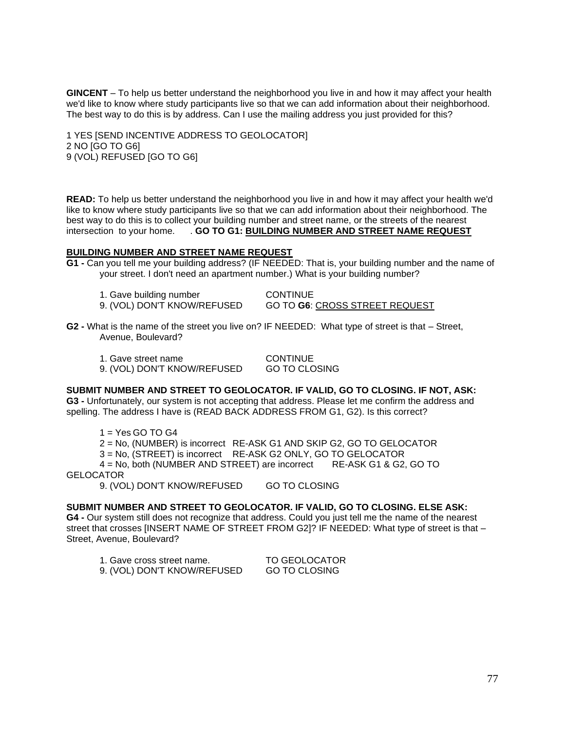**GINCENT** – To help us better understand the neighborhood you live in and how it may affect your health we'd like to know where study participants live so that we can add information about their neighborhood. The best way to do this is by address. Can I use the mailing address you just provided for this?

1 YES [SEND INCENTIVE ADDRESS TO GEOLOCATOR]
2 NO [GO TO G6]
9 (VOL) REFUSED [GO TO G6]

**READ:** To help us better understand the neighborhood you live in and how it may affect your health we'd like to know where study participants live so that we can add information about their neighborhood. The best way to do this is to collect your building number and street name, or the streets of the nearest intersection to your home. . **GO TO G1: BUILDING NUMBER AND STREET NAME REQUEST**

**BUILDING NUMBER AND STREET NAME REQUEST**

**G1 -** Can you tell me your building address? (IF NEEDED: That is, your building number and the name of your street. I don't need an apartment number.) What is your building number?

1. Gave building number CONTINUE
9. (VOL) DON'T KNOW/REFUSED GO TO **G6**: CROSS STREET REQUEST

**G2 -** What is the name of the street you live on? IF NEEDED: What type of street is that – Street, Avenue, Boulevard?

1. Gave street name CONTINUE
9. (VOL) DON'T KNOW/REFUSED GO TO CLOSING

**SUBMIT NUMBER AND STREET TO GEOLOCATOR. IF VALID, GO TO CLOSING. IF NOT, ASK:**
**G3 -** Unfortunately, our system is not accepting that address. Please let me confirm the address and spelling. The address I have is (READ BACK ADDRESS FROM G1, G2). Is this correct?

1 = Yes GO TO G4
2 = No, (NUMBER) is incorrect RE-ASK G1 AND SKIP G2, GO TO GELOCATOR
3 = No, (STREET) is incorrect RE-ASK G2 ONLY, GO TO GELOCATOR
4 = No, both (NUMBER AND STREET) are incorrect RE-ASK G1 & G2, GO TO GELOCATOR
9. (VOL) DON'T KNOW/REFUSED GO TO CLOSING

**SUBMIT NUMBER AND STREET TO GEOLOCATOR. IF VALID, GO TO CLOSING. ELSE ASK:**
**G4 -** Our system still does not recognize that address. Could you just tell me the name of the nearest street that crosses [INSERT NAME OF STREET FROM G2]? IF NEEDED: What type of street is that – Street, Avenue, Boulevard?

1. Gave cross street name. TO GEOLOCATOR
9. (VOL) DON'T KNOW/REFUSED GO TO CLOSING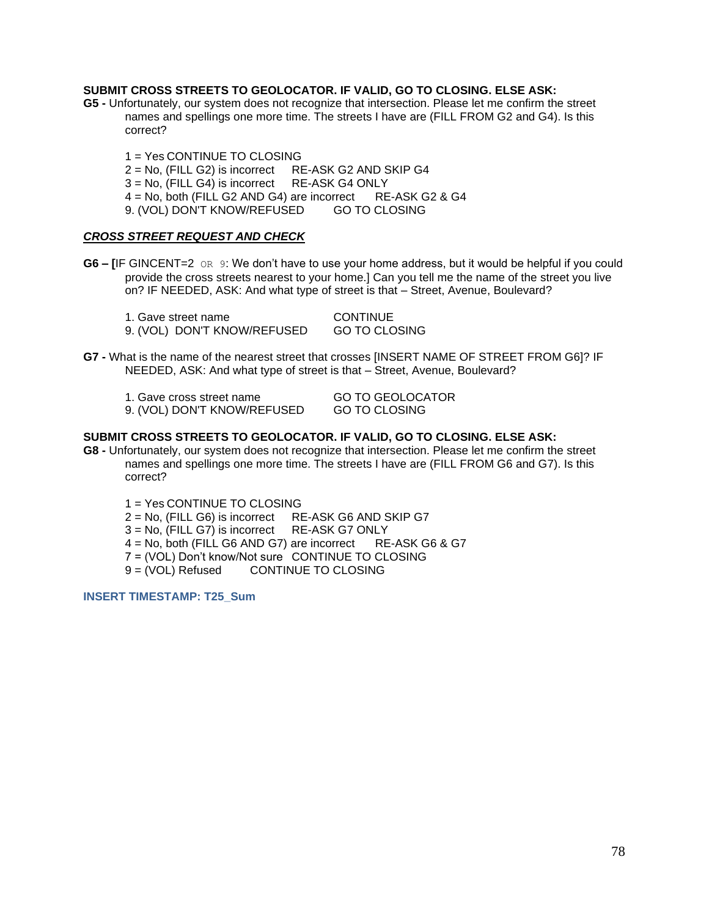**SUBMIT CROSS STREETS TO GEOLOCATOR. IF VALID, GO TO CLOSING. ELSE ASK:**

**G5 -** Unfortunately, our system does not recognize that intersection. Please let me confirm the street names and spellings one more time. The streets I have are (FILL FROM G2 and G4). Is this correct?

1 = Yes CONTINUE TO CLOSING
2 = No, (FILL G2) is incorrect RE-ASK G2 AND SKIP G4
3 = No, (FILL G4) is incorrect RE-ASK G4 ONLY
4 = No, both (FILL G2 AND G4) are incorrect RE-ASK G2 & G4
9. (VOL) DON'T KNOW/REFUSED GO TO CLOSING

***CROSS STREET REQUEST AND CHECK***

**G6 – [**IF GINCENT=2 OR 9: We don't have to use your home address, but it would be helpful if you could provide the cross streets nearest to your home.] Can you tell me the name of the street you live on? IF NEEDED, ASK: And what type of street is that – Street, Avenue, Boulevard?

1. Gave street name CONTINUE
9. (VOL) DON'T KNOW/REFUSED GO TO CLOSING

**G7 -** What is the name of the nearest street that crosses [INSERT NAME OF STREET FROM G6]? IF NEEDED, ASK: And what type of street is that – Street, Avenue, Boulevard?

1. Gave cross street name GO TO GEOLOCATOR
9. (VOL) DON'T KNOW/REFUSED GO TO CLOSING

**SUBMIT CROSS STREETS TO GEOLOCATOR. IF VALID, GO TO CLOSING. ELSE ASK:**

**G8 -** Unfortunately, our system does not recognize that intersection. Please let me confirm the street names and spellings one more time. The streets I have are (FILL FROM G6 and G7). Is this correct?

1 = Yes CONTINUE TO CLOSING
2 = No, (FILL G6) is incorrect RE-ASK G6 AND SKIP G7
3 = No, (FILL G7) is incorrect RE-ASK G7 ONLY
4 = No, both (FILL G6 AND G7) are incorrect RE-ASK G6 & G7
7 = (VOL) Don't know/Not sure CONTINUE TO CLOSING
9 = (VOL) Refused CONTINUE TO CLOSING

**INSERT TIMESTAMP: T25_Sum**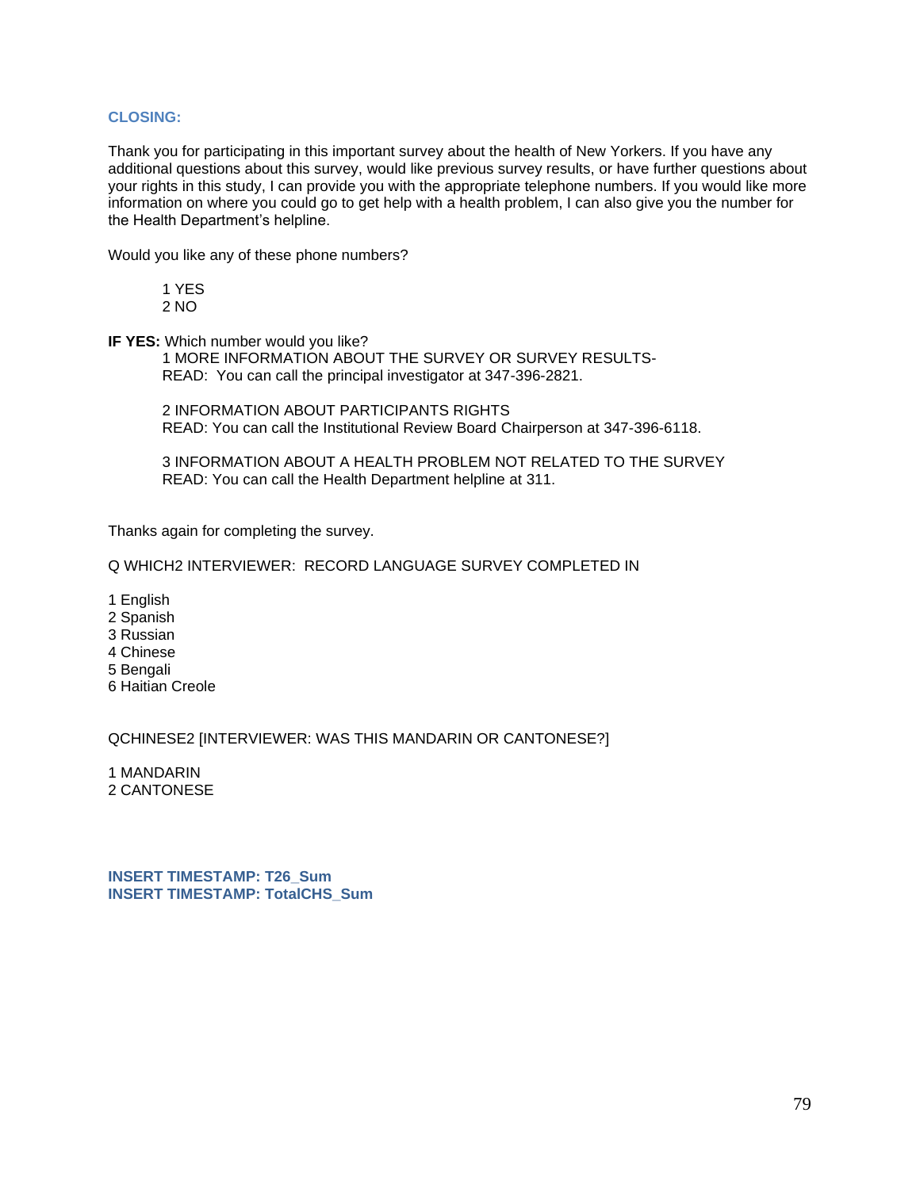## CLOSING:

Thank you for participating in this important survey about the health of New Yorkers. If you have any additional questions about this survey, would like previous survey results, or have further questions about your rights in this study, I can provide you with the appropriate telephone numbers. If you would like more information on where you could go to get help with a health problem, I can also give you the number for the Health Department's helpline.

Would you like any of these phone numbers?

1 YES
2 NO

**IF YES:** Which number would you like?

1 MORE INFORMATION ABOUT THE SURVEY OR SURVEY RESULTS-
READ: You can call the principal investigator at 347-396-2821.

2 INFORMATION ABOUT PARTICIPANTS RIGHTS
READ: You can call the Institutional Review Board Chairperson at 347-396-6118.

3 INFORMATION ABOUT A HEALTH PROBLEM NOT RELATED TO THE SURVEY
READ: You can call the Health Department helpline at 311.

Thanks again for completing the survey.

Q WHICH2 INTERVIEWER: RECORD LANGUAGE SURVEY COMPLETED IN

1 English
2 Spanish
3 Russian
4 Chinese
5 Bengali
6 Haitian Creole

QCHINESE2 [INTERVIEWER: WAS THIS MANDARIN OR CANTONESE?]

1 MANDARIN
2 CANTONESE

**INSERT TIMESTAMP: T26_Sum**
**INSERT TIMESTAMP: TotalCHS_Sum**